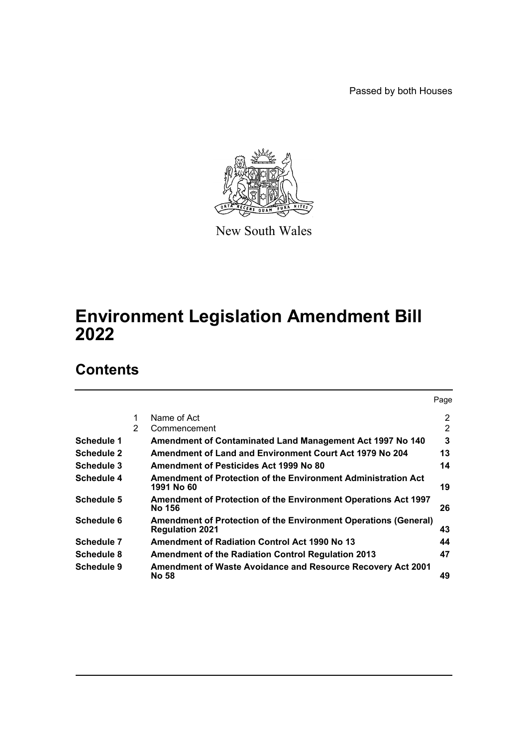Passed by both Houses

New South Wales

# Environment Legislation Amendment Bill 2022

## Contents

| | | | Page |
|---|---|---|---|
| | 1 | Name of Act | 2 |
| | 2 | Commencement | 2 |
| **Schedule 1** | | **Amendment of Contaminated Land Management Act 1997 No 140** | **3** |
| **Schedule 2** | | **Amendment of Land and Environment Court Act 1979 No 204** | **13** |
| **Schedule 3** | | **Amendment of Pesticides Act 1999 No 80** | **14** |
| **Schedule 4** | | **Amendment of Protection of the Environment Administration Act 1991 No 60** | **19** |
| **Schedule 5** | | **Amendment of Protection of the Environment Operations Act 1997 No 156** | **26** |
| **Schedule 6** | | **Amendment of Protection of the Environment Operations (General) Regulation 2021** | **43** |
| **Schedule 7** | | **Amendment of Radiation Control Act 1990 No 13** | **44** |
| **Schedule 8** | | **Amendment of the Radiation Control Regulation 2013** | **47** |
| **Schedule 9** | | **Amendment of Waste Avoidance and Resource Recovery Act 2001 No 58** | **49** |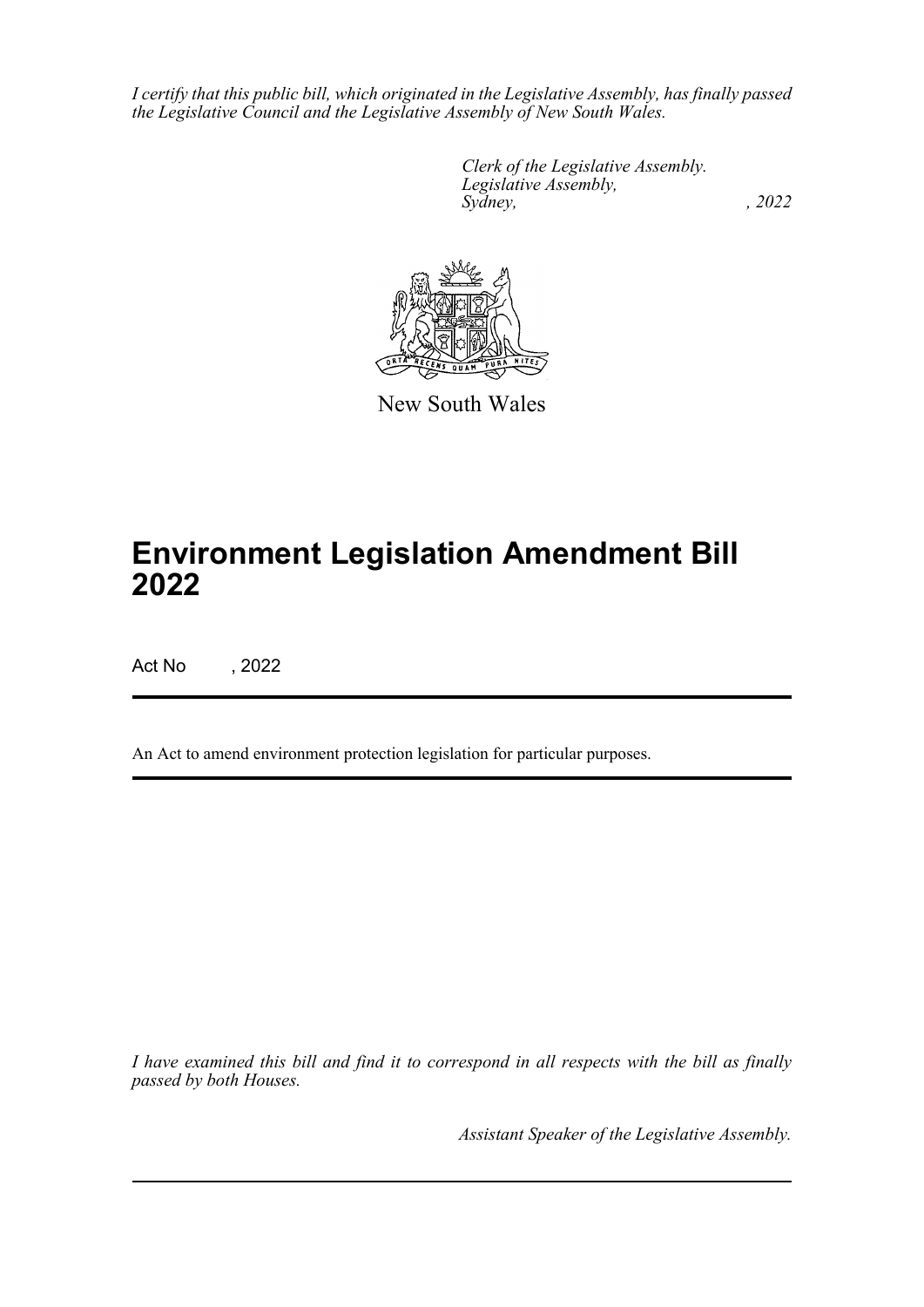*I certify that this public bill, which originated in the Legislative Assembly, has finally passed the Legislative Council and the Legislative Assembly of New South Wales.*

*Clerk of the Legislative Assembly.*
*Legislative Assembly,*
*Sydney, , 2022*

New South Wales

# Environment Legislation Amendment Bill 2022

Act No , 2022

An Act to amend environment protection legislation for particular purposes.

*I have examined this bill and find it to correspond in all respects with the bill as finally passed by both Houses.*

*Assistant Speaker of the Legislative Assembly.*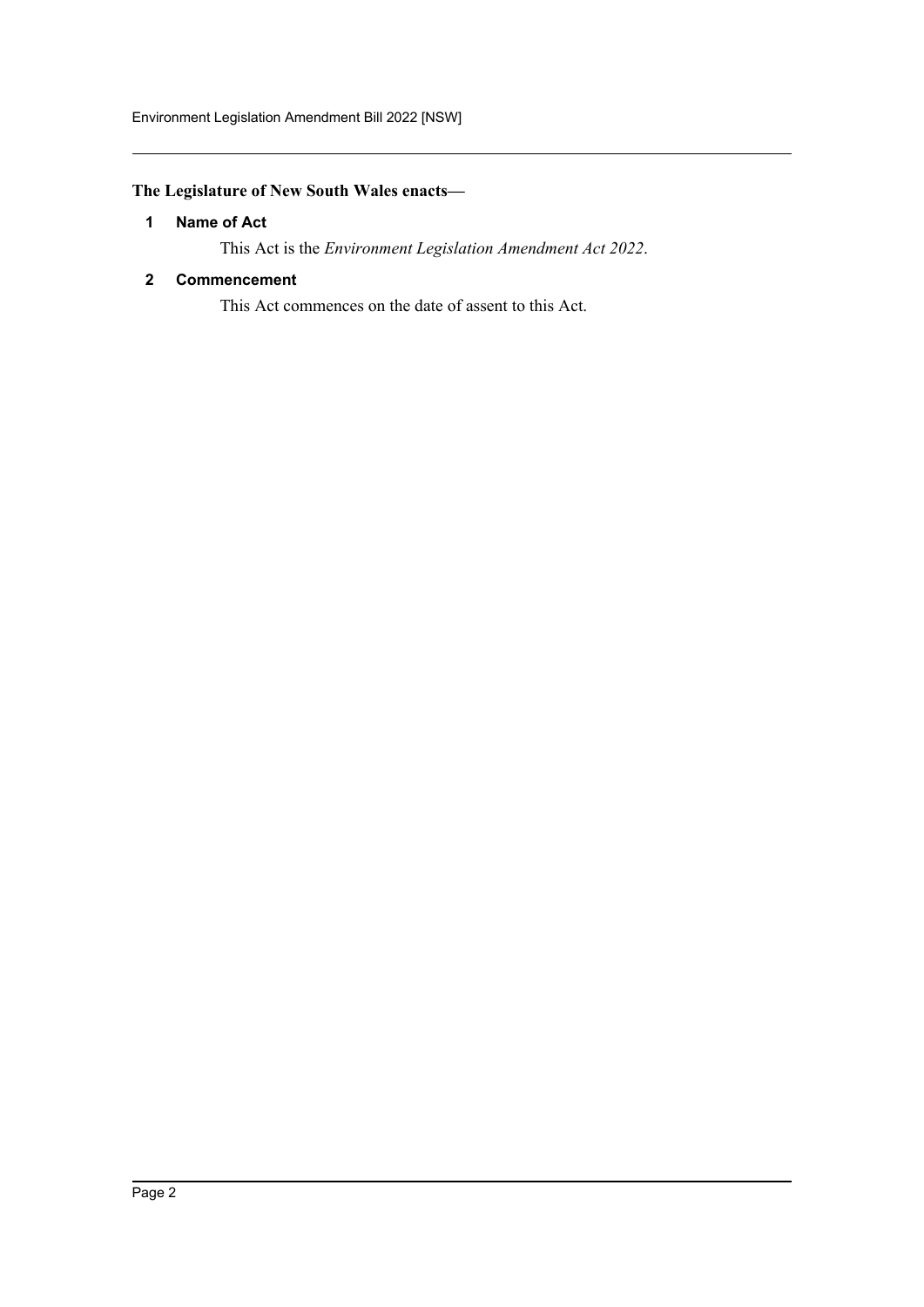**The Legislature of New South Wales enacts—**

### 1 Name of Act

This Act is the *Environment Legislation Amendment Act 2022*.

### 2 Commencement

This Act commences on the date of assent to this Act.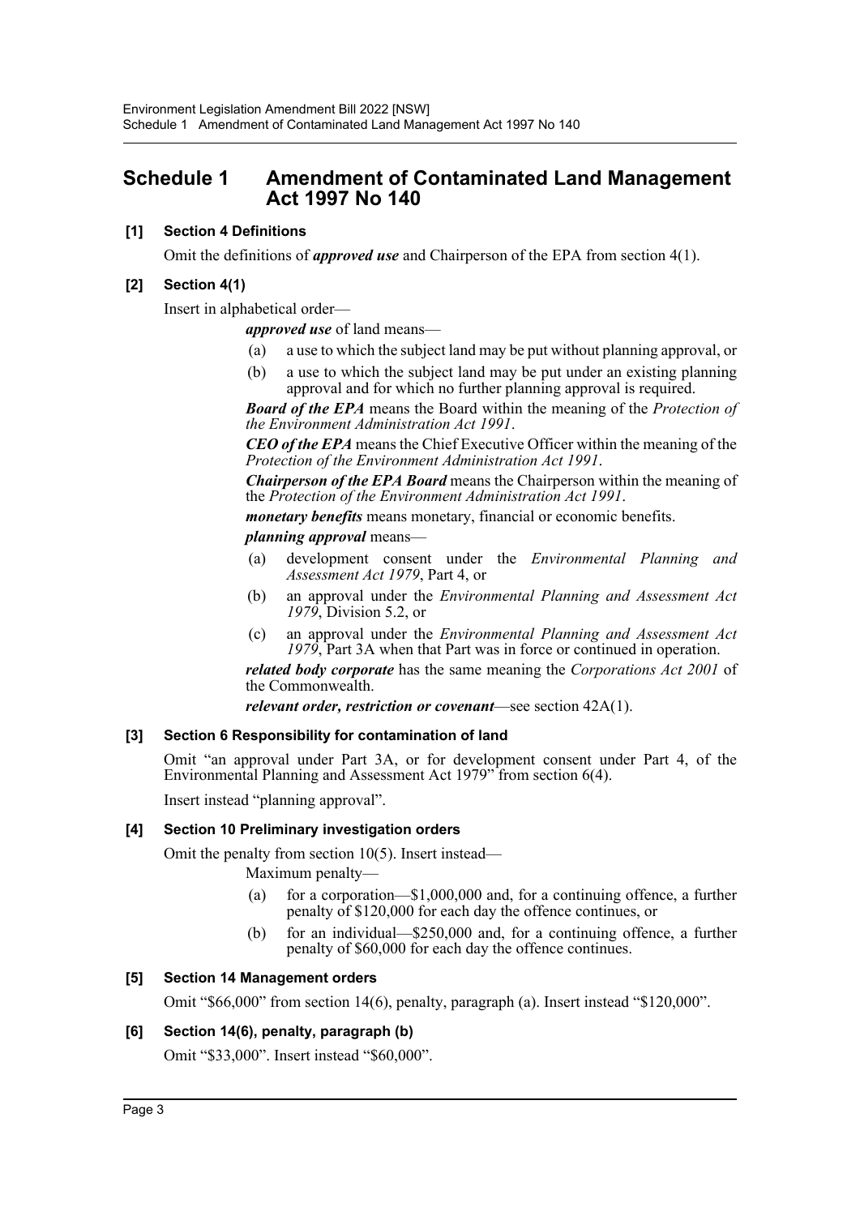# Schedule 1 Amendment of Contaminated Land Management Act 1997 No 140

### [1] Section 4 Definitions

Omit the definitions of ***approved use*** and Chairperson of the EPA from section 4(1).

### [2] Section 4(1)

Insert in alphabetical order—

***approved use*** of land means—

(a) a use to which the subject land may be put without planning approval, or

(b) a use to which the subject land may be put under an existing planning approval and for which no further planning approval is required.

***Board of the EPA*** means the Board within the meaning of the *Protection of the Environment Administration Act 1991*.

***CEO of the EPA*** means the Chief Executive Officer within the meaning of the *Protection of the Environment Administration Act 1991*.

***Chairperson of the EPA Board*** means the Chairperson within the meaning of the *Protection of the Environment Administration Act 1991*.

***monetary benefits*** means monetary, financial or economic benefits.

***planning approval*** means—

(a) development consent under the *Environmental Planning and Assessment Act 1979*, Part 4, or

(b) an approval under the *Environmental Planning and Assessment Act 1979*, Division 5.2, or

(c) an approval under the *Environmental Planning and Assessment Act 1979*, Part 3A when that Part was in force or continued in operation.

***related body corporate*** has the same meaning the *Corporations Act 2001* of the Commonwealth.

***relevant order, restriction or covenant***—see section 42A(1).

### [3] Section 6 Responsibility for contamination of land

Omit "an approval under Part 3A, or for development consent under Part 4, of the Environmental Planning and Assessment Act 1979" from section 6(4).

Insert instead "planning approval".

### [4] Section 10 Preliminary investigation orders

Omit the penalty from section 10(5). Insert instead—

Maximum penalty—

(a) for a corporation—$1,000,000 and, for a continuing offence, a further penalty of $120,000 for each day the offence continues, or

(b) for an individual—$250,000 and, for a continuing offence, a further penalty of $60,000 for each day the offence continues.

### [5] Section 14 Management orders

Omit "$66,000" from section 14(6), penalty, paragraph (a). Insert instead "$120,000".

### [6] Section 14(6), penalty, paragraph (b)

Omit "$33,000". Insert instead "$60,000".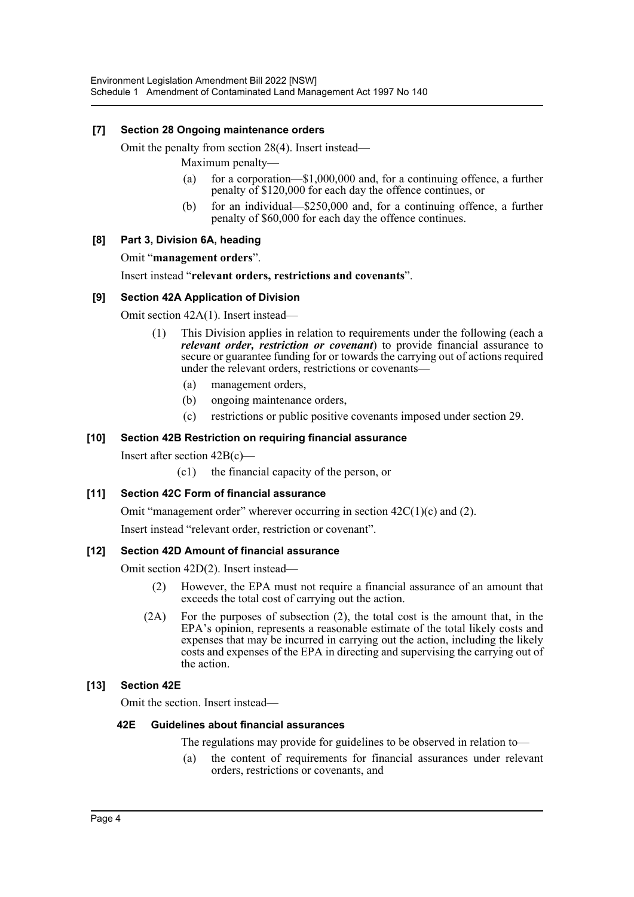### [7] Section 28 Ongoing maintenance orders

Omit the penalty from section 28(4). Insert instead—

Maximum penalty—

(a) for a corporation—$1,000,000 and, for a continuing offence, a further penalty of $120,000 for each day the offence continues, or

(b) for an individual—$250,000 and, for a continuing offence, a further penalty of $60,000 for each day the offence continues.

### [8] Part 3, Division 6A, heading

Omit "**management orders**".

Insert instead "**relevant orders, restrictions and covenants**".

### [9] Section 42A Application of Division

Omit section 42A(1). Insert instead—

(1) This Division applies in relation to requirements under the following (each a ***relevant order, restriction or covenant***) to provide financial assurance to secure or guarantee funding for or towards the carrying out of actions required under the relevant orders, restrictions or covenants—

(a) management orders,

(b) ongoing maintenance orders,

(c) restrictions or public positive covenants imposed under section 29.

### [10] Section 42B Restriction on requiring financial assurance

Insert after section 42B(c)—

(c1) the financial capacity of the person, or

### [11] Section 42C Form of financial assurance

Omit "management order" wherever occurring in section 42C(1)(c) and (2).

Insert instead "relevant order, restriction or covenant".

### [12] Section 42D Amount of financial assurance

Omit section 42D(2). Insert instead—

(2) However, the EPA must not require a financial assurance of an amount that exceeds the total cost of carrying out the action.

(2A) For the purposes of subsection (2), the total cost is the amount that, in the EPA's opinion, represents a reasonable estimate of the total likely costs and expenses that may be incurred in carrying out the action, including the likely costs and expenses of the EPA in directing and supervising the carrying out of the action.

### [13] Section 42E

Omit the section. Insert instead—

#### 42E Guidelines about financial assurances

The regulations may provide for guidelines to be observed in relation to—

(a) the content of requirements for financial assurances under relevant orders, restrictions or covenants, and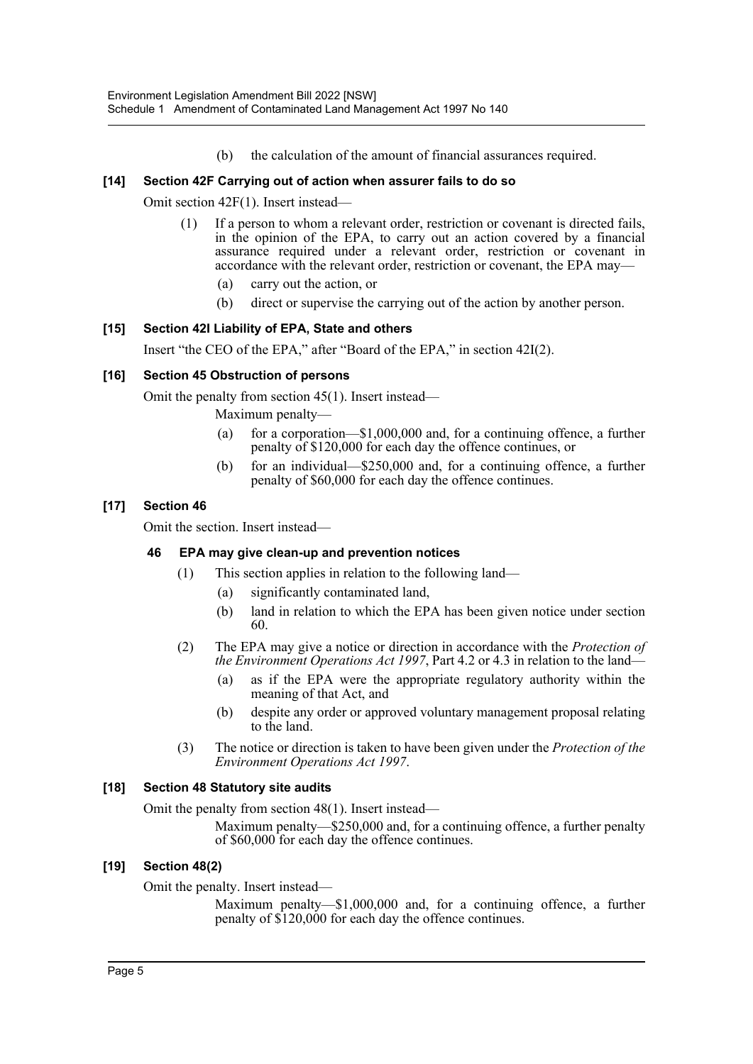(b) the calculation of the amount of financial assurances required.

### [14] Section 42F Carrying out of action when assurer fails to do so

Omit section 42F(1). Insert instead—

(1) If a person to whom a relevant order, restriction or covenant is directed fails, in the opinion of the EPA, to carry out an action covered by a financial assurance required under a relevant order, restriction or covenant in accordance with the relevant order, restriction or covenant, the EPA may—

(a) carry out the action, or

(b) direct or supervise the carrying out of the action by another person.

### [15] Section 42I Liability of EPA, State and others

Insert "the CEO of the EPA," after "Board of the EPA," in section 42I(2).

### [16] Section 45 Obstruction of persons

Omit the penalty from section 45(1). Insert instead—

Maximum penalty—

(a) for a corporation—$1,000,000 and, for a continuing offence, a further penalty of $120,000 for each day the offence continues, or

(b) for an individual—$250,000 and, for a continuing offence, a further penalty of $60,000 for each day the offence continues.

### [17] Section 46

Omit the section. Insert instead—

#### 46 EPA may give clean-up and prevention notices

(1) This section applies in relation to the following land—

(a) significantly contaminated land,

(b) land in relation to which the EPA has been given notice under section 60.

(2) The EPA may give a notice or direction in accordance with the *Protection of the Environment Operations Act 1997*, Part 4.2 or 4.3 in relation to the land—

(a) as if the EPA were the appropriate regulatory authority within the meaning of that Act, and

(b) despite any order or approved voluntary management proposal relating to the land.

(3) The notice or direction is taken to have been given under the *Protection of the Environment Operations Act 1997*.

### [18] Section 48 Statutory site audits

Omit the penalty from section 48(1). Insert instead—

Maximum penalty—$250,000 and, for a continuing offence, a further penalty of $60,000 for each day the offence continues.

### [19] Section 48(2)

Omit the penalty. Insert instead—

Maximum penalty—$1,000,000 and, for a continuing offence, a further penalty of $120,000 for each day the offence continues.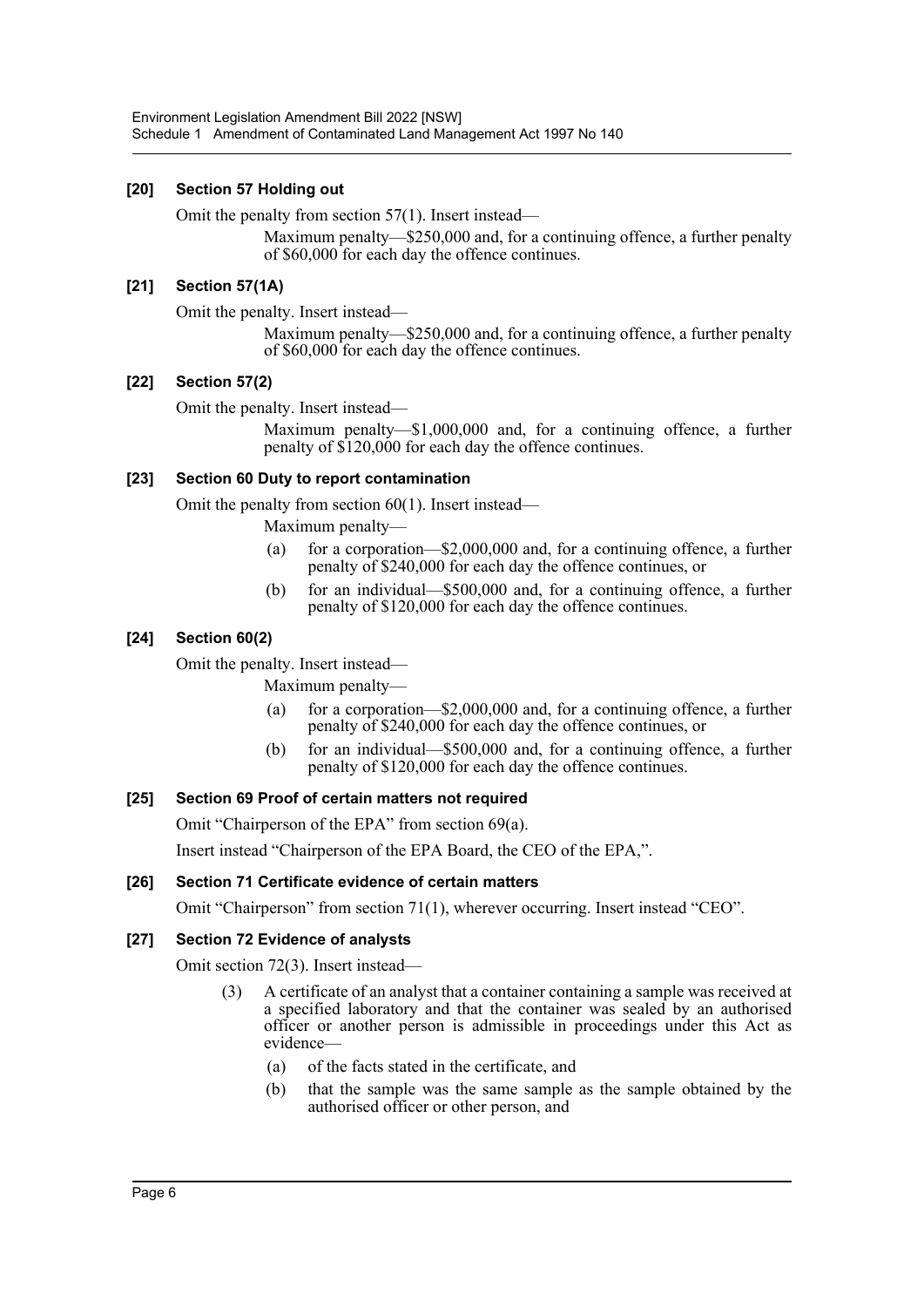### [20] Section 57 Holding out

Omit the penalty from section 57(1). Insert instead—

> Maximum penalty—$250,000 and, for a continuing offence, a further penalty of $60,000 for each day the offence continues.

### [21] Section 57(1A)

Omit the penalty. Insert instead—

> Maximum penalty—$250,000 and, for a continuing offence, a further penalty of $60,000 for each day the offence continues.

### [22] Section 57(2)

Omit the penalty. Insert instead—

> Maximum penalty—$1,000,000 and, for a continuing offence, a further penalty of $120,000 for each day the offence continues.

### [23] Section 60 Duty to report contamination

Omit the penalty from section 60(1). Insert instead—

> Maximum penalty—
>
> (a) for a corporation—$2,000,000 and, for a continuing offence, a further penalty of $240,000 for each day the offence continues, or
>
> (b) for an individual—$500,000 and, for a continuing offence, a further penalty of $120,000 for each day the offence continues.

### [24] Section 60(2)

Omit the penalty. Insert instead—

> Maximum penalty—
>
> (a) for a corporation—$2,000,000 and, for a continuing offence, a further penalty of $240,000 for each day the offence continues, or
>
> (b) for an individual—$500,000 and, for a continuing offence, a further penalty of $120,000 for each day the offence continues.

### [25] Section 69 Proof of certain matters not required

Omit "Chairperson of the EPA" from section 69(a).

Insert instead "Chairperson of the EPA Board, the CEO of the EPA,".

### [26] Section 71 Certificate evidence of certain matters

Omit "Chairperson" from section 71(1), wherever occurring. Insert instead "CEO".

### [27] Section 72 Evidence of analysts

Omit section 72(3). Insert instead—

> (3) A certificate of an analyst that a container containing a sample was received at a specified laboratory and that the container was sealed by an authorised officer or another person is admissible in proceedings under this Act as evidence—
>
> (a) of the facts stated in the certificate, and
>
> (b) that the sample was the same sample as the sample obtained by the authorised officer or other person, and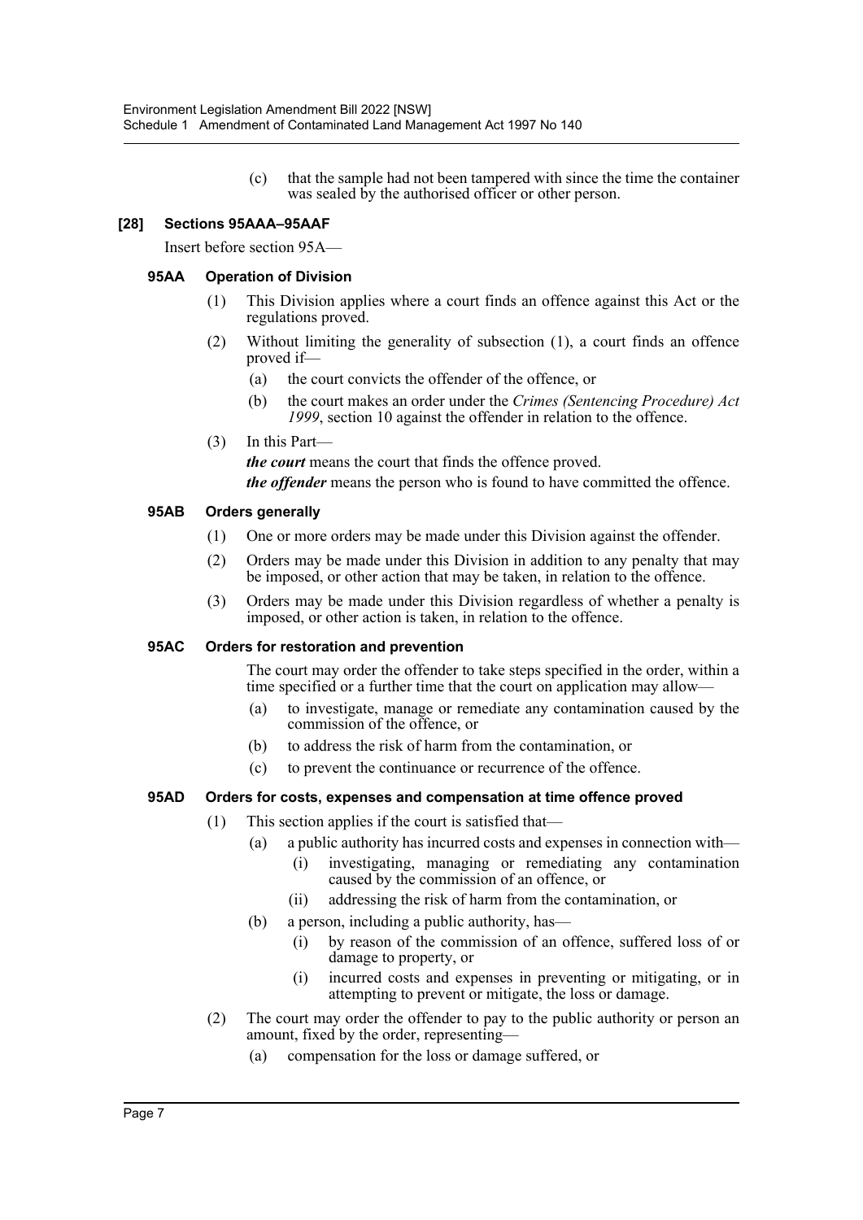(c) that the sample had not been tampered with since the time the container was sealed by the authorised officer or other person.

**[28] Sections 95AAA–95AAF**

Insert before section 95A—

**95AA Operation of Division**

(1) This Division applies where a court finds an offence against this Act or the regulations proved.

(2) Without limiting the generality of subsection (1), a court finds an offence proved if—

(a) the court convicts the offender of the offence, or

(b) the court makes an order under the *Crimes (Sentencing Procedure) Act 1999*, section 10 against the offender in relation to the offence.

(3) In this Part—

***the court*** means the court that finds the offence proved.

***the offender*** means the person who is found to have committed the offence.

**95AB Orders generally**

(1) One or more orders may be made under this Division against the offender.

(2) Orders may be made under this Division in addition to any penalty that may be imposed, or other action that may be taken, in relation to the offence.

(3) Orders may be made under this Division regardless of whether a penalty is imposed, or other action is taken, in relation to the offence.

**95AC Orders for restoration and prevention**

The court may order the offender to take steps specified in the order, within a time specified or a further time that the court on application may allow—

(a) to investigate, manage or remediate any contamination caused by the commission of the offence, or

(b) to address the risk of harm from the contamination, or

(c) to prevent the continuance or recurrence of the offence.

**95AD Orders for costs, expenses and compensation at time offence proved**

(1) This section applies if the court is satisfied that—

(a) a public authority has incurred costs and expenses in connection with—

(i) investigating, managing or remediating any contamination caused by the commission of an offence, or

(ii) addressing the risk of harm from the contamination, or

(b) a person, including a public authority, has—

(i) by reason of the commission of an offence, suffered loss of or damage to property, or

(i) incurred costs and expenses in preventing or mitigating, or in attempting to prevent or mitigate, the loss or damage.

(2) The court may order the offender to pay to the public authority or person an amount, fixed by the order, representing—

(a) compensation for the loss or damage suffered, or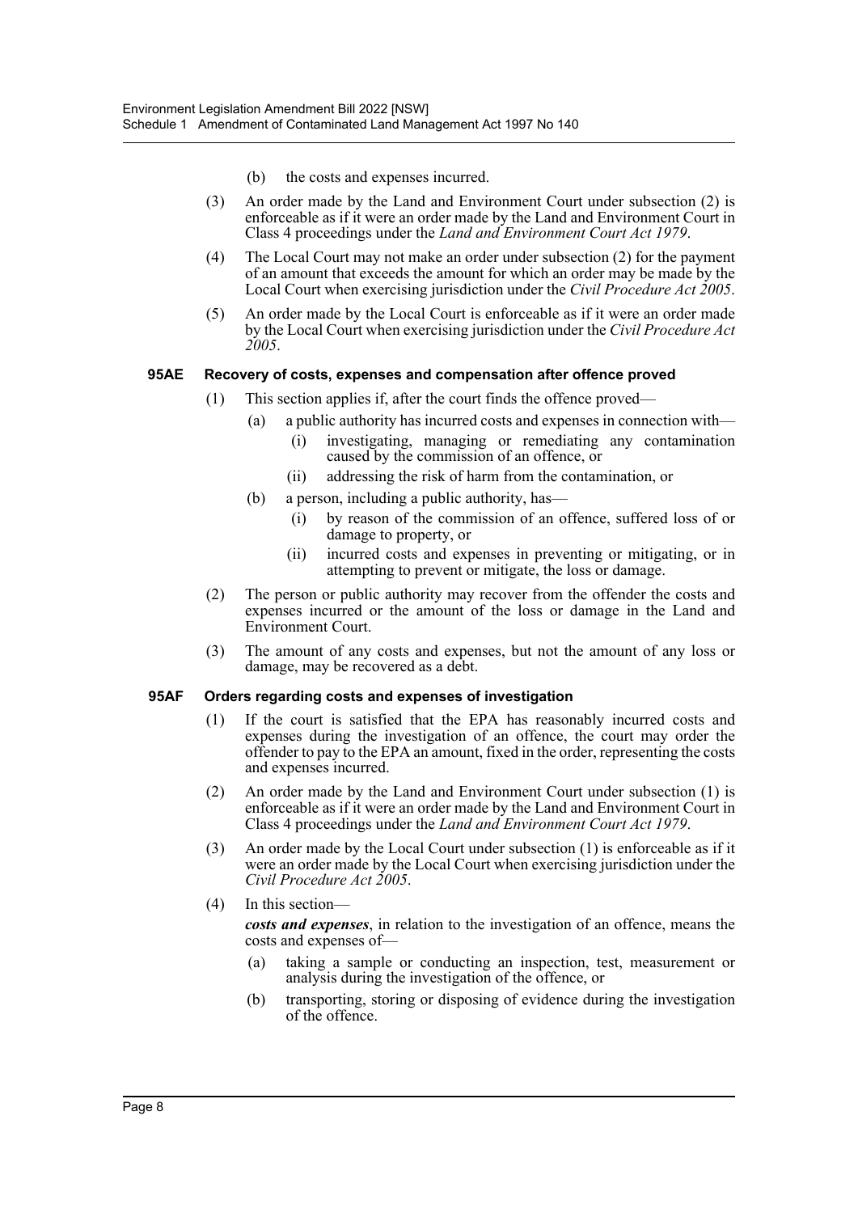(b) the costs and expenses incurred.

(3) An order made by the Land and Environment Court under subsection (2) is enforceable as if it were an order made by the Land and Environment Court in Class 4 proceedings under the *Land and Environment Court Act 1979*.

(4) The Local Court may not make an order under subsection (2) for the payment of an amount that exceeds the amount for which an order may be made by the Local Court when exercising jurisdiction under the *Civil Procedure Act 2005*.

(5) An order made by the Local Court is enforceable as if it were an order made by the Local Court when exercising jurisdiction under the *Civil Procedure Act 2005*.

#### 95AE Recovery of costs, expenses and compensation after offence proved

(1) This section applies if, after the court finds the offence proved—

- (a) a public authority has incurred costs and expenses in connection with—
  - (i) investigating, managing or remediating any contamination caused by the commission of an offence, or
  - (ii) addressing the risk of harm from the contamination, or
- (b) a person, including a public authority, has—
  - (i) by reason of the commission of an offence, suffered loss of or damage to property, or
  - (ii) incurred costs and expenses in preventing or mitigating, or in attempting to prevent or mitigate, the loss or damage.

(2) The person or public authority may recover from the offender the costs and expenses incurred or the amount of the loss or damage in the Land and Environment Court.

(3) The amount of any costs and expenses, but not the amount of any loss or damage, may be recovered as a debt.

#### 95AF Orders regarding costs and expenses of investigation

(1) If the court is satisfied that the EPA has reasonably incurred costs and expenses during the investigation of an offence, the court may order the offender to pay to the EPA an amount, fixed in the order, representing the costs and expenses incurred.

(2) An order made by the Land and Environment Court under subsection (1) is enforceable as if it were an order made by the Land and Environment Court in Class 4 proceedings under the *Land and Environment Court Act 1979*.

(3) An order made by the Local Court under subsection (1) is enforceable as if it were an order made by the Local Court when exercising jurisdiction under the *Civil Procedure Act 2005*.

(4) In this section—

***costs and expenses***, in relation to the investigation of an offence, means the costs and expenses of—

- (a) taking a sample or conducting an inspection, test, measurement or analysis during the investigation of the offence, or
- (b) transporting, storing or disposing of evidence during the investigation of the offence.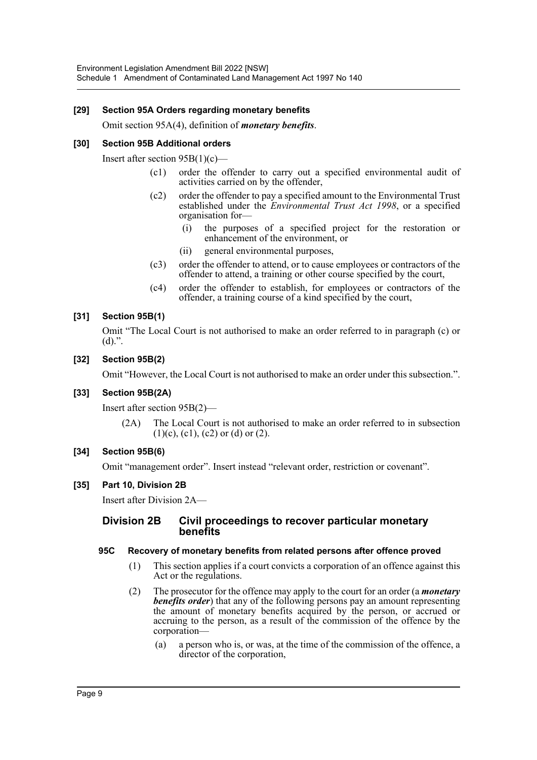**[29] Section 95A Orders regarding monetary benefits**

Omit section 95A(4), definition of ***monetary benefits***.

**[30] Section 95B Additional orders**

Insert after section 95B(1)(c)—

(c1) order the offender to carry out a specified environmental audit of activities carried on by the offender,

(c2) order the offender to pay a specified amount to the Environmental Trust established under the *Environmental Trust Act 1998*, or a specified organisation for—

(i) the purposes of a specified project for the restoration or enhancement of the environment, or

(ii) general environmental purposes,

(c3) order the offender to attend, or to cause employees or contractors of the offender to attend, a training or other course specified by the court,

(c4) order the offender to establish, for employees or contractors of the offender, a training course of a kind specified by the court,

**[31] Section 95B(1)**

Omit "The Local Court is not authorised to make an order referred to in paragraph (c) or (d).".

**[32] Section 95B(2)**

Omit "However, the Local Court is not authorised to make an order under this subsection.".

**[33] Section 95B(2A)**

Insert after section 95B(2)—

(2A) The Local Court is not authorised to make an order referred to in subsection (1)(c), (c1), (c2) or (d) or (2).

**[34] Section 95B(6)**

Omit "management order". Insert instead "relevant order, restriction or covenant".

**[35] Part 10, Division 2B**

Insert after Division 2A—

## Division 2B Civil proceedings to recover particular monetary benefits

### 95C Recovery of monetary benefits from related persons after offence proved

(1) This section applies if a court convicts a corporation of an offence against this Act or the regulations.

(2) The prosecutor for the offence may apply to the court for an order (a ***monetary benefits order***) that any of the following persons pay an amount representing the amount of monetary benefits acquired by the person, or accrued or accruing to the person, as a result of the commission of the offence by the corporation—

(a) a person who is, or was, at the time of the commission of the offence, a director of the corporation,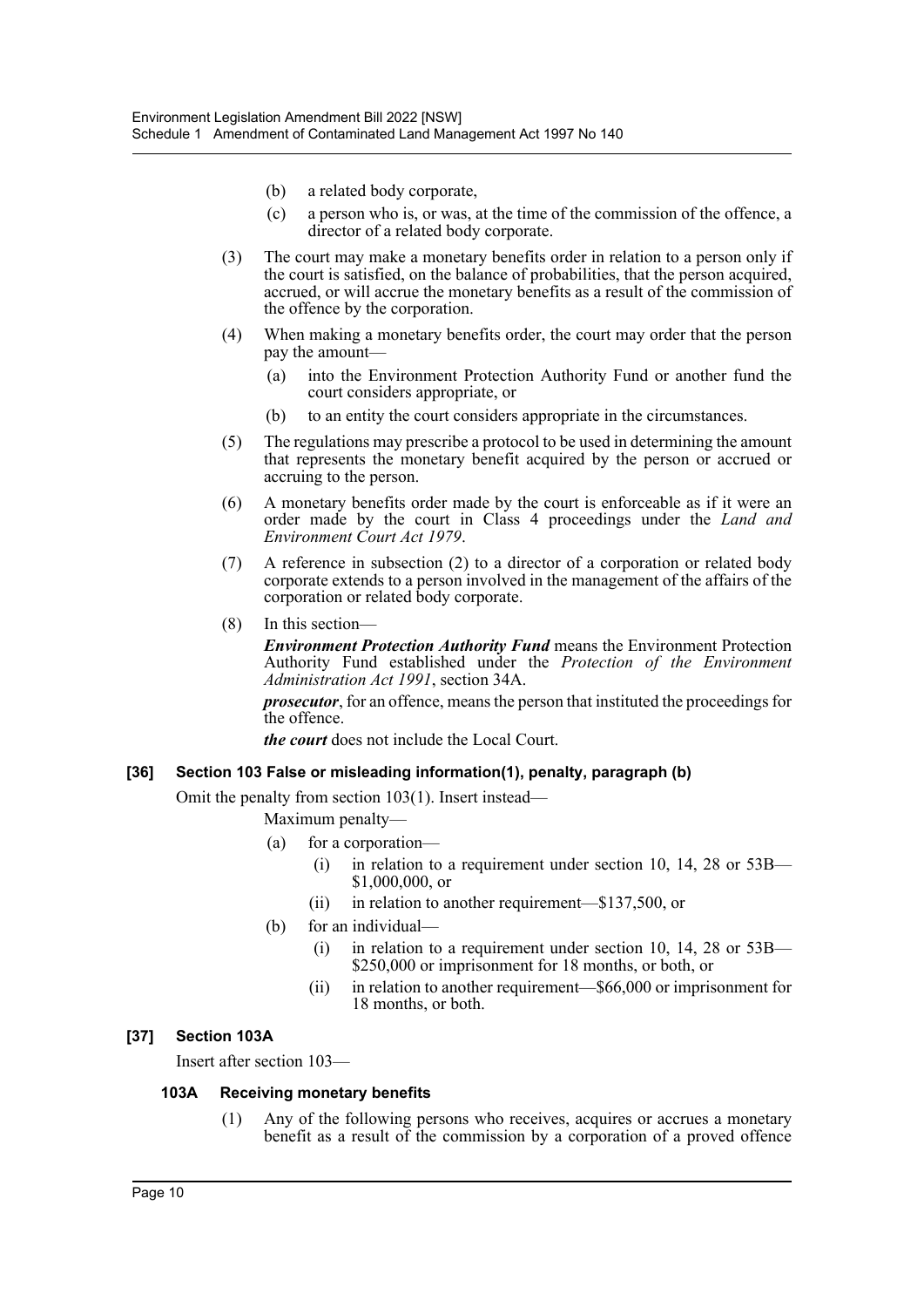(b) a related body corporate,

(c) a person who is, or was, at the time of the commission of the offence, a director of a related body corporate.

(3) The court may make a monetary benefits order in relation to a person only if the court is satisfied, on the balance of probabilities, that the person acquired, accrued, or will accrue the monetary benefits as a result of the commission of the offence by the corporation.

(4) When making a monetary benefits order, the court may order that the person pay the amount—

(a) into the Environment Protection Authority Fund or another fund the court considers appropriate, or

(b) to an entity the court considers appropriate in the circumstances.

(5) The regulations may prescribe a protocol to be used in determining the amount that represents the monetary benefit acquired by the person or accrued or accruing to the person.

(6) A monetary benefits order made by the court is enforceable as if it were an order made by the court in Class 4 proceedings under the *Land and Environment Court Act 1979*.

(7) A reference in subsection (2) to a director of a corporation or related body corporate extends to a person involved in the management of the affairs of the corporation or related body corporate.

(8) In this section—

***Environment Protection Authority Fund*** means the Environment Protection Authority Fund established under the *Protection of the Environment Administration Act 1991*, section 34A.

***prosecutor***, for an offence, means the person that instituted the proceedings for the offence.

***the court*** does not include the Local Court.

**[36] Section 103 False or misleading information(1), penalty, paragraph (b)**

Omit the penalty from section 103(1). Insert instead—

Maximum penalty—

(a) for a corporation—

(i) in relation to a requirement under section 10, 14, 28 or 53B—\$1,000,000, or

(ii) in relation to another requirement—\$137,500, or

(b) for an individual—

(i) in relation to a requirement under section 10, 14, 28 or 53B—\$250,000 or imprisonment for 18 months, or both, or

(ii) in relation to another requirement—\$66,000 or imprisonment for 18 months, or both.

**[37] Section 103A**

Insert after section 103—

**103A Receiving monetary benefits**

(1) Any of the following persons who receives, acquires or accrues a monetary benefit as a result of the commission by a corporation of a proved offence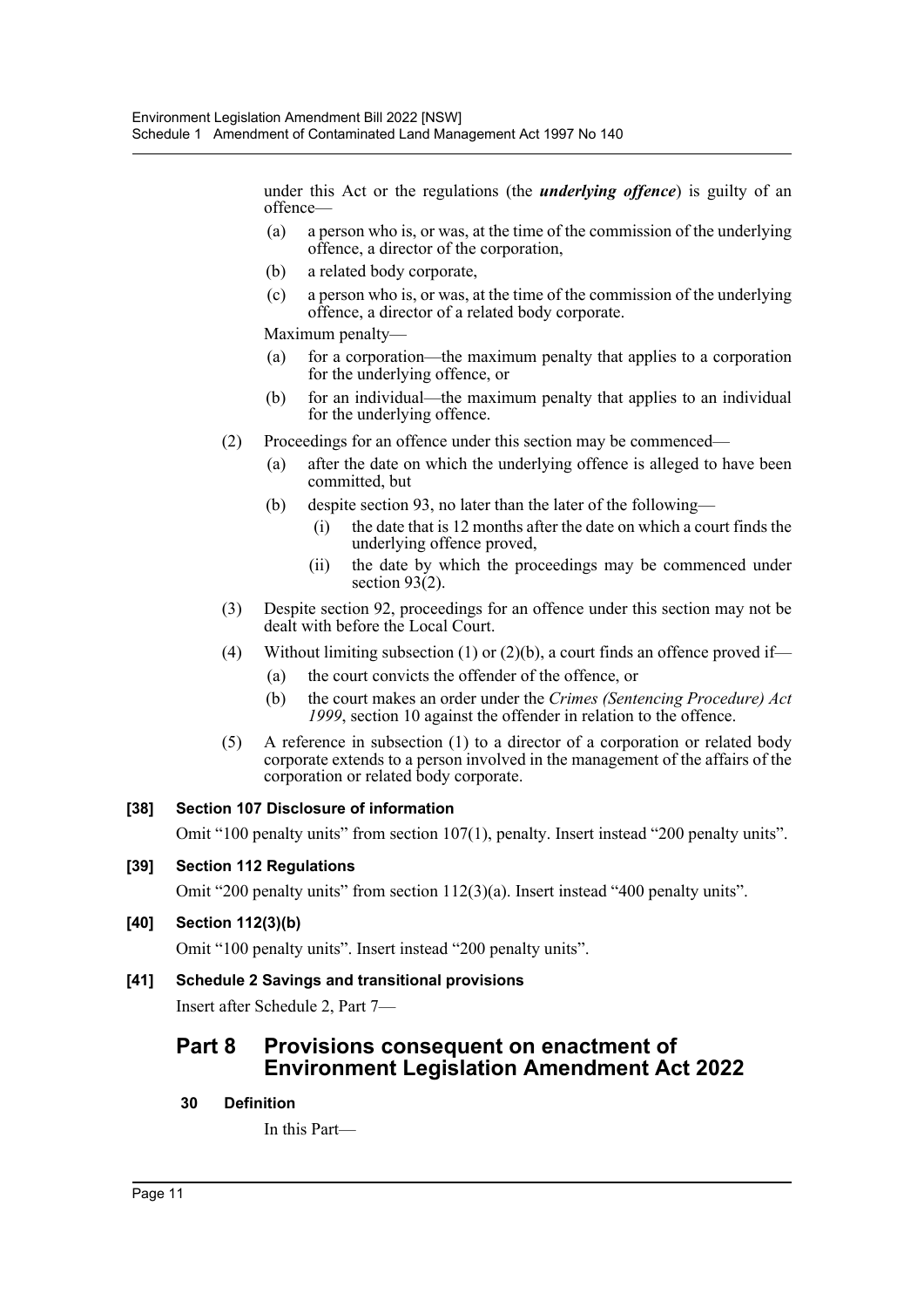under this Act or the regulations (the ***underlying offence***) is guilty of an offence—

(a) a person who is, or was, at the time of the commission of the underlying offence, a director of the corporation,

(b) a related body corporate,

(c) a person who is, or was, at the time of the commission of the underlying offence, a director of a related body corporate.

Maximum penalty—

(a) for a corporation—the maximum penalty that applies to a corporation for the underlying offence, or

(b) for an individual—the maximum penalty that applies to an individual for the underlying offence.

(2) Proceedings for an offence under this section may be commenced—

(a) after the date on which the underlying offence is alleged to have been committed, but

(b) despite section 93, no later than the later of the following—

(i) the date that is 12 months after the date on which a court finds the underlying offence proved,

(ii) the date by which the proceedings may be commenced under section 93(2).

(3) Despite section 92, proceedings for an offence under this section may not be dealt with before the Local Court.

(4) Without limiting subsection (1) or (2)(b), a court finds an offence proved if—

(a) the court convicts the offender of the offence, or

(b) the court makes an order under the *Crimes (Sentencing Procedure) Act 1999*, section 10 against the offender in relation to the offence.

(5) A reference in subsection (1) to a director of a corporation or related body corporate extends to a person involved in the management of the affairs of the corporation or related body corporate.

**[38] Section 107 Disclosure of information**

Omit "100 penalty units" from section 107(1), penalty. Insert instead "200 penalty units".

**[39] Section 112 Regulations**

Omit "200 penalty units" from section 112(3)(a). Insert instead "400 penalty units".

**[40] Section 112(3)(b)**

Omit "100 penalty units". Insert instead "200 penalty units".

**[41] Schedule 2 Savings and transitional provisions**

Insert after Schedule 2, Part 7—

## Part 8 Provisions consequent on enactment of Environment Legislation Amendment Act 2022

**30 Definition**

In this Part—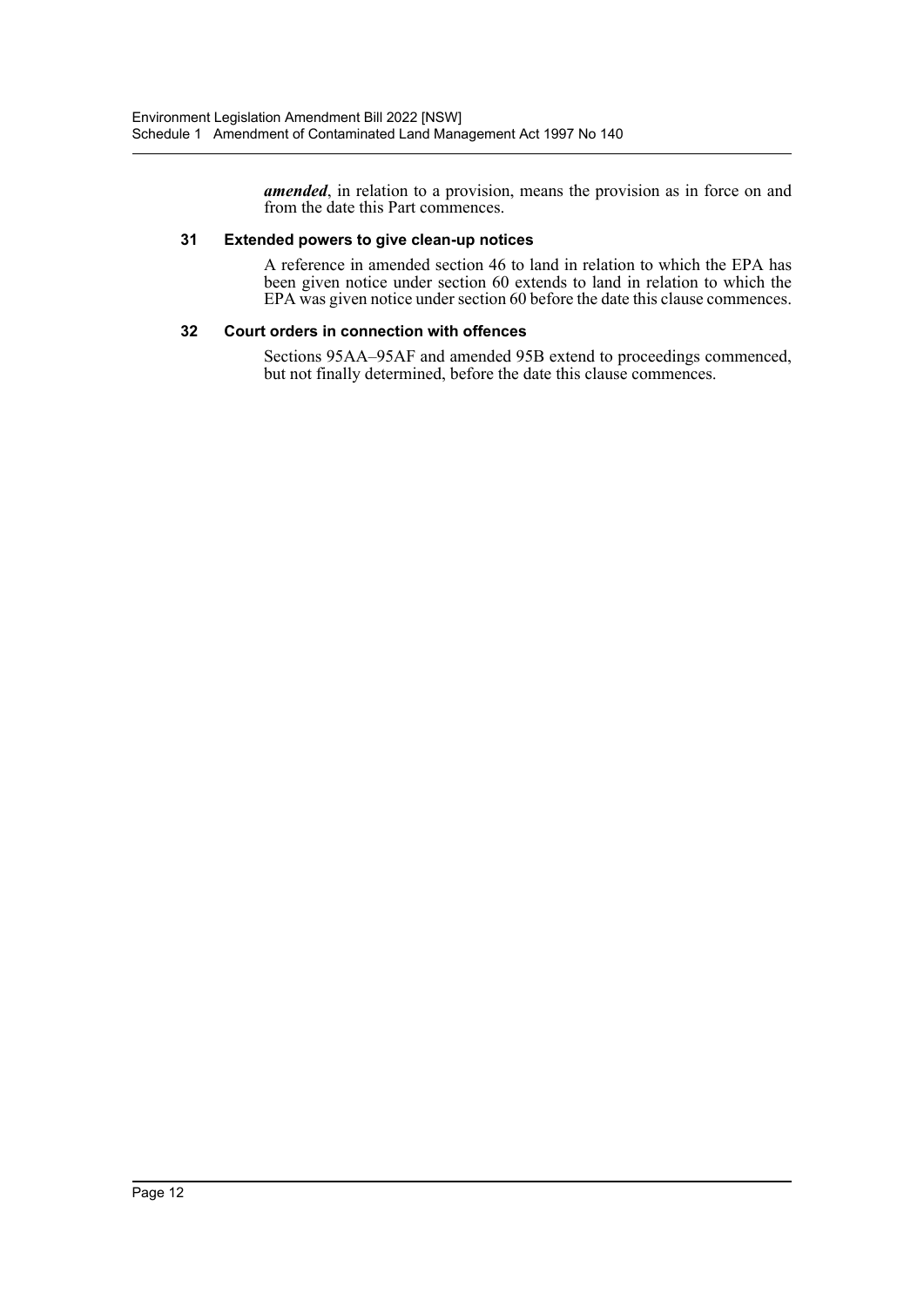***amended***, in relation to a provision, means the provision as in force on and from the date this Part commences.

### 31 Extended powers to give clean-up notices

A reference in amended section 46 to land in relation to which the EPA has been given notice under section 60 extends to land in relation to which the EPA was given notice under section 60 before the date this clause commences.

### 32 Court orders in connection with offences

Sections 95AA–95AF and amended 95B extend to proceedings commenced, but not finally determined, before the date this clause commences.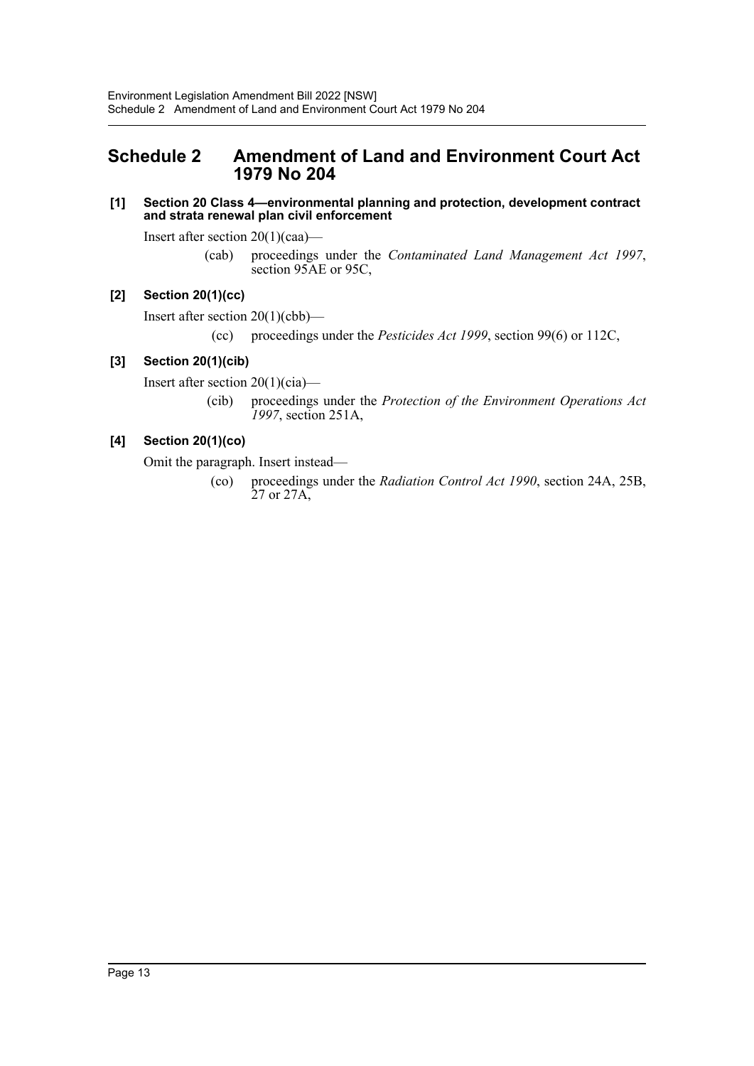## Schedule 2 Amendment of Land and Environment Court Act 1979 No 204

**[1] Section 20 Class 4—environmental planning and protection, development contract and strata renewal plan civil enforcement**

Insert after section 20(1)(caa)—

(cab) proceedings under the *Contaminated Land Management Act 1997*, section 95AE or 95C,

**[2] Section 20(1)(cc)**

Insert after section 20(1)(cbb)—

(cc) proceedings under the *Pesticides Act 1999*, section 99(6) or 112C,

**[3] Section 20(1)(cib)**

Insert after section 20(1)(cia)—

(cib) proceedings under the *Protection of the Environment Operations Act 1997*, section 251A,

**[4] Section 20(1)(co)**

Omit the paragraph. Insert instead—

(co) proceedings under the *Radiation Control Act 1990*, section 24A, 25B, 27 or 27A,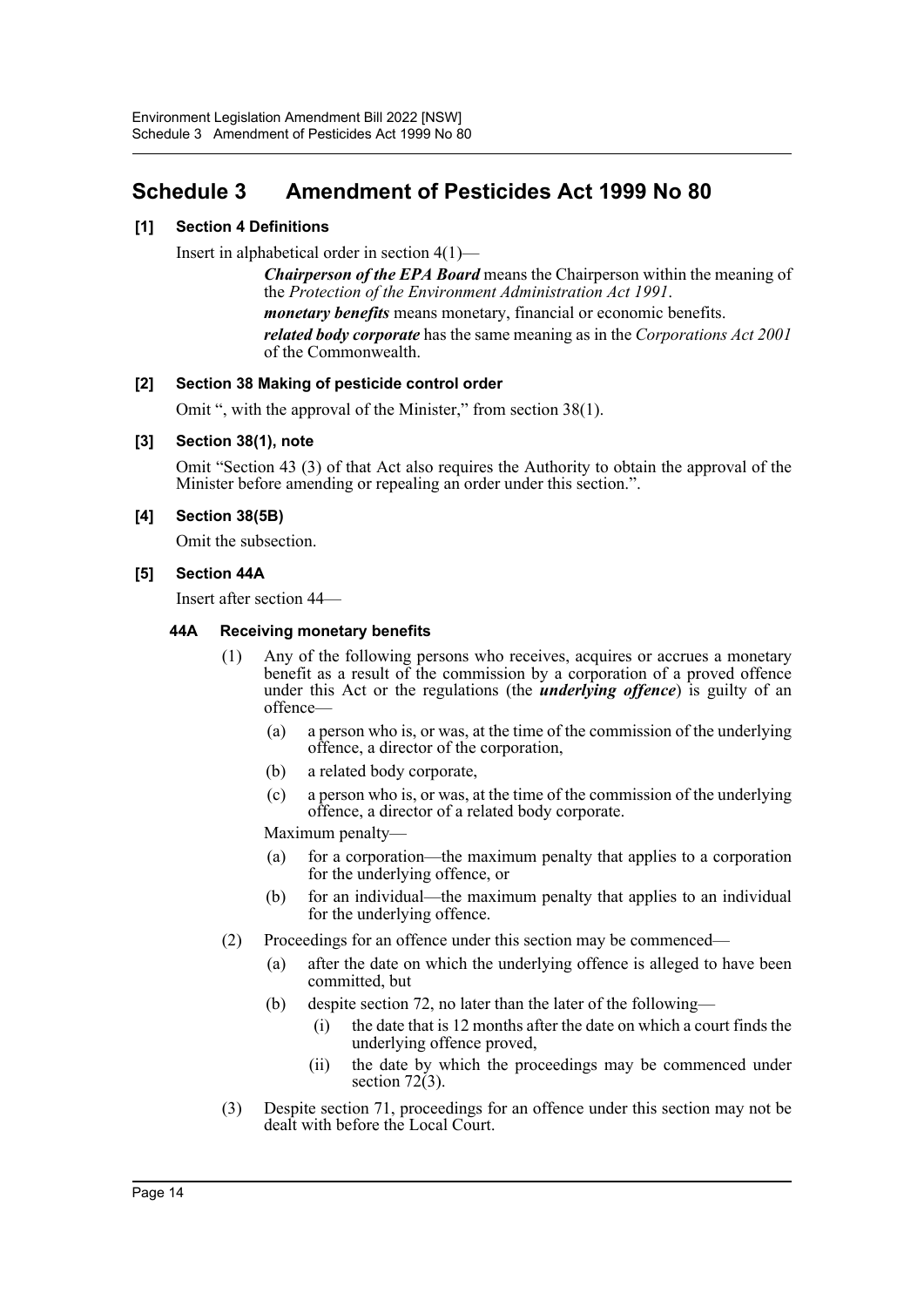# Schedule 3 Amendment of Pesticides Act 1999 No 80

### [1] Section 4 Definitions

Insert in alphabetical order in section 4(1)—

***Chairperson of the EPA Board*** means the Chairperson within the meaning of the *Protection of the Environment Administration Act 1991*.

***monetary benefits*** means monetary, financial or economic benefits.

***related body corporate*** has the same meaning as in the *Corporations Act 2001* of the Commonwealth.

### [2] Section 38 Making of pesticide control order

Omit ", with the approval of the Minister," from section 38(1).

### [3] Section 38(1), note

Omit "Section 43 (3) of that Act also requires the Authority to obtain the approval of the Minister before amending or repealing an order under this section.".

### [4] Section 38(5B)

Omit the subsection.

### [5] Section 44A

Insert after section 44—

#### 44A Receiving monetary benefits

(1) Any of the following persons who receives, acquires or accrues a monetary benefit as a result of the commission by a corporation of a proved offence under this Act or the regulations (the ***underlying offence***) is guilty of an offence—

- (a) a person who is, or was, at the time of the commission of the underlying offence, a director of the corporation,
- (b) a related body corporate,
- (c) a person who is, or was, at the time of the commission of the underlying offence, a director of a related body corporate.

Maximum penalty—

- (a) for a corporation—the maximum penalty that applies to a corporation for the underlying offence, or
- (b) for an individual—the maximum penalty that applies to an individual for the underlying offence.

(2) Proceedings for an offence under this section may be commenced—

- (a) after the date on which the underlying offence is alleged to have been committed, but
- (b) despite section 72, no later than the later of the following—
  - (i) the date that is 12 months after the date on which a court finds the underlying offence proved,
  - (ii) the date by which the proceedings may be commenced under section 72(3).

(3) Despite section 71, proceedings for an offence under this section may not be dealt with before the Local Court.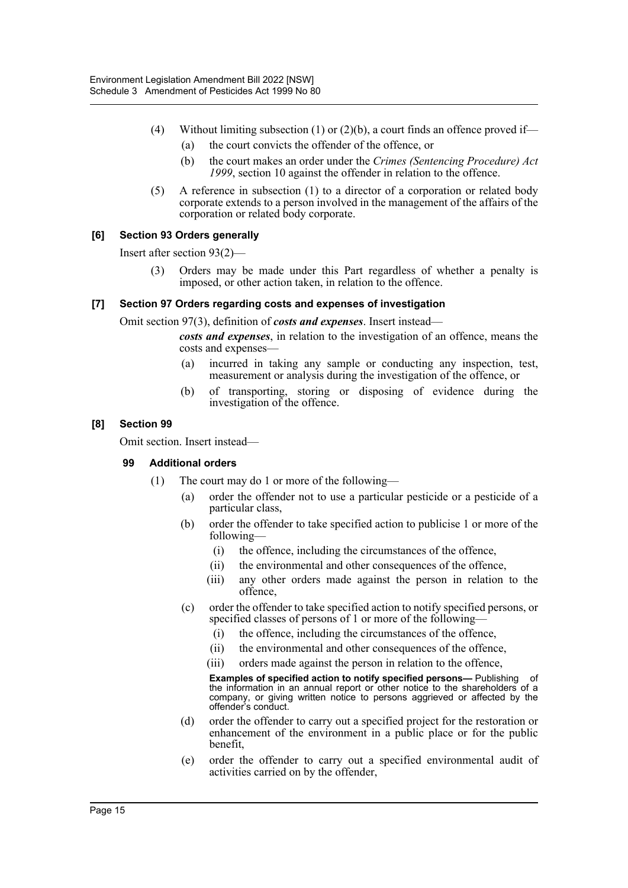(4) Without limiting subsection (1) or (2)(b), a court finds an offence proved if—

(a) the court convicts the offender of the offence, or

(b) the court makes an order under the *Crimes (Sentencing Procedure) Act 1999*, section 10 against the offender in relation to the offence.

(5) A reference in subsection (1) to a director of a corporation or related body corporate extends to a person involved in the management of the affairs of the corporation or related body corporate.

#### [6] Section 93 Orders generally

Insert after section 93(2)—

(3) Orders may be made under this Part regardless of whether a penalty is imposed, or other action taken, in relation to the offence.

#### [7] Section 97 Orders regarding costs and expenses of investigation

Omit section 97(3), definition of ***costs and expenses***. Insert instead—

***costs and expenses***, in relation to the investigation of an offence, means the costs and expenses—

(a) incurred in taking any sample or conducting any inspection, test, measurement or analysis during the investigation of the offence, or

(b) of transporting, storing or disposing of evidence during the investigation of the offence.

#### [8] Section 99

Omit section. Insert instead—

**99 Additional orders**

(1) The court may do 1 or more of the following—

(a) order the offender not to use a particular pesticide or a pesticide of a particular class,

(b) order the offender to take specified action to publicise 1 or more of the following—

(i) the offence, including the circumstances of the offence,

(ii) the environmental and other consequences of the offence,

(iii) any other orders made against the person in relation to the offence,

(c) order the offender to take specified action to notify specified persons, or specified classes of persons of 1 or more of the following—

(i) the offence, including the circumstances of the offence,

(ii) the environmental and other consequences of the offence,

(iii) orders made against the person in relation to the offence,

**Examples of specified action to notify specified persons—** Publishing of the information in an annual report or other notice to the shareholders of a company, or giving written notice to persons aggrieved or affected by the offender's conduct.

(d) order the offender to carry out a specified project for the restoration or enhancement of the environment in a public place or for the public benefit,

(e) order the offender to carry out a specified environmental audit of activities carried on by the offender,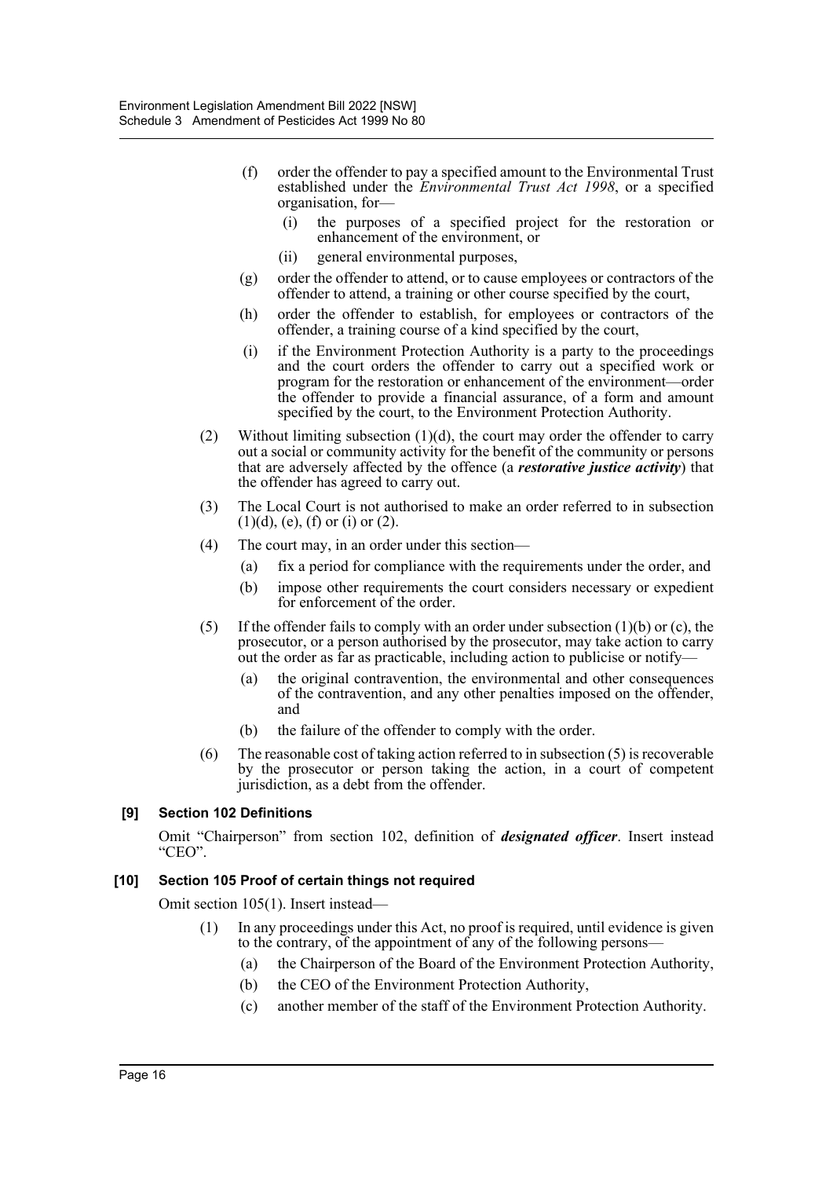(f) order the offender to pay a specified amount to the Environmental Trust established under the *Environmental Trust Act 1998*, or a specified organisation, for—

   (i) the purposes of a specified project for the restoration or enhancement of the environment, or

   (ii) general environmental purposes,

(g) order the offender to attend, or to cause employees or contractors of the offender to attend, a training or other course specified by the court,

(h) order the offender to establish, for employees or contractors of the offender, a training course of a kind specified by the court,

(i) if the Environment Protection Authority is a party to the proceedings and the court orders the offender to carry out a specified work or program for the restoration or enhancement of the environment—order the offender to provide a financial assurance, of a form and amount specified by the court, to the Environment Protection Authority.

(2) Without limiting subsection (1)(d), the court may order the offender to carry out a social or community activity for the benefit of the community or persons that are adversely affected by the offence (a ***restorative justice activity***) that the offender has agreed to carry out.

(3) The Local Court is not authorised to make an order referred to in subsection (1)(d), (e), (f) or (i) or (2).

(4) The court may, in an order under this section—

   (a) fix a period for compliance with the requirements under the order, and

   (b) impose other requirements the court considers necessary or expedient for enforcement of the order.

(5) If the offender fails to comply with an order under subsection (1)(b) or (c), the prosecutor, or a person authorised by the prosecutor, may take action to carry out the order as far as practicable, including action to publicise or notify—

   (a) the original contravention, the environmental and other consequences of the contravention, and any other penalties imposed on the offender, and

   (b) the failure of the offender to comply with the order.

(6) The reasonable cost of taking action referred to in subsection (5) is recoverable by the prosecutor or person taking the action, in a court of competent jurisdiction, as a debt from the offender.

### [9] Section 102 Definitions

Omit "Chairperson" from section 102, definition of ***designated officer***. Insert instead "CEO".

### [10] Section 105 Proof of certain things not required

Omit section 105(1). Insert instead—

(1) In any proceedings under this Act, no proof is required, until evidence is given to the contrary, of the appointment of any of the following persons—

   (a) the Chairperson of the Board of the Environment Protection Authority,

   (b) the CEO of the Environment Protection Authority,

   (c) another member of the staff of the Environment Protection Authority.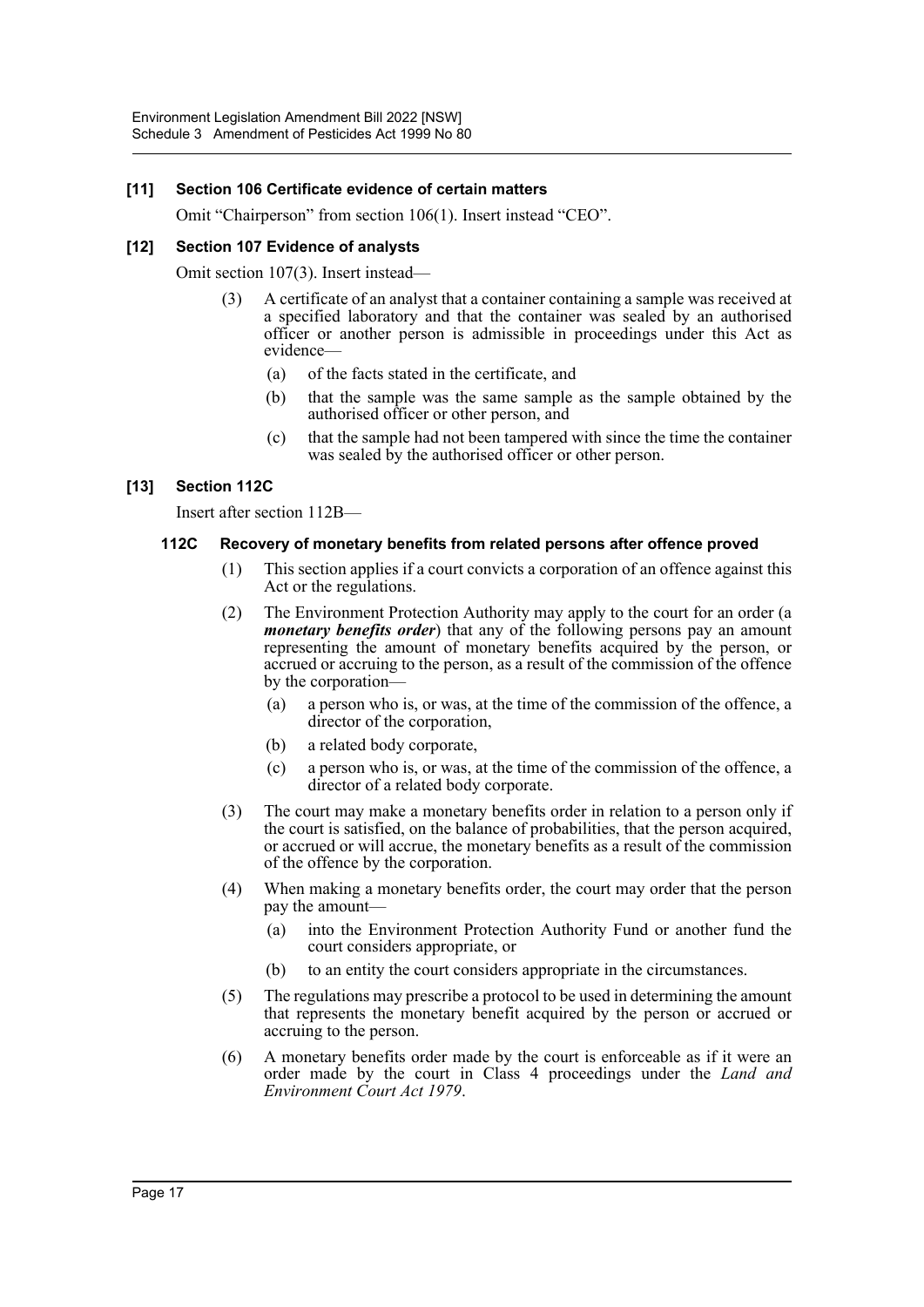### [11] Section 106 Certificate evidence of certain matters

Omit "Chairperson" from section 106(1). Insert instead "CEO".

### [12] Section 107 Evidence of analysts

Omit section 107(3). Insert instead—

(3) A certificate of an analyst that a container containing a sample was received at a specified laboratory and that the container was sealed by an authorised officer or another person is admissible in proceedings under this Act as evidence—

(a) of the facts stated in the certificate, and

(b) that the sample was the same sample as the sample obtained by the authorised officer or other person, and

(c) that the sample had not been tampered with since the time the container was sealed by the authorised officer or other person.

### [13] Section 112C

Insert after section 112B—

#### 112C Recovery of monetary benefits from related persons after offence proved

(1) This section applies if a court convicts a corporation of an offence against this Act or the regulations.

(2) The Environment Protection Authority may apply to the court for an order (a ***monetary benefits order***) that any of the following persons pay an amount representing the amount of monetary benefits acquired by the person, or accrued or accruing to the person, as a result of the commission of the offence by the corporation—

(a) a person who is, or was, at the time of the commission of the offence, a director of the corporation,

(b) a related body corporate,

(c) a person who is, or was, at the time of the commission of the offence, a director of a related body corporate.

(3) The court may make a monetary benefits order in relation to a person only if the court is satisfied, on the balance of probabilities, that the person acquired, or accrued or will accrue, the monetary benefits as a result of the commission of the offence by the corporation.

(4) When making a monetary benefits order, the court may order that the person pay the amount—

(a) into the Environment Protection Authority Fund or another fund the court considers appropriate, or

(b) to an entity the court considers appropriate in the circumstances.

(5) The regulations may prescribe a protocol to be used in determining the amount that represents the monetary benefit acquired by the person or accrued or accruing to the person.

(6) A monetary benefits order made by the court is enforceable as if it were an order made by the court in Class 4 proceedings under the *Land and Environment Court Act 1979*.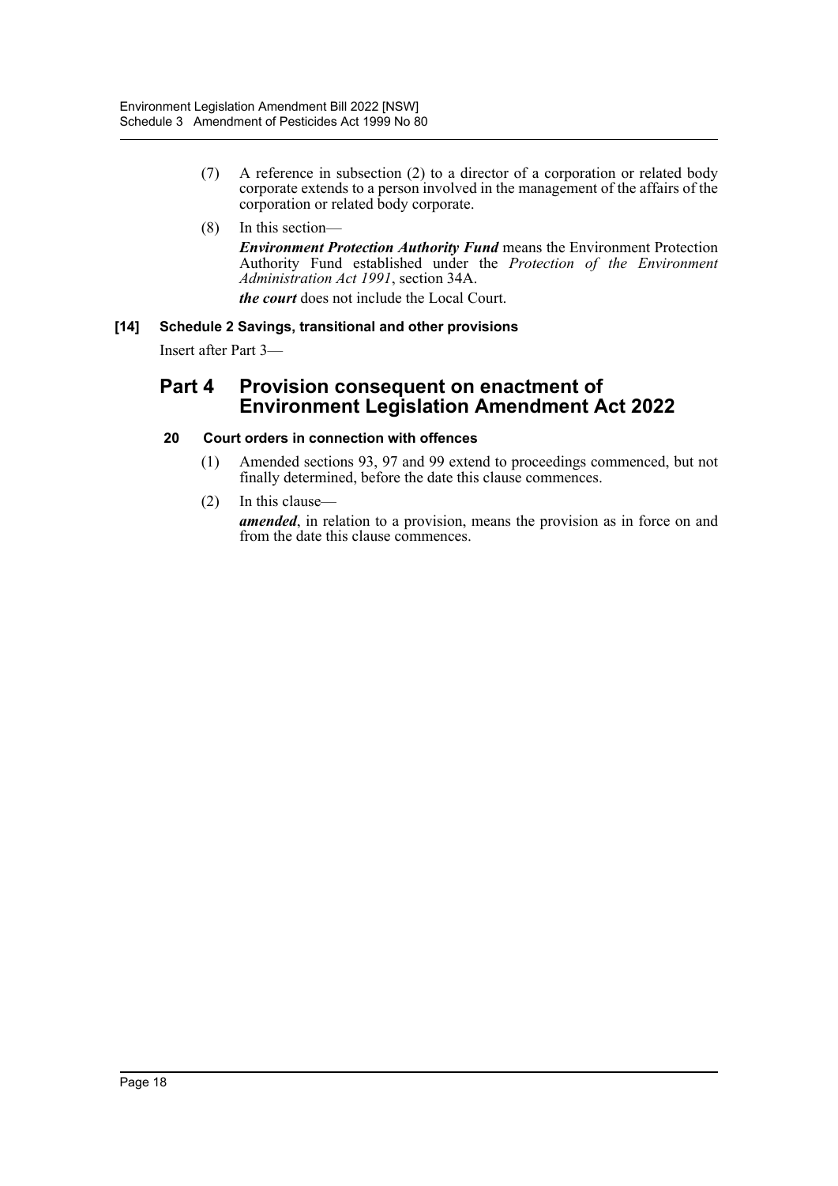(7) A reference in subsection (2) to a director of a corporation or related body corporate extends to a person involved in the management of the affairs of the corporation or related body corporate.

(8) In this section—

***Environment Protection Authority Fund*** means the Environment Protection Authority Fund established under the *Protection of the Environment Administration Act 1991*, section 34A.

***the court*** does not include the Local Court.

**[14] Schedule 2 Savings, transitional and other provisions**

Insert after Part 3—

## Part 4 Provision consequent on enactment of Environment Legislation Amendment Act 2022

### 20 Court orders in connection with offences

(1) Amended sections 93, 97 and 99 extend to proceedings commenced, but not finally determined, before the date this clause commences.

(2) In this clause—

***amended***, in relation to a provision, means the provision as in force on and from the date this clause commences.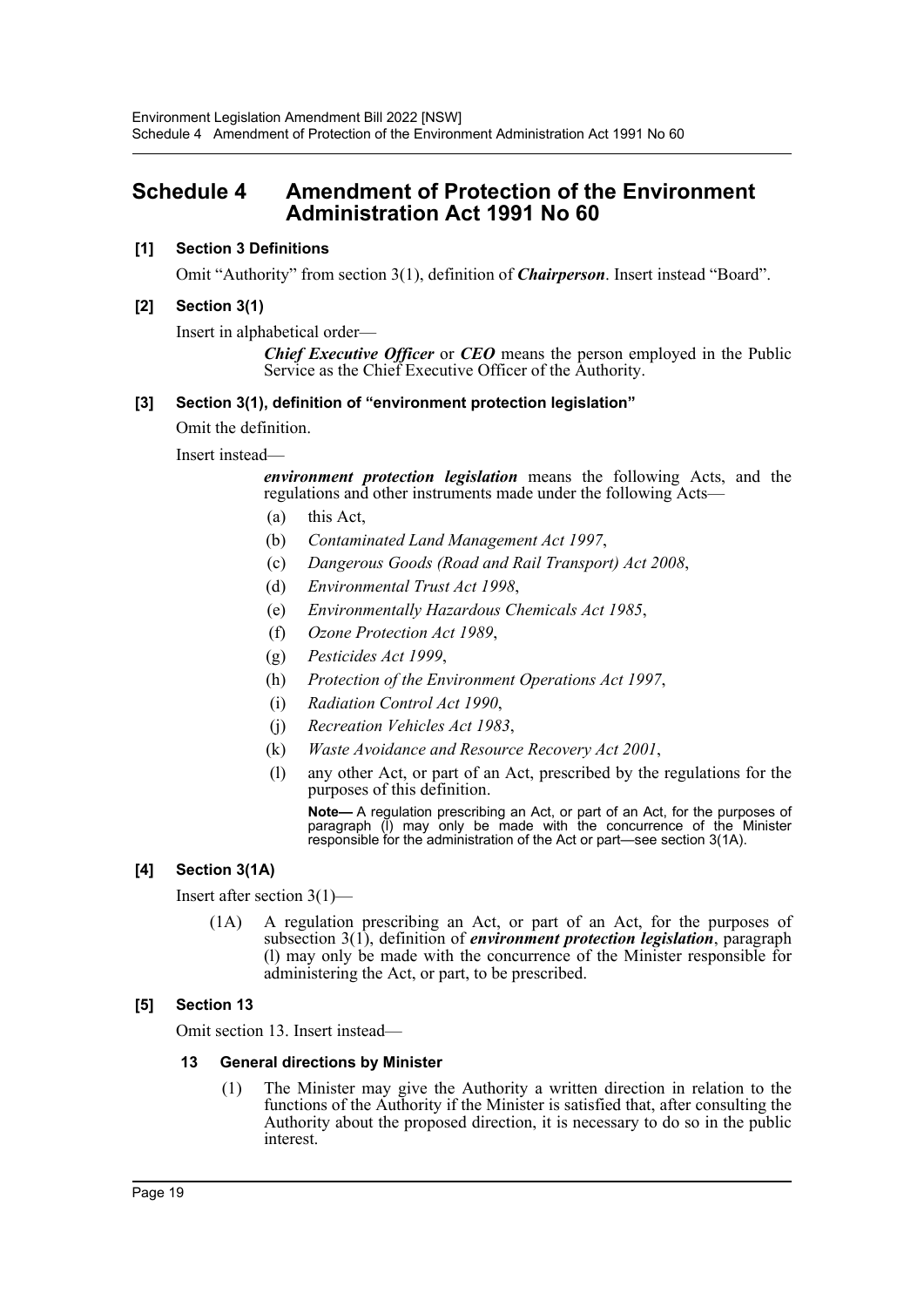## Schedule 4 Amendment of Protection of the Environment Administration Act 1991 No 60

### [1] Section 3 Definitions

Omit "Authority" from section 3(1), definition of ***Chairperson***. Insert instead "Board".

### [2] Section 3(1)

Insert in alphabetical order—

> ***Chief Executive Officer*** or ***CEO*** means the person employed in the Public Service as the Chief Executive Officer of the Authority.

### [3] Section 3(1), definition of "environment protection legislation"

Omit the definition.

Insert instead—

> ***environment protection legislation*** means the following Acts, and the regulations and other instruments made under the following Acts—
>
> (a) this Act,
>
> (b) *Contaminated Land Management Act 1997*,
>
> (c) *Dangerous Goods (Road and Rail Transport) Act 2008*,
>
> (d) *Environmental Trust Act 1998*,
>
> (e) *Environmentally Hazardous Chemicals Act 1985*,
>
> (f) *Ozone Protection Act 1989*,
>
> (g) *Pesticides Act 1999*,
>
> (h) *Protection of the Environment Operations Act 1997*,
>
> (i) *Radiation Control Act 1990*,
>
> (j) *Recreation Vehicles Act 1983*,
>
> (k) *Waste Avoidance and Resource Recovery Act 2001*,
>
> (l) any other Act, or part of an Act, prescribed by the regulations for the purposes of this definition.
>
> **Note—** A regulation prescribing an Act, or part of an Act, for the purposes of paragraph (l) may only be made with the concurrence of the Minister responsible for the administration of the Act or part—see section 3(1A).

### [4] Section 3(1A)

Insert after section 3(1)—

> (1A) A regulation prescribing an Act, or part of an Act, for the purposes of subsection 3(1), definition of ***environment protection legislation***, paragraph (l) may only be made with the concurrence of the Minister responsible for administering the Act, or part, to be prescribed.

### [5] Section 13

Omit section 13. Insert instead—

> **13 General directions by Minister**
>
> (1) The Minister may give the Authority a written direction in relation to the functions of the Authority if the Minister is satisfied that, after consulting the Authority about the proposed direction, it is necessary to do so in the public interest.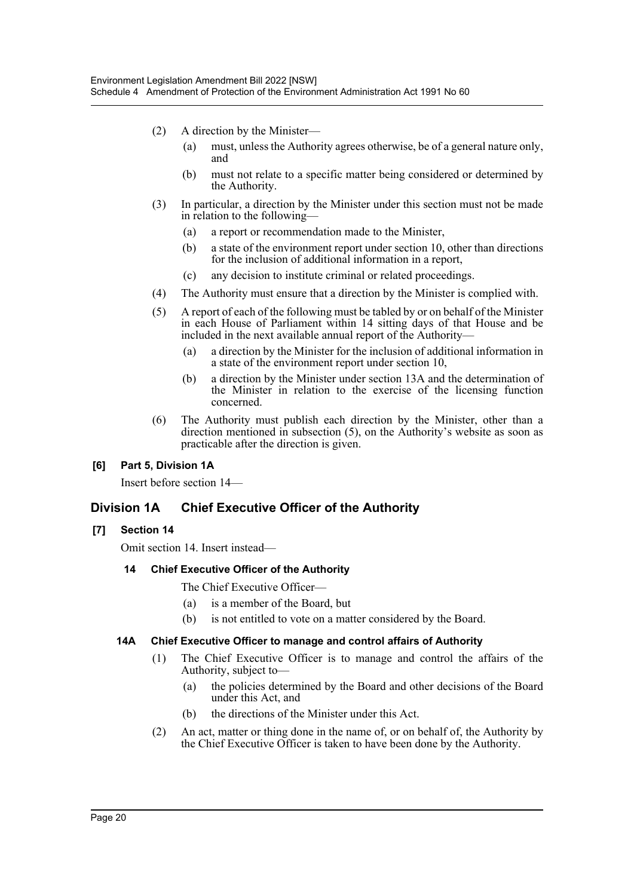(2) A direction by the Minister—

(a) must, unless the Authority agrees otherwise, be of a general nature only, and

(b) must not relate to a specific matter being considered or determined by the Authority.

(3) In particular, a direction by the Minister under this section must not be made in relation to the following—

(a) a report or recommendation made to the Minister,

(b) a state of the environment report under section 10, other than directions for the inclusion of additional information in a report,

(c) any decision to institute criminal or related proceedings.

(4) The Authority must ensure that a direction by the Minister is complied with.

(5) A report of each of the following must be tabled by or on behalf of the Minister in each House of Parliament within 14 sitting days of that House and be included in the next available annual report of the Authority—

(a) a direction by the Minister for the inclusion of additional information in a state of the environment report under section 10,

(b) a direction by the Minister under section 13A and the determination of the Minister in relation to the exercise of the licensing function concerned.

(6) The Authority must publish each direction by the Minister, other than a direction mentioned in subsection (5), on the Authority's website as soon as practicable after the direction is given.

**[6] Part 5, Division 1A**

Insert before section 14—

## Division 1A Chief Executive Officer of the Authority

**[7] Section 14**

Omit section 14. Insert instead—

### 14 Chief Executive Officer of the Authority

The Chief Executive Officer—

(a) is a member of the Board, but

(b) is not entitled to vote on a matter considered by the Board.

### 14A Chief Executive Officer to manage and control affairs of Authority

(1) The Chief Executive Officer is to manage and control the affairs of the Authority, subject to—

(a) the policies determined by the Board and other decisions of the Board under this Act, and

(b) the directions of the Minister under this Act.

(2) An act, matter or thing done in the name of, or on behalf of, the Authority by the Chief Executive Officer is taken to have been done by the Authority.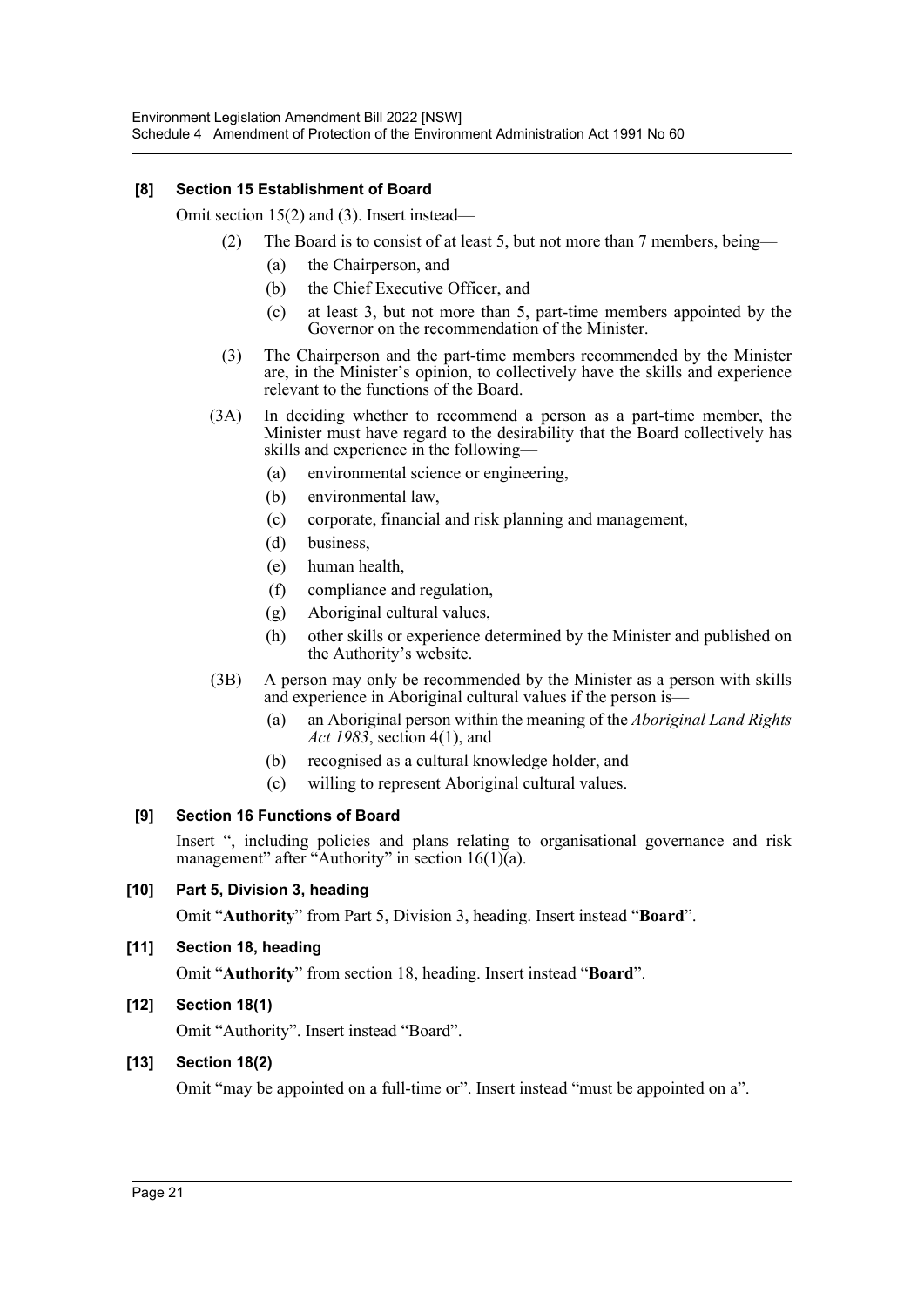**[8] Section 15 Establishment of Board**

Omit section 15(2) and (3). Insert instead—

(2) The Board is to consist of at least 5, but not more than 7 members, being—

(a) the Chairperson, and

(b) the Chief Executive Officer, and

(c) at least 3, but not more than 5, part-time members appointed by the Governor on the recommendation of the Minister.

(3) The Chairperson and the part-time members recommended by the Minister are, in the Minister's opinion, to collectively have the skills and experience relevant to the functions of the Board.

(3A) In deciding whether to recommend a person as a part-time member, the Minister must have regard to the desirability that the Board collectively has skills and experience in the following—

(a) environmental science or engineering,

(b) environmental law,

(c) corporate, financial and risk planning and management,

(d) business,

(e) human health,

(f) compliance and regulation,

(g) Aboriginal cultural values,

(h) other skills or experience determined by the Minister and published on the Authority's website.

(3B) A person may only be recommended by the Minister as a person with skills and experience in Aboriginal cultural values if the person is—

(a) an Aboriginal person within the meaning of the *Aboriginal Land Rights Act 1983*, section 4(1), and

(b) recognised as a cultural knowledge holder, and

(c) willing to represent Aboriginal cultural values.

**[9] Section 16 Functions of Board**

Insert ", including policies and plans relating to organisational governance and risk management" after "Authority" in section 16(1)(a).

**[10] Part 5, Division 3, heading**

Omit "**Authority**" from Part 5, Division 3, heading. Insert instead "**Board**".

**[11] Section 18, heading**

Omit "**Authority**" from section 18, heading. Insert instead "**Board**".

**[12] Section 18(1)**

Omit "Authority". Insert instead "Board".

**[13] Section 18(2)**

Omit "may be appointed on a full-time or". Insert instead "must be appointed on a".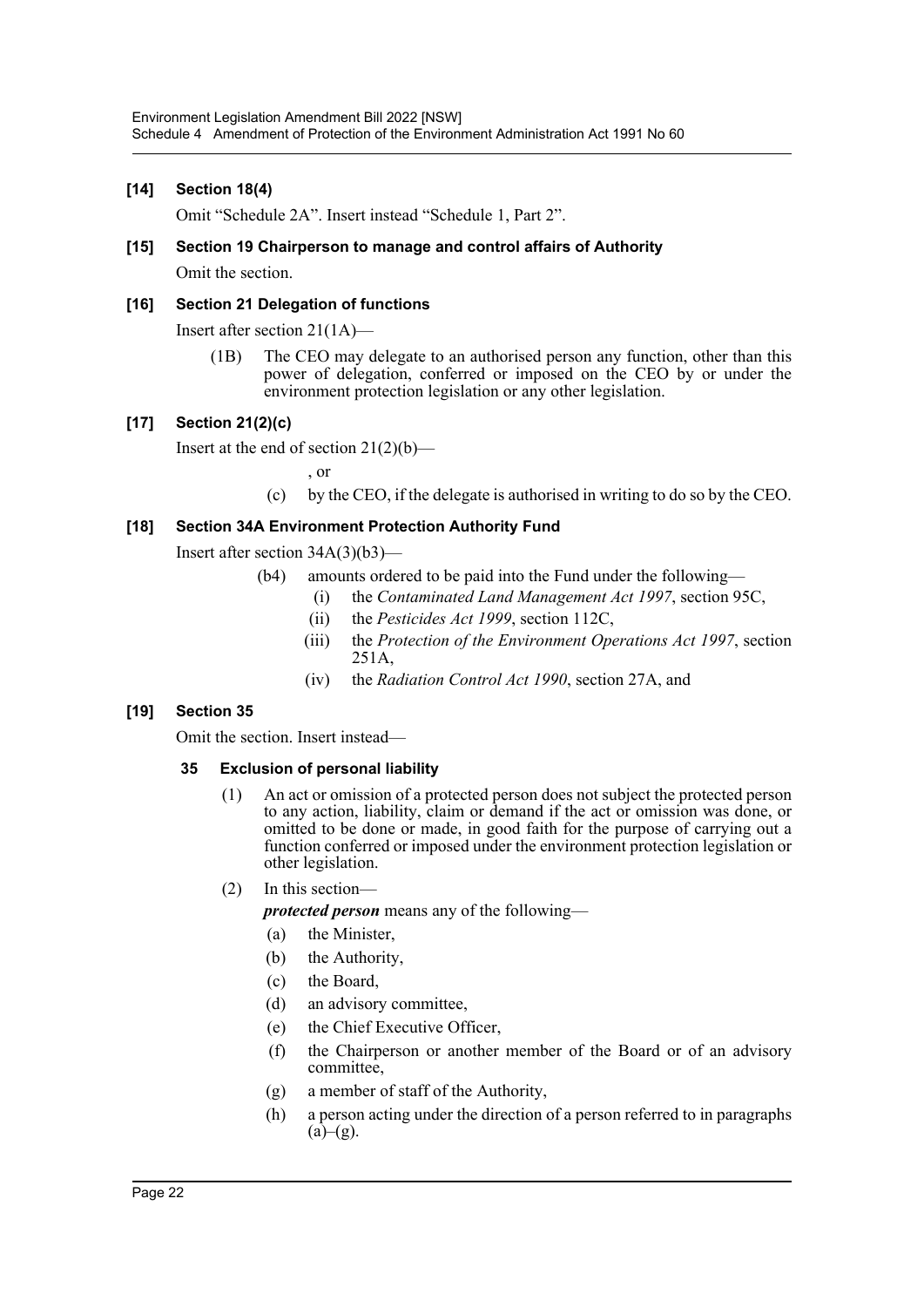### [14] Section 18(4)

Omit "Schedule 2A". Insert instead "Schedule 1, Part 2".

### [15] Section 19 Chairperson to manage and control affairs of Authority

Omit the section.

### [16] Section 21 Delegation of functions

Insert after section 21(1A)—

(1B) The CEO may delegate to an authorised person any function, other than this power of delegation, conferred or imposed on the CEO by or under the environment protection legislation or any other legislation.

### [17] Section 21(2)(c)

Insert at the end of section 21(2)(b)—

, or

(c) by the CEO, if the delegate is authorised in writing to do so by the CEO.

### [18] Section 34A Environment Protection Authority Fund

Insert after section 34A(3)(b3)—

(b4) amounts ordered to be paid into the Fund under the following—

- (i) the *Contaminated Land Management Act 1997*, section 95C,
- (ii) the *Pesticides Act 1999*, section 112C,
- (iii) the *Protection of the Environment Operations Act 1997*, section 251A,
- (iv) the *Radiation Control Act 1990*, section 27A, and

### [19] Section 35

Omit the section. Insert instead—

#### 35 Exclusion of personal liability

(1) An act or omission of a protected person does not subject the protected person to any action, liability, claim or demand if the act or omission was done, or omitted to be done or made, in good faith for the purpose of carrying out a function conferred or imposed under the environment protection legislation or other legislation.

(2) In this section—

***protected person*** means any of the following—

- (a) the Minister,
- (b) the Authority,
- (c) the Board,
- (d) an advisory committee,
- (e) the Chief Executive Officer,
- (f) the Chairperson or another member of the Board or of an advisory committee,
- (g) a member of staff of the Authority,
- (h) a person acting under the direction of a person referred to in paragraphs (a)–(g).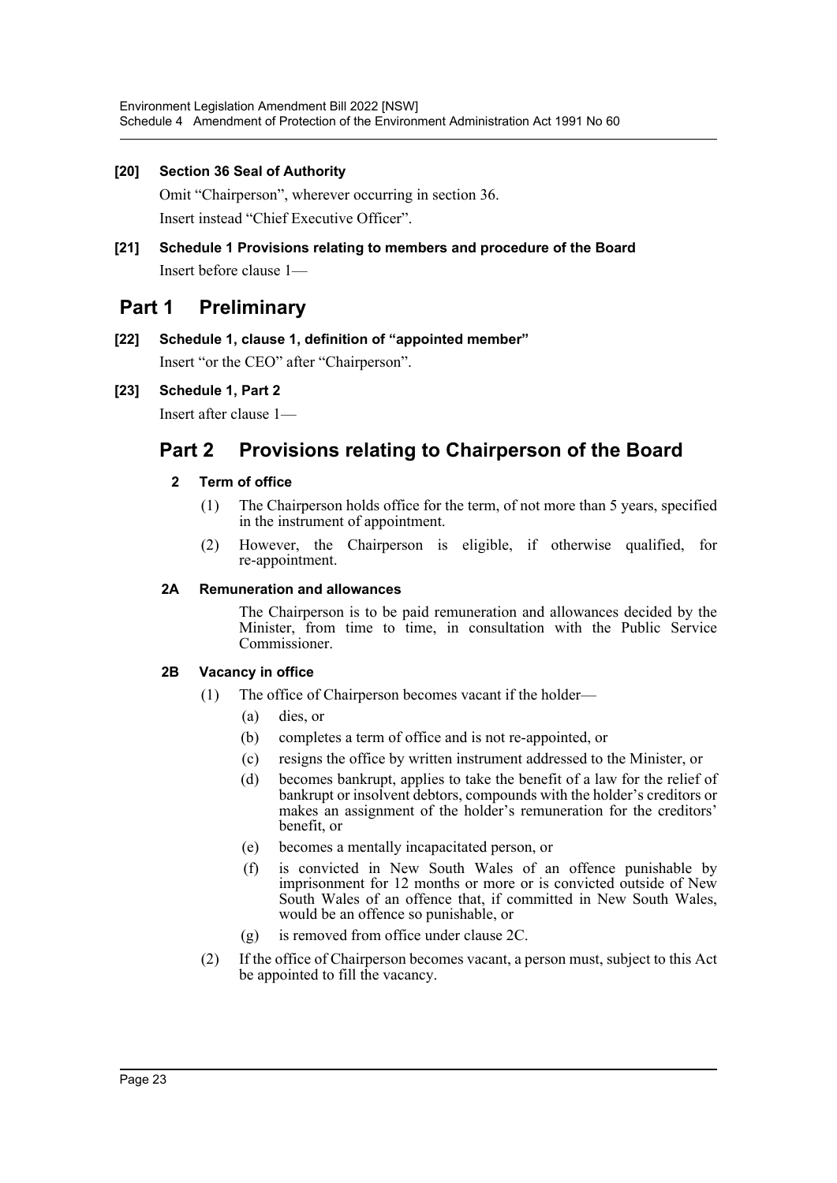**[20] Section 36 Seal of Authority**

Omit “Chairperson”, wherever occurring in section 36.

Insert instead “Chief Executive Officer”.

**[21] Schedule 1 Provisions relating to members and procedure of the Board**

Insert before clause 1—

## Part 1 Preliminary

**[22] Schedule 1, clause 1, definition of “appointed member”**

Insert “or the CEO” after “Chairperson”.

**[23] Schedule 1, Part 2**

Insert after clause 1—

## Part 2 Provisions relating to Chairperson of the Board

### 2 Term of office

(1) The Chairperson holds office for the term, of not more than 5 years, specified in the instrument of appointment.

(2) However, the Chairperson is eligible, if otherwise qualified, for re-appointment.

### 2A Remuneration and allowances

The Chairperson is to be paid remuneration and allowances decided by the Minister, from time to time, in consultation with the Public Service Commissioner.

### 2B Vacancy in office

(1) The office of Chairperson becomes vacant if the holder—

(a) dies, or

(b) completes a term of office and is not re-appointed, or

(c) resigns the office by written instrument addressed to the Minister, or

(d) becomes bankrupt, applies to take the benefit of a law for the relief of bankrupt or insolvent debtors, compounds with the holder’s creditors or makes an assignment of the holder’s remuneration for the creditors’ benefit, or

(e) becomes a mentally incapacitated person, or

(f) is convicted in New South Wales of an offence punishable by imprisonment for 12 months or more or is convicted outside of New South Wales of an offence that, if committed in New South Wales, would be an offence so punishable, or

(g) is removed from office under clause 2C.

(2) If the office of Chairperson becomes vacant, a person must, subject to this Act be appointed to fill the vacancy.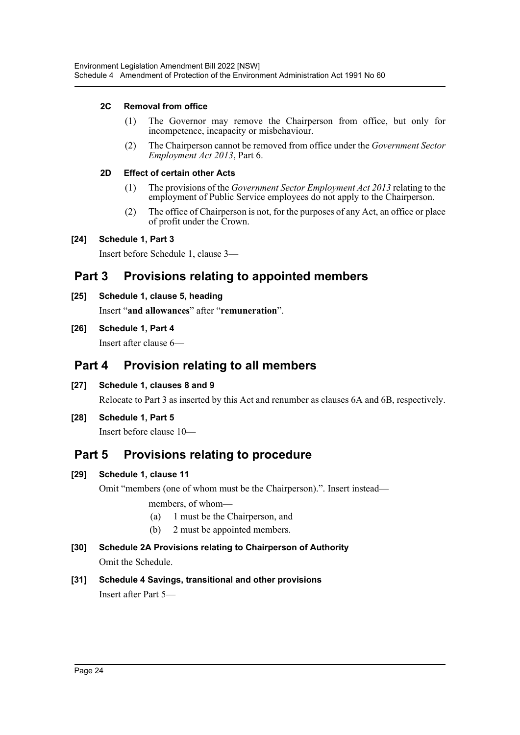#### 2C Removal from office

(1) The Governor may remove the Chairperson from office, but only for incompetence, incapacity or misbehaviour.

(2) The Chairperson cannot be removed from office under the *Government Sector Employment Act 2013*, Part 6.

#### 2D Effect of certain other Acts

(1) The provisions of the *Government Sector Employment Act 2013* relating to the employment of Public Service employees do not apply to the Chairperson.

(2) The office of Chairperson is not, for the purposes of any Act, an office or place of profit under the Crown.

#### [24] Schedule 1, Part 3

Insert before Schedule 1, clause 3—

## Part 3 Provisions relating to appointed members

#### [25] Schedule 1, clause 5, heading

Insert "**and allowances**" after "**remuneration**".

#### [26] Schedule 1, Part 4

Insert after clause 6—

## Part 4 Provision relating to all members

#### [27] Schedule 1, clauses 8 and 9

Relocate to Part 3 as inserted by this Act and renumber as clauses 6A and 6B, respectively.

#### [28] Schedule 1, Part 5

Insert before clause 10—

## Part 5 Provisions relating to procedure

#### [29] Schedule 1, clause 11

Omit "members (one of whom must be the Chairperson).". Insert instead—

members, of whom—

(a) 1 must be the Chairperson, and

(b) 2 must be appointed members.

#### [30] Schedule 2A Provisions relating to Chairperson of Authority

Omit the Schedule.

#### [31] Schedule 4 Savings, transitional and other provisions

Insert after Part 5—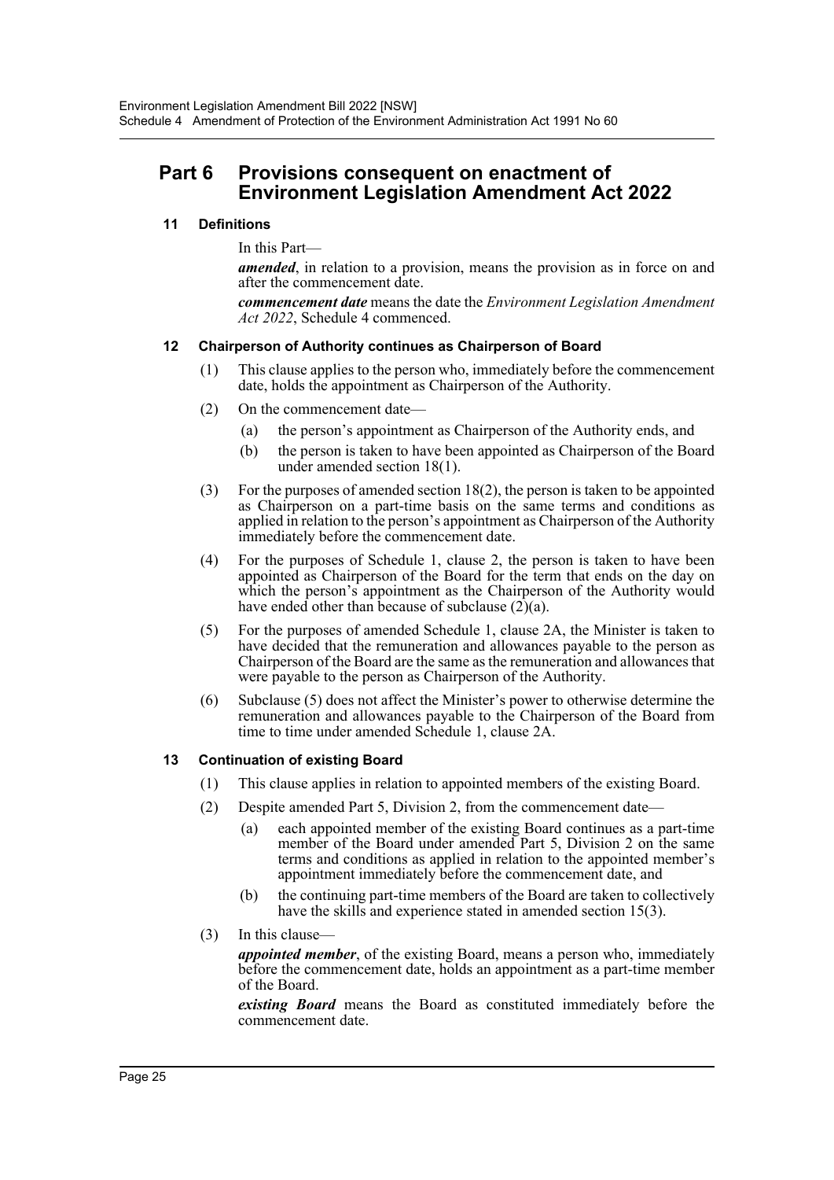## Part 6 Provisions consequent on enactment of Environment Legislation Amendment Act 2022

### 11 Definitions

In this Part—

***amended***, in relation to a provision, means the provision as in force on and after the commencement date.

***commencement date*** means the date the *Environment Legislation Amendment Act 2022*, Schedule 4 commenced.

### 12 Chairperson of Authority continues as Chairperson of Board

(1) This clause applies to the person who, immediately before the commencement date, holds the appointment as Chairperson of the Authority.

(2) On the commencement date—

(a) the person's appointment as Chairperson of the Authority ends, and

(b) the person is taken to have been appointed as Chairperson of the Board under amended section 18(1).

(3) For the purposes of amended section 18(2), the person is taken to be appointed as Chairperson on a part-time basis on the same terms and conditions as applied in relation to the person's appointment as Chairperson of the Authority immediately before the commencement date.

(4) For the purposes of Schedule 1, clause 2, the person is taken to have been appointed as Chairperson of the Board for the term that ends on the day on which the person's appointment as the Chairperson of the Authority would have ended other than because of subclause (2)(a).

(5) For the purposes of amended Schedule 1, clause 2A, the Minister is taken to have decided that the remuneration and allowances payable to the person as Chairperson of the Board are the same as the remuneration and allowances that were payable to the person as Chairperson of the Authority.

(6) Subclause (5) does not affect the Minister's power to otherwise determine the remuneration and allowances payable to the Chairperson of the Board from time to time under amended Schedule 1, clause 2A.

### 13 Continuation of existing Board

(1) This clause applies in relation to appointed members of the existing Board.

(2) Despite amended Part 5, Division 2, from the commencement date—

(a) each appointed member of the existing Board continues as a part-time member of the Board under amended Part 5, Division 2 on the same terms and conditions as applied in relation to the appointed member's appointment immediately before the commencement date, and

(b) the continuing part-time members of the Board are taken to collectively have the skills and experience stated in amended section 15(3).

(3) In this clause—

***appointed member***, of the existing Board, means a person who, immediately before the commencement date, holds an appointment as a part-time member of the Board.

***existing Board*** means the Board as constituted immediately before the commencement date.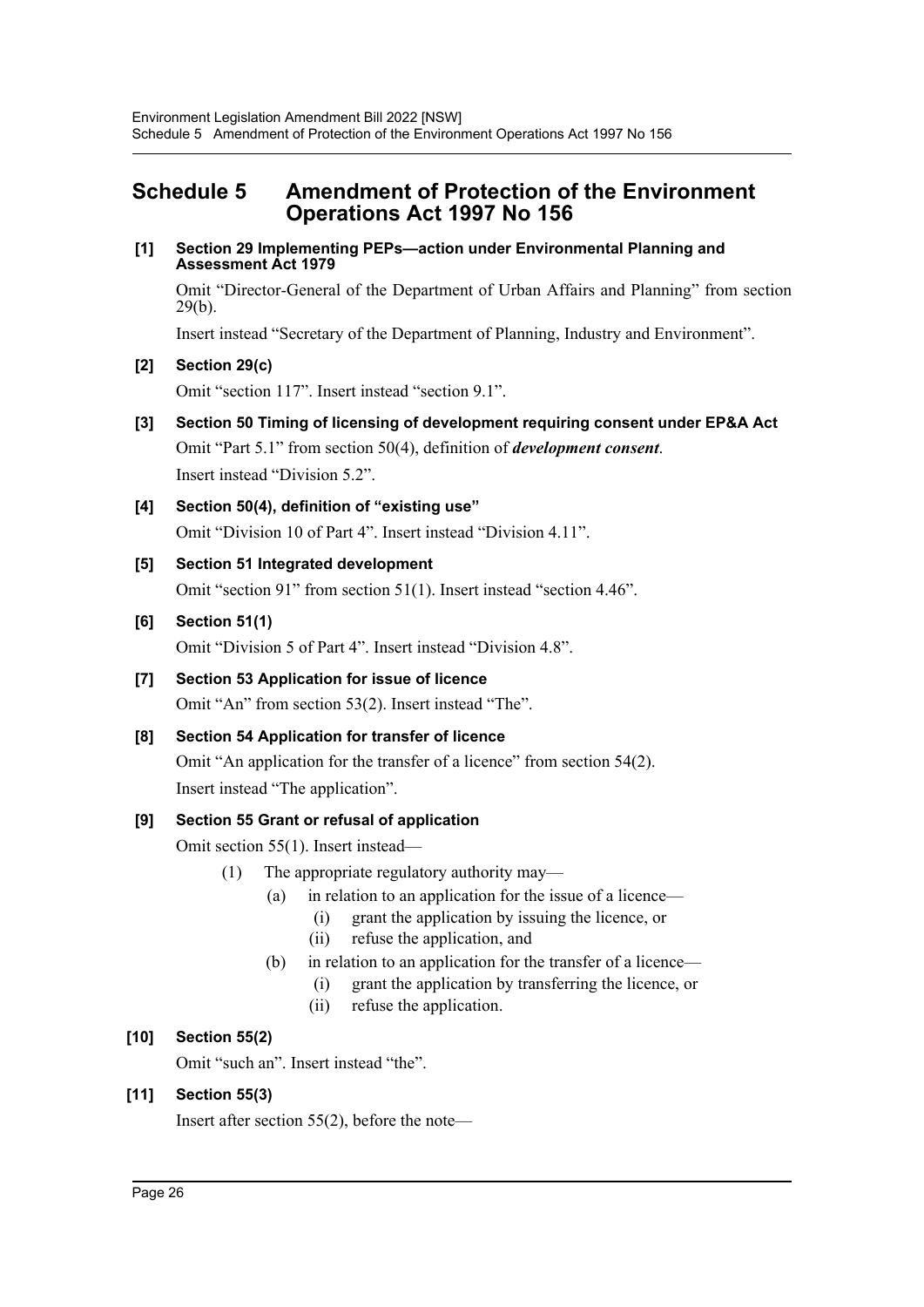## Schedule 5 Amendment of Protection of the Environment Operations Act 1997 No 156

**[1] Section 29 Implementing PEPs—action under Environmental Planning and Assessment Act 1979**

Omit "Director-General of the Department of Urban Affairs and Planning" from section 29(b).

Insert instead "Secretary of the Department of Planning, Industry and Environment".

**[2] Section 29(c)**

Omit "section 117". Insert instead "section 9.1".

**[3] Section 50 Timing of licensing of development requiring consent under EP&A Act**

Omit "Part 5.1" from section 50(4), definition of ***development consent***.

Insert instead "Division 5.2".

**[4] Section 50(4), definition of "existing use"**

Omit "Division 10 of Part 4". Insert instead "Division 4.11".

**[5] Section 51 Integrated development**

Omit "section 91" from section 51(1). Insert instead "section 4.46".

**[6] Section 51(1)**

Omit "Division 5 of Part 4". Insert instead "Division 4.8".

**[7] Section 53 Application for issue of licence**

Omit "An" from section 53(2). Insert instead "The".

**[8] Section 54 Application for transfer of licence**

Omit "An application for the transfer of a licence" from section 54(2).

Insert instead "The application".

**[9] Section 55 Grant or refusal of application**

Omit section 55(1). Insert instead—

(1) The appropriate regulatory authority may—

- (a) in relation to an application for the issue of a licence—
  - (i) grant the application by issuing the licence, or
  - (ii) refuse the application, and
- (b) in relation to an application for the transfer of a licence—
  - (i) grant the application by transferring the licence, or
  - (ii) refuse the application.

**[10] Section 55(2)**

Omit "such an". Insert instead "the".

**[11] Section 55(3)**

Insert after section 55(2), before the note—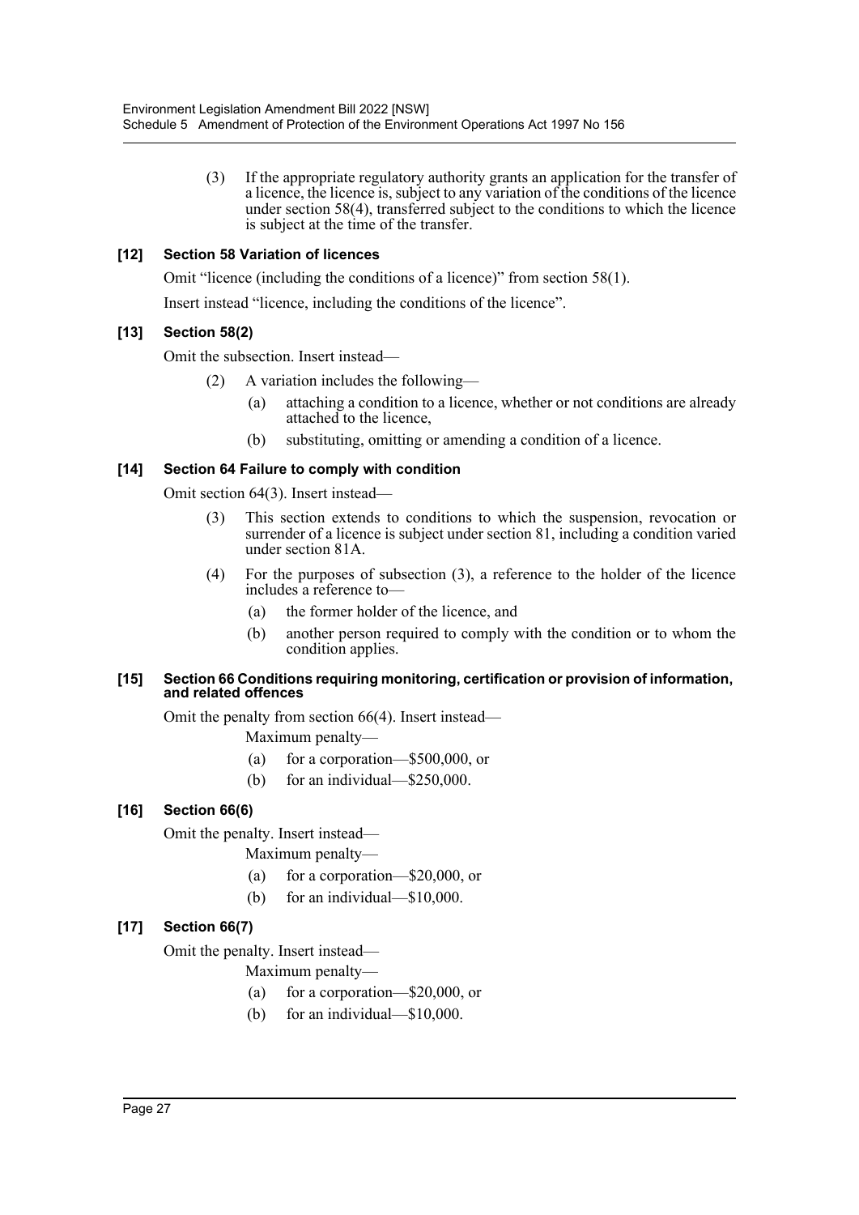(3) If the appropriate regulatory authority grants an application for the transfer of a licence, the licence is, subject to any variation of the conditions of the licence under section 58(4), transferred subject to the conditions to which the licence is subject at the time of the transfer.

**[12] Section 58 Variation of licences**

Omit "licence (including the conditions of a licence)" from section 58(1).

Insert instead "licence, including the conditions of the licence".

**[13] Section 58(2)**

Omit the subsection. Insert instead—

(2) A variation includes the following—

(a) attaching a condition to a licence, whether or not conditions are already attached to the licence,

(b) substituting, omitting or amending a condition of a licence.

**[14] Section 64 Failure to comply with condition**

Omit section 64(3). Insert instead—

(3) This section extends to conditions to which the suspension, revocation or surrender of a licence is subject under section 81, including a condition varied under section 81A.

(4) For the purposes of subsection (3), a reference to the holder of the licence includes a reference to—

(a) the former holder of the licence, and

(b) another person required to comply with the condition or to whom the condition applies.

**[15] Section 66 Conditions requiring monitoring, certification or provision of information, and related offences**

Omit the penalty from section 66(4). Insert instead—

Maximum penalty—

(a) for a corporation—$500,000, or

(b) for an individual—$250,000.

**[16] Section 66(6)**

Omit the penalty. Insert instead—

Maximum penalty—

(a) for a corporation—$20,000, or

(b) for an individual—$10,000.

**[17] Section 66(7)**

Omit the penalty. Insert instead—

Maximum penalty—

(a) for a corporation—$20,000, or

(b) for an individual—$10,000.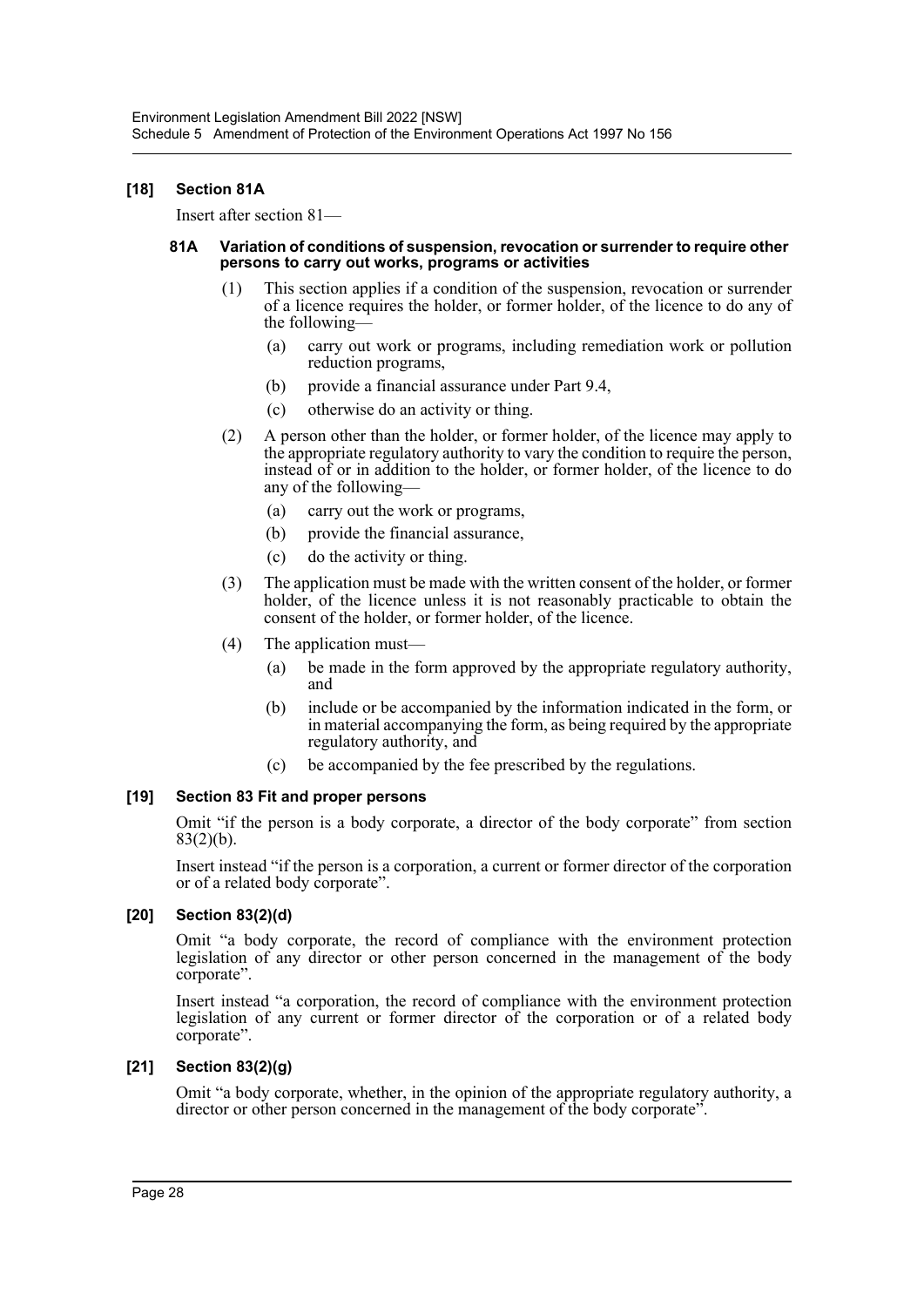### [18] Section 81A

Insert after section 81—

#### 81A Variation of conditions of suspension, revocation or surrender to require other persons to carry out works, programs or activities

(1) This section applies if a condition of the suspension, revocation or surrender of a licence requires the holder, or former holder, of the licence to do any of the following—

- (a) carry out work or programs, including remediation work or pollution reduction programs,
- (b) provide a financial assurance under Part 9.4,
- (c) otherwise do an activity or thing.

(2) A person other than the holder, or former holder, of the licence may apply to the appropriate regulatory authority to vary the condition to require the person, instead of or in addition to the holder, or former holder, of the licence to do any of the following—

- (a) carry out the work or programs,
- (b) provide the financial assurance,
- (c) do the activity or thing.

(3) The application must be made with the written consent of the holder, or former holder, of the licence unless it is not reasonably practicable to obtain the consent of the holder, or former holder, of the licence.

(4) The application must—

- (a) be made in the form approved by the appropriate regulatory authority, and
- (b) include or be accompanied by the information indicated in the form, or in material accompanying the form, as being required by the appropriate regulatory authority, and
- (c) be accompanied by the fee prescribed by the regulations.

### [19] Section 83 Fit and proper persons

Omit "if the person is a body corporate, a director of the body corporate" from section 83(2)(b).

Insert instead "if the person is a corporation, a current or former director of the corporation or of a related body corporate".

### [20] Section 83(2)(d)

Omit "a body corporate, the record of compliance with the environment protection legislation of any director or other person concerned in the management of the body corporate".

Insert instead "a corporation, the record of compliance with the environment protection legislation of any current or former director of the corporation or of a related body corporate".

### [21] Section 83(2)(g)

Omit "a body corporate, whether, in the opinion of the appropriate regulatory authority, a director or other person concerned in the management of the body corporate".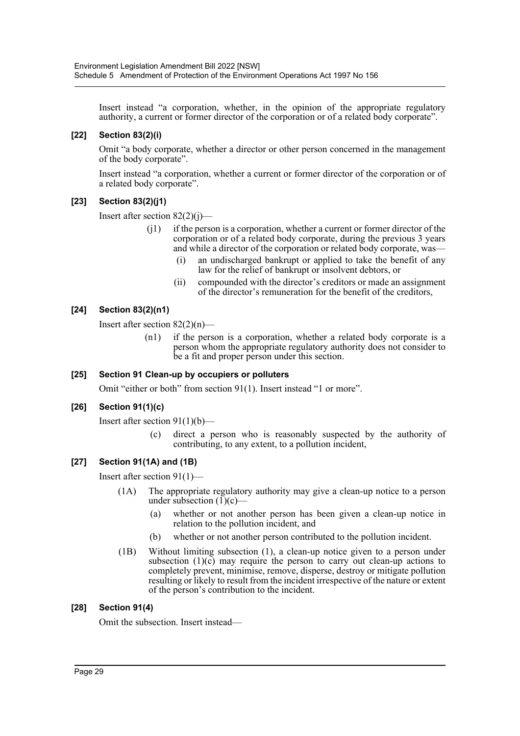Insert instead "a corporation, whether, in the opinion of the appropriate regulatory authority, a current or former director of the corporation or of a related body corporate".

### [22] Section 83(2)(i)

Omit "a body corporate, whether a director or other person concerned in the management of the body corporate".

Insert instead "a corporation, whether a current or former director of the corporation or of a related body corporate".

### [23] Section 83(2)(j1)

Insert after section 82(2)(j)—

> (j1) if the person is a corporation, whether a current or former director of the corporation or of a related body corporate, during the previous 3 years and while a director of the corporation or related body corporate, was—
>
> > (i) an undischarged bankrupt or applied to take the benefit of any law for the relief of bankrupt or insolvent debtors, or
> >
> > (ii) compounded with the director's creditors or made an assignment of the director's remuneration for the benefit of the creditors,

### [24] Section 83(2)(n1)

Insert after section 82(2)(n)—

> (n1) if the person is a corporation, whether a related body corporate is a person whom the appropriate regulatory authority does not consider to be a fit and proper person under this section.

### [25] Section 91 Clean-up by occupiers or polluters

Omit "either or both" from section 91(1). Insert instead "1 or more".

### [26] Section 91(1)(c)

Insert after section 91(1)(b)—

> (c) direct a person who is reasonably suspected by the authority of contributing, to any extent, to a pollution incident,

### [27] Section 91(1A) and (1B)

Insert after section 91(1)—

> (1A) The appropriate regulatory authority may give a clean-up notice to a person under subsection (1)(c)—
>
> > (a) whether or not another person has been given a clean-up notice in relation to the pollution incident, and
> >
> > (b) whether or not another person contributed to the pollution incident.
>
> (1B) Without limiting subsection (1), a clean-up notice given to a person under subsection (1)(c) may require the person to carry out clean-up actions to completely prevent, minimise, remove, disperse, destroy or mitigate pollution resulting or likely to result from the incident irrespective of the nature or extent of the person's contribution to the incident.

### [28] Section 91(4)

Omit the subsection. Insert instead—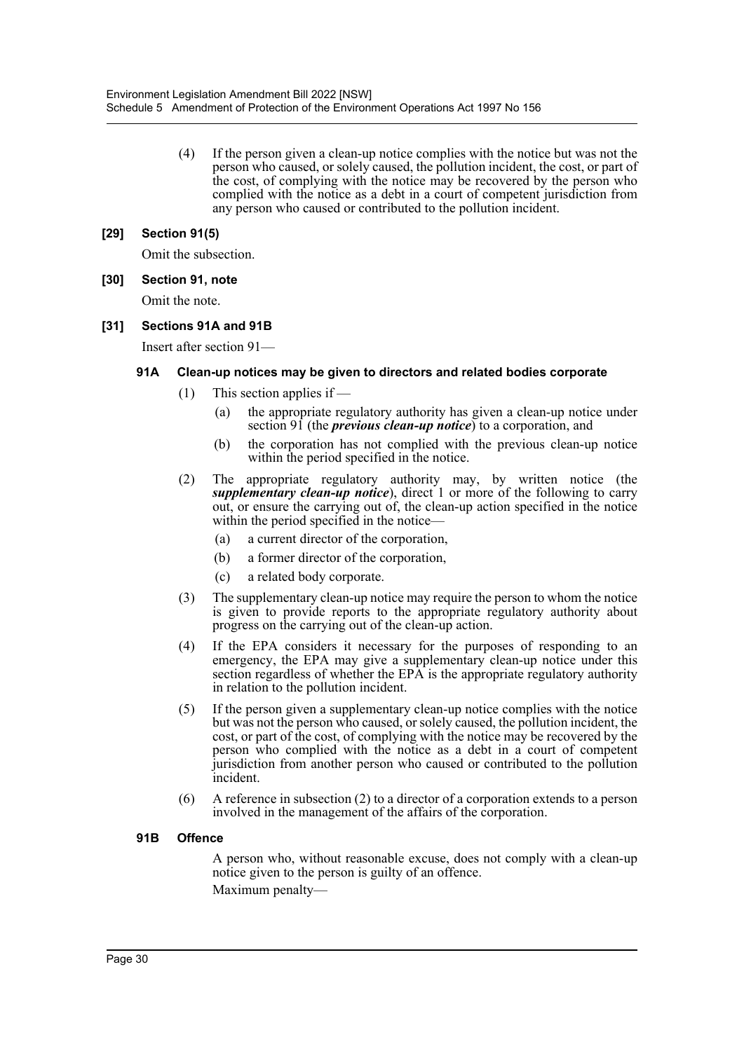(4) If the person given a clean-up notice complies with the notice but was not the person who caused, or solely caused, the pollution incident, the cost, or part of the cost, of complying with the notice may be recovered by the person who complied with the notice as a debt in a court of competent jurisdiction from any person who caused or contributed to the pollution incident.

### [29] Section 91(5)

Omit the subsection.

### [30] Section 91, note

Omit the note.

### [31] Sections 91A and 91B

Insert after section 91—

#### 91A Clean-up notices may be given to directors and related bodies corporate

(1) This section applies if —

(a) the appropriate regulatory authority has given a clean-up notice under section 91 (the ***previous clean-up notice***) to a corporation, and

(b) the corporation has not complied with the previous clean-up notice within the period specified in the notice.

(2) The appropriate regulatory authority may, by written notice (the ***supplementary clean-up notice***), direct 1 or more of the following to carry out, or ensure the carrying out of, the clean-up action specified in the notice within the period specified in the notice—

(a) a current director of the corporation,

(b) a former director of the corporation,

(c) a related body corporate.

(3) The supplementary clean-up notice may require the person to whom the notice is given to provide reports to the appropriate regulatory authority about progress on the carrying out of the clean-up action.

(4) If the EPA considers it necessary for the purposes of responding to an emergency, the EPA may give a supplementary clean-up notice under this section regardless of whether the EPA is the appropriate regulatory authority in relation to the pollution incident.

(5) If the person given a supplementary clean-up notice complies with the notice but was not the person who caused, or solely caused, the pollution incident, the cost, or part of the cost, of complying with the notice may be recovered by the person who complied with the notice as a debt in a court of competent jurisdiction from another person who caused or contributed to the pollution incident.

(6) A reference in subsection (2) to a director of a corporation extends to a person involved in the management of the affairs of the corporation.

#### 91B Offence

A person who, without reasonable excuse, does not comply with a clean-up notice given to the person is guilty of an offence.

Maximum penalty—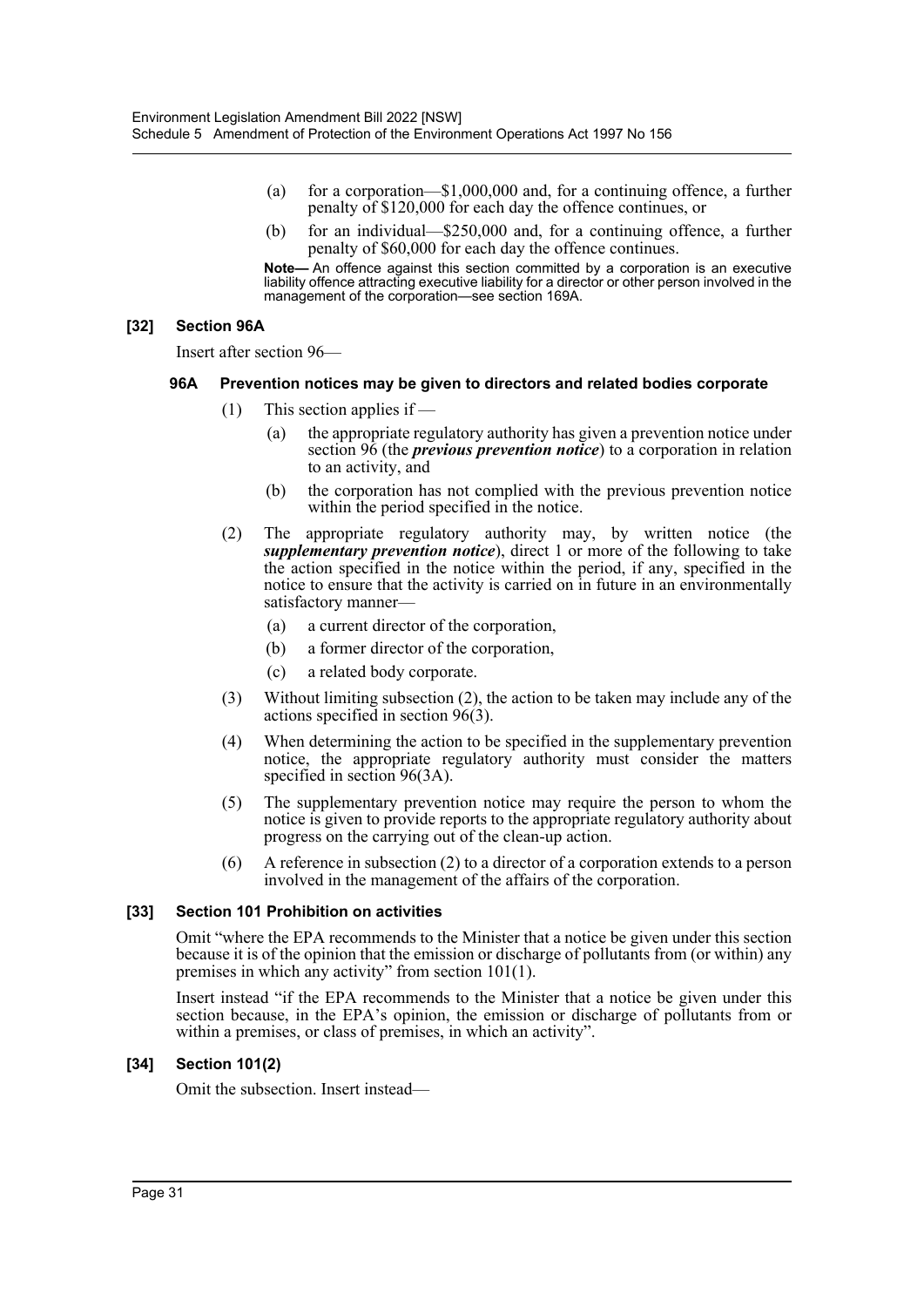(a) for a corporation—$1,000,000 and, for a continuing offence, a further penalty of $120,000 for each day the offence continues, or

(b) for an individual—$250,000 and, for a continuing offence, a further penalty of $60,000 for each day the offence continues.

**Note—** An offence against this section committed by a corporation is an executive liability offence attracting executive liability for a director or other person involved in the management of the corporation—see section 169A.

### [32] Section 96A

Insert after section 96—

#### 96A Prevention notices may be given to directors and related bodies corporate

(1) This section applies if —

(a) the appropriate regulatory authority has given a prevention notice under section 96 (the ***previous prevention notice***) to a corporation in relation to an activity, and

(b) the corporation has not complied with the previous prevention notice within the period specified in the notice.

(2) The appropriate regulatory authority may, by written notice (the ***supplementary prevention notice***), direct 1 or more of the following to take the action specified in the notice within the period, if any, specified in the notice to ensure that the activity is carried on in future in an environmentally satisfactory manner—

(a) a current director of the corporation,

(b) a former director of the corporation,

(c) a related body corporate.

(3) Without limiting subsection (2), the action to be taken may include any of the actions specified in section 96(3).

(4) When determining the action to be specified in the supplementary prevention notice, the appropriate regulatory authority must consider the matters specified in section 96(3A).

(5) The supplementary prevention notice may require the person to whom the notice is given to provide reports to the appropriate regulatory authority about progress on the carrying out of the clean-up action.

(6) A reference in subsection (2) to a director of a corporation extends to a person involved in the management of the affairs of the corporation.

### [33] Section 101 Prohibition on activities

Omit "where the EPA recommends to the Minister that a notice be given under this section because it is of the opinion that the emission or discharge of pollutants from (or within) any premises in which any activity" from section 101(1).

Insert instead "if the EPA recommends to the Minister that a notice be given under this section because, in the EPA's opinion, the emission or discharge of pollutants from or within a premises, or class of premises, in which an activity".

### [34] Section 101(2)

Omit the subsection. Insert instead—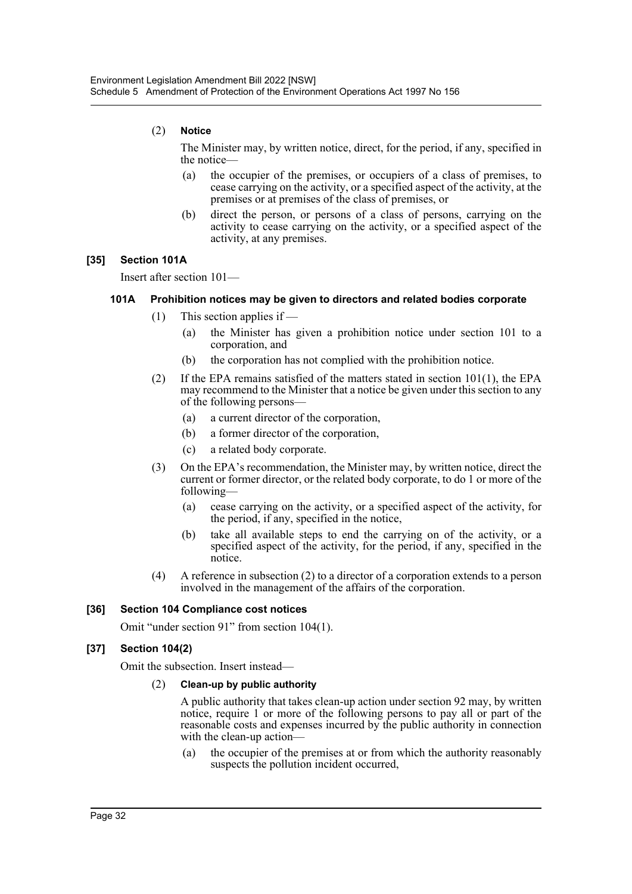(2) **Notice**

The Minister may, by written notice, direct, for the period, if any, specified in the notice—

- (a) the occupier of the premises, or occupiers of a class of premises, to cease carrying on the activity, or a specified aspect of the activity, at the premises or at premises of the class of premises, or
- (b) direct the person, or persons of a class of persons, carrying on the activity to cease carrying on the activity, or a specified aspect of the activity, at any premises.

### [35] Section 101A

Insert after section 101—

#### 101A Prohibition notices may be given to directors and related bodies corporate

(1) This section applies if —

- (a) the Minister has given a prohibition notice under section 101 to a corporation, and
- (b) the corporation has not complied with the prohibition notice.

(2) If the EPA remains satisfied of the matters stated in section 101(1), the EPA may recommend to the Minister that a notice be given under this section to any of the following persons—

- (a) a current director of the corporation,
- (b) a former director of the corporation,
- (c) a related body corporate.

(3) On the EPA's recommendation, the Minister may, by written notice, direct the current or former director, or the related body corporate, to do 1 or more of the following—

- (a) cease carrying on the activity, or a specified aspect of the activity, for the period, if any, specified in the notice,
- (b) take all available steps to end the carrying on of the activity, or a specified aspect of the activity, for the period, if any, specified in the notice.

(4) A reference in subsection (2) to a director of a corporation extends to a person involved in the management of the affairs of the corporation.

### [36] Section 104 Compliance cost notices

Omit "under section 91" from section 104(1).

### [37] Section 104(2)

Omit the subsection. Insert instead—

(2) **Clean-up by public authority**

A public authority that takes clean-up action under section 92 may, by written notice, require 1 or more of the following persons to pay all or part of the reasonable costs and expenses incurred by the public authority in connection with the clean-up action—

- (a) the occupier of the premises at or from which the authority reasonably suspects the pollution incident occurred,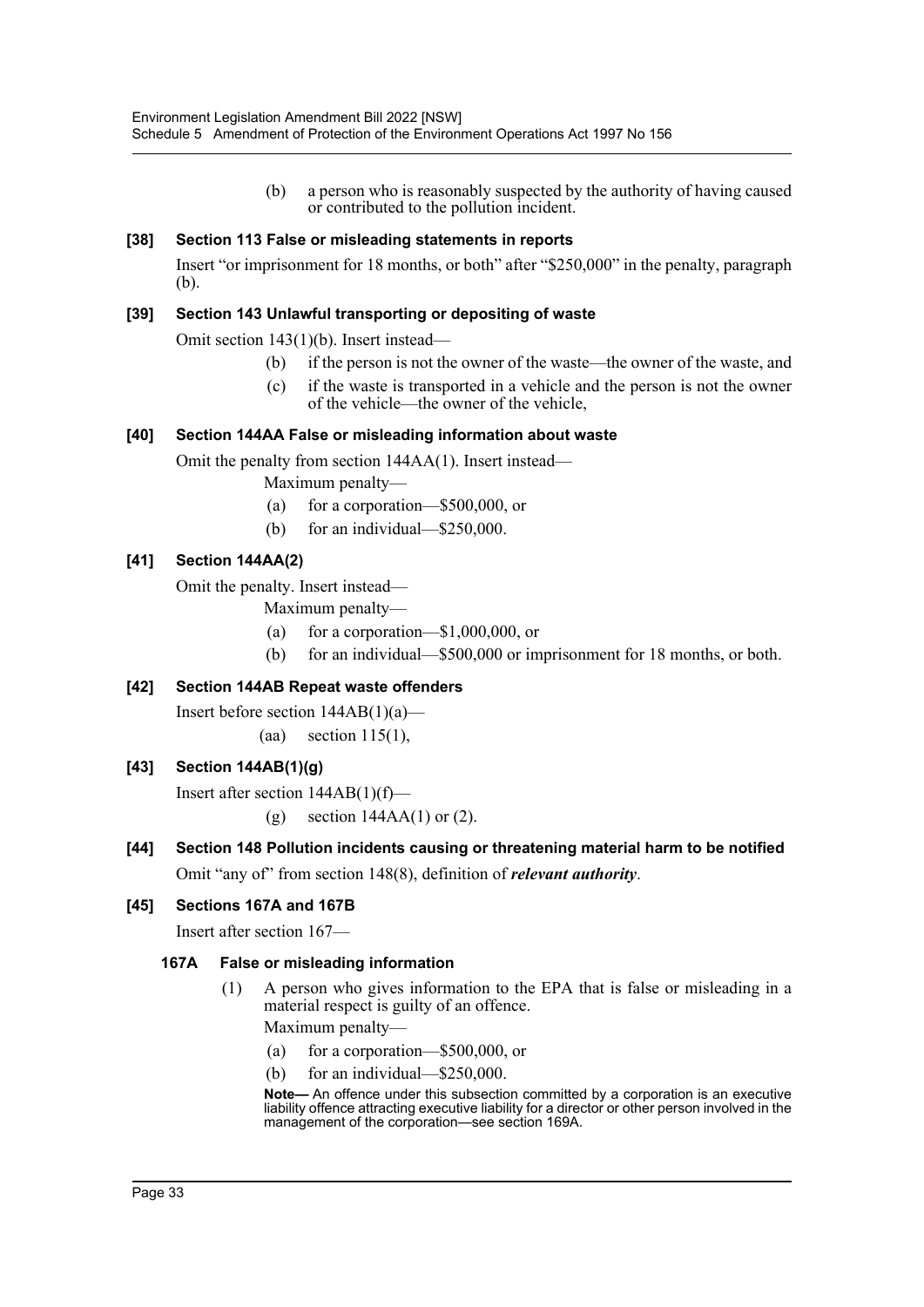(b) a person who is reasonably suspected by the authority of having caused or contributed to the pollution incident.

### [38] Section 113 False or misleading statements in reports

Insert "or imprisonment for 18 months, or both" after "$250,000" in the penalty, paragraph (b).

### [39] Section 143 Unlawful transporting or depositing of waste

Omit section 143(1)(b). Insert instead—

(b) if the person is not the owner of the waste—the owner of the waste, and

(c) if the waste is transported in a vehicle and the person is not the owner of the vehicle—the owner of the vehicle,

### [40] Section 144AA False or misleading information about waste

Omit the penalty from section 144AA(1). Insert instead—

Maximum penalty—

(a) for a corporation—$500,000, or

(b) for an individual—$250,000.

### [41] Section 144AA(2)

Omit the penalty. Insert instead—

Maximum penalty—

(a) for a corporation—$1,000,000, or

(b) for an individual—$500,000 or imprisonment for 18 months, or both.

### [42] Section 144AB Repeat waste offenders

Insert before section 144AB(1)(a)—

(aa) section 115(1),

### [43] Section 144AB(1)(g)

Insert after section 144AB(1)(f)—

(g) section 144AA(1) or (2).

### [44] Section 148 Pollution incidents causing or threatening material harm to be notified

Omit "any of" from section 148(8), definition of ***relevant authority***.

### [45] Sections 167A and 167B

Insert after section 167—

#### 167A False or misleading information

(1) A person who gives information to the EPA that is false or misleading in a material respect is guilty of an offence.

Maximum penalty—

(a) for a corporation—$500,000, or

(b) for an individual—$250,000.

**Note—** An offence under this subsection committed by a corporation is an executive liability offence attracting executive liability for a director or other person involved in the management of the corporation—see section 169A.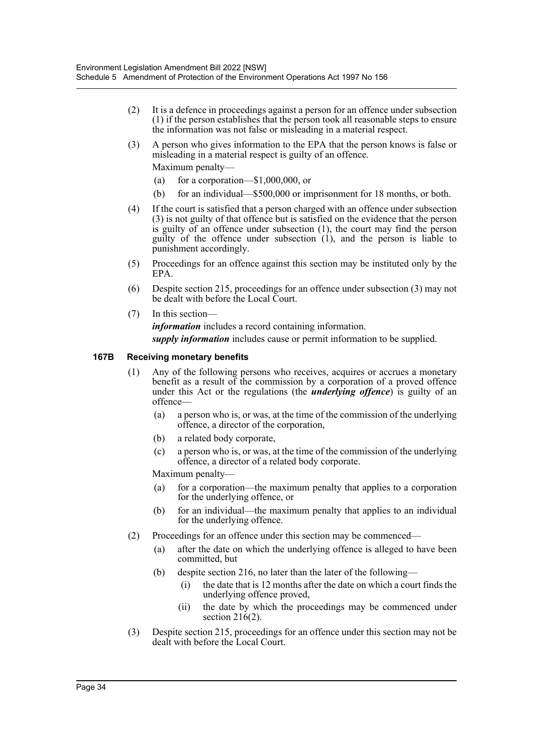(2) It is a defence in proceedings against a person for an offence under subsection (1) if the person establishes that the person took all reasonable steps to ensure the information was not false or misleading in a material respect.

(3) A person who gives information to the EPA that the person knows is false or misleading in a material respect is guilty of an offence.

Maximum penalty—

(a) for a corporation—$1,000,000, or

(b) for an individual—$500,000 or imprisonment for 18 months, or both.

(4) If the court is satisfied that a person charged with an offence under subsection (3) is not guilty of that offence but is satisfied on the evidence that the person is guilty of an offence under subsection (1), the court may find the person guilty of the offence under subsection (1), and the person is liable to punishment accordingly.

(5) Proceedings for an offence against this section may be instituted only by the EPA.

(6) Despite section 215, proceedings for an offence under subsection (3) may not be dealt with before the Local Court.

(7) In this section—

***information*** includes a record containing information.

***supply information*** includes cause or permit information to be supplied.

### 167B Receiving monetary benefits

(1) Any of the following persons who receives, acquires or accrues a monetary benefit as a result of the commission by a corporation of a proved offence under this Act or the regulations (the ***underlying offence***) is guilty of an offence—

(a) a person who is, or was, at the time of the commission of the underlying offence, a director of the corporation,

(b) a related body corporate,

(c) a person who is, or was, at the time of the commission of the underlying offence, a director of a related body corporate.

Maximum penalty—

(a) for a corporation—the maximum penalty that applies to a corporation for the underlying offence, or

(b) for an individual—the maximum penalty that applies to an individual for the underlying offence.

(2) Proceedings for an offence under this section may be commenced—

(a) after the date on which the underlying offence is alleged to have been committed, but

(b) despite section 216, no later than the later of the following—

(i) the date that is 12 months after the date on which a court finds the underlying offence proved,

(ii) the date by which the proceedings may be commenced under section 216(2).

(3) Despite section 215, proceedings for an offence under this section may not be dealt with before the Local Court.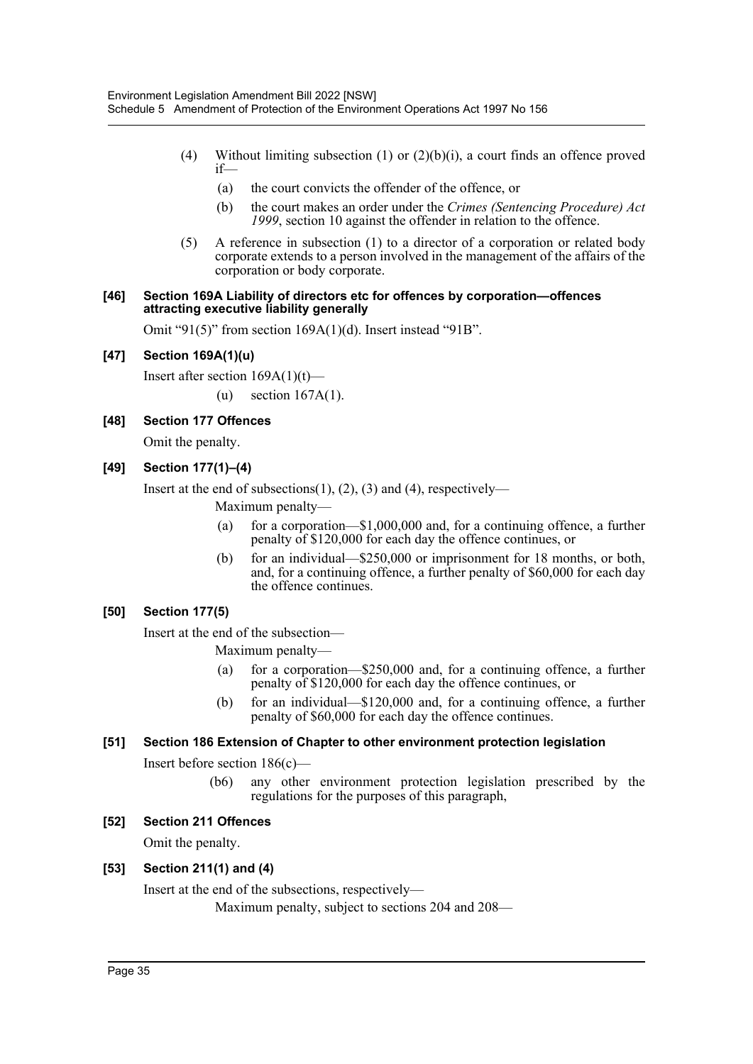(4) Without limiting subsection (1) or (2)(b)(i), a court finds an offence proved if—

(a) the court convicts the offender of the offence, or

(b) the court makes an order under the *Crimes (Sentencing Procedure) Act 1999*, section 10 against the offender in relation to the offence.

(5) A reference in subsection (1) to a director of a corporation or related body corporate extends to a person involved in the management of the affairs of the corporation or body corporate.

#### [46] Section 169A Liability of directors etc for offences by corporation—offences attracting executive liability generally

Omit "91(5)" from section 169A(1)(d). Insert instead "91B".

#### [47] Section 169A(1)(u)

Insert after section 169A(1)(t)—

(u) section 167A(1).

#### [48] Section 177 Offences

Omit the penalty.

#### [49] Section 177(1)–(4)

Insert at the end of subsections(1), (2), (3) and (4), respectively—

Maximum penalty—

(a) for a corporation—$1,000,000 and, for a continuing offence, a further penalty of $120,000 for each day the offence continues, or

(b) for an individual—$250,000 or imprisonment for 18 months, or both, and, for a continuing offence, a further penalty of $60,000 for each day the offence continues.

#### [50] Section 177(5)

Insert at the end of the subsection—

Maximum penalty—

(a) for a corporation—$250,000 and, for a continuing offence, a further penalty of $120,000 for each day the offence continues, or

(b) for an individual—$120,000 and, for a continuing offence, a further penalty of $60,000 for each day the offence continues.

#### [51] Section 186 Extension of Chapter to other environment protection legislation

Insert before section 186(c)—

(b6) any other environment protection legislation prescribed by the regulations for the purposes of this paragraph,

#### [52] Section 211 Offences

Omit the penalty.

#### [53] Section 211(1) and (4)

Insert at the end of the subsections, respectively—

Maximum penalty, subject to sections 204 and 208—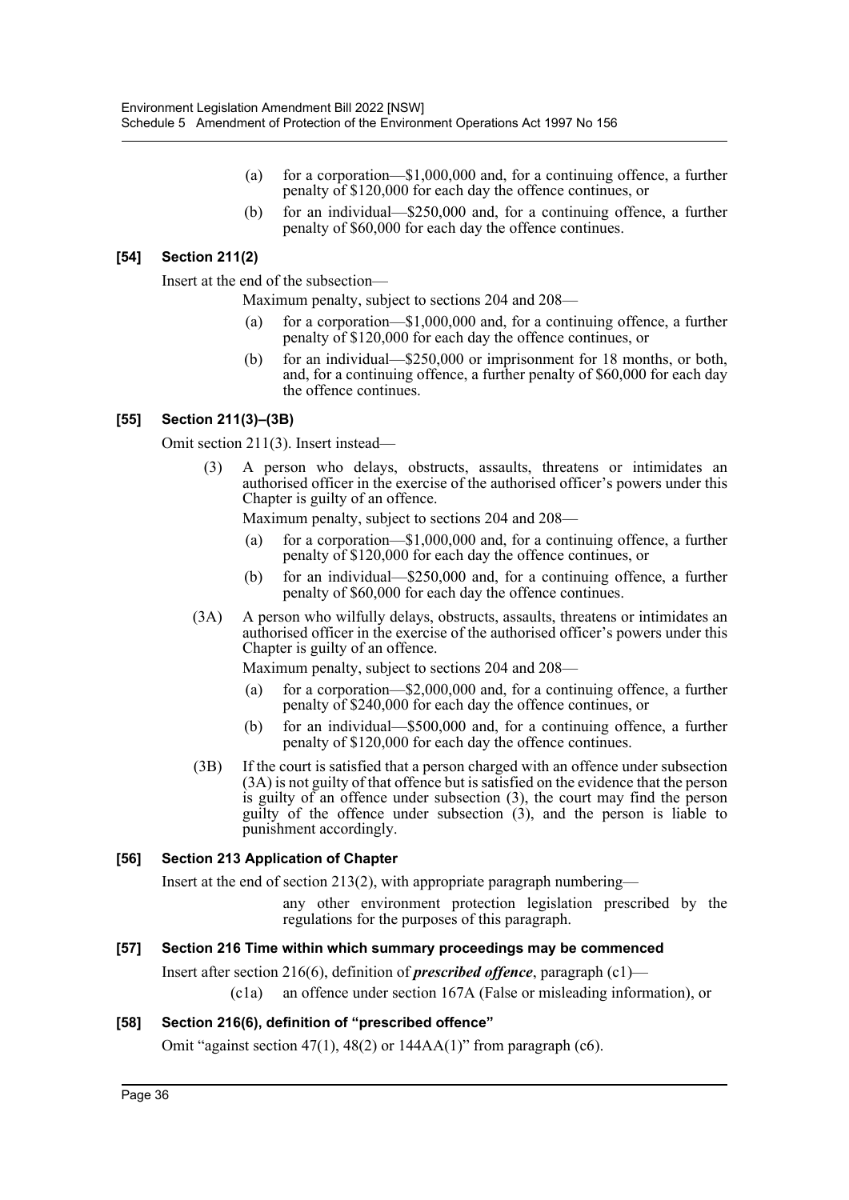(a) for a corporation—$1,000,000 and, for a continuing offence, a further penalty of $120,000 for each day the offence continues, or

(b) for an individual—$250,000 and, for a continuing offence, a further penalty of $60,000 for each day the offence continues.

### [54] Section 211(2)

Insert at the end of the subsection—

Maximum penalty, subject to sections 204 and 208—

(a) for a corporation—$1,000,000 and, for a continuing offence, a further penalty of $120,000 for each day the offence continues, or

(b) for an individual—$250,000 or imprisonment for 18 months, or both, and, for a continuing offence, a further penalty of $60,000 for each day the offence continues.

### [55] Section 211(3)–(3B)

Omit section 211(3). Insert instead—

(3) A person who delays, obstructs, assaults, threatens or intimidates an authorised officer in the exercise of the authorised officer's powers under this Chapter is guilty of an offence.

Maximum penalty, subject to sections 204 and 208—

(a) for a corporation—$1,000,000 and, for a continuing offence, a further penalty of $120,000 for each day the offence continues, or

(b) for an individual—$250,000 and, for a continuing offence, a further penalty of $60,000 for each day the offence continues.

(3A) A person who wilfully delays, obstructs, assaults, threatens or intimidates an authorised officer in the exercise of the authorised officer's powers under this Chapter is guilty of an offence.

Maximum penalty, subject to sections 204 and 208—

(a) for a corporation—$2,000,000 and, for a continuing offence, a further penalty of $240,000 for each day the offence continues, or

(b) for an individual—$500,000 and, for a continuing offence, a further penalty of $120,000 for each day the offence continues.

(3B) If the court is satisfied that a person charged with an offence under subsection (3A) is not guilty of that offence but is satisfied on the evidence that the person is guilty of an offence under subsection (3), the court may find the person guilty of the offence under subsection (3), and the person is liable to punishment accordingly.

### [56] Section 213 Application of Chapter

Insert at the end of section 213(2), with appropriate paragraph numbering—

any other environment protection legislation prescribed by the regulations for the purposes of this paragraph.

### [57] Section 216 Time within which summary proceedings may be commenced

Insert after section 216(6), definition of ***prescribed offence***, paragraph (c1)—

(c1a) an offence under section 167A (False or misleading information), or

### [58] Section 216(6), definition of "prescribed offence"

Omit "against section 47(1), 48(2) or 144AA(1)" from paragraph (c6).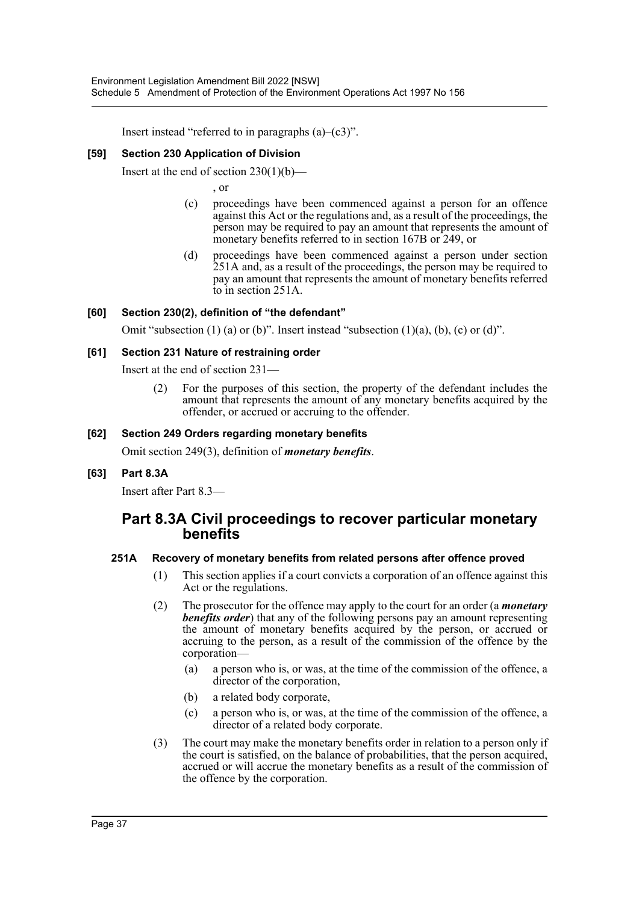Insert instead "referred to in paragraphs (a)–(c3)".

**[59] Section 230 Application of Division**

Insert at the end of section 230(1)(b)—

, or

(c) proceedings have been commenced against a person for an offence against this Act or the regulations and, as a result of the proceedings, the person may be required to pay an amount that represents the amount of monetary benefits referred to in section 167B or 249, or

(d) proceedings have been commenced against a person under section 251A and, as a result of the proceedings, the person may be required to pay an amount that represents the amount of monetary benefits referred to in section 251A.

**[60] Section 230(2), definition of "the defendant"**

Omit "subsection (1) (a) or (b)". Insert instead "subsection (1)(a), (b), (c) or (d)".

**[61] Section 231 Nature of restraining order**

Insert at the end of section 231—

(2) For the purposes of this section, the property of the defendant includes the amount that represents the amount of any monetary benefits acquired by the offender, or accrued or accruing to the offender.

**[62] Section 249 Orders regarding monetary benefits**

Omit section 249(3), definition of ***monetary benefits***.

**[63] Part 8.3A**

Insert after Part 8.3—

## Part 8.3A Civil proceedings to recover particular monetary benefits

**251A Recovery of monetary benefits from related persons after offence proved**

(1) This section applies if a court convicts a corporation of an offence against this Act or the regulations.

(2) The prosecutor for the offence may apply to the court for an order (a ***monetary benefits order***) that any of the following persons pay an amount representing the amount of monetary benefits acquired by the person, or accrued or accruing to the person, as a result of the commission of the offence by the corporation—

(a) a person who is, or was, at the time of the commission of the offence, a director of the corporation,

(b) a related body corporate,

(c) a person who is, or was, at the time of the commission of the offence, a director of a related body corporate.

(3) The court may make the monetary benefits order in relation to a person only if the court is satisfied, on the balance of probabilities, that the person acquired, accrued or will accrue the monetary benefits as a result of the commission of the offence by the corporation.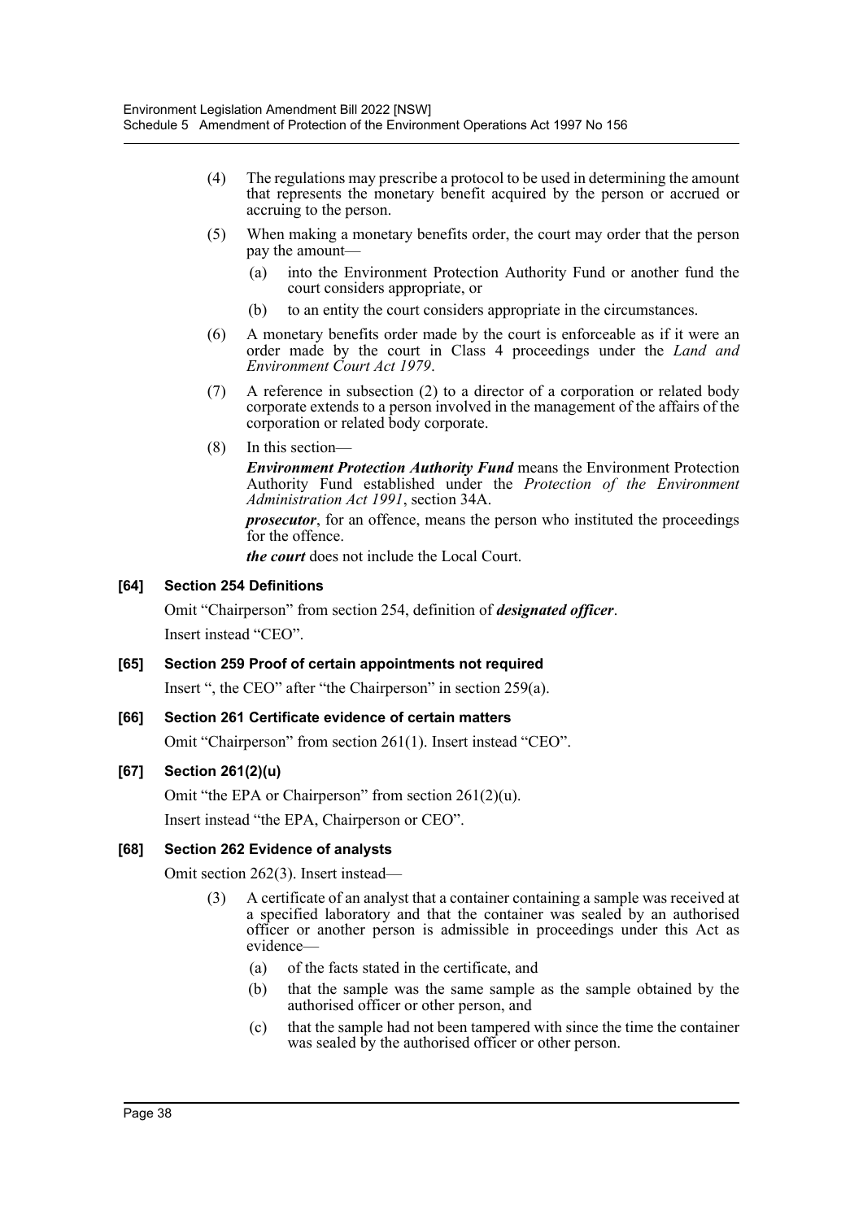(4) The regulations may prescribe a protocol to be used in determining the amount that represents the monetary benefit acquired by the person or accrued or accruing to the person.

(5) When making a monetary benefits order, the court may order that the person pay the amount—

(a) into the Environment Protection Authority Fund or another fund the court considers appropriate, or

(b) to an entity the court considers appropriate in the circumstances.

(6) A monetary benefits order made by the court is enforceable as if it were an order made by the court in Class 4 proceedings under the *Land and Environment Court Act 1979*.

(7) A reference in subsection (2) to a director of a corporation or related body corporate extends to a person involved in the management of the affairs of the corporation or related body corporate.

(8) In this section—

***Environment Protection Authority Fund*** means the Environment Protection Authority Fund established under the *Protection of the Environment Administration Act 1991*, section 34A.

***prosecutor***, for an offence, means the person who instituted the proceedings for the offence.

***the court*** does not include the Local Court.

#### [64] Section 254 Definitions

Omit "Chairperson" from section 254, definition of ***designated officer***.

Insert instead "CEO".

#### [65] Section 259 Proof of certain appointments not required

Insert ", the CEO" after "the Chairperson" in section 259(a).

#### [66] Section 261 Certificate evidence of certain matters

Omit "Chairperson" from section 261(1). Insert instead "CEO".

#### [67] Section 261(2)(u)

Omit "the EPA or Chairperson" from section 261(2)(u).

Insert instead "the EPA, Chairperson or CEO".

#### [68] Section 262 Evidence of analysts

Omit section 262(3). Insert instead—

(3) A certificate of an analyst that a container containing a sample was received at a specified laboratory and that the container was sealed by an authorised officer or another person is admissible in proceedings under this Act as evidence—

(a) of the facts stated in the certificate, and

(b) that the sample was the same sample as the sample obtained by the authorised officer or other person, and

(c) that the sample had not been tampered with since the time the container was sealed by the authorised officer or other person.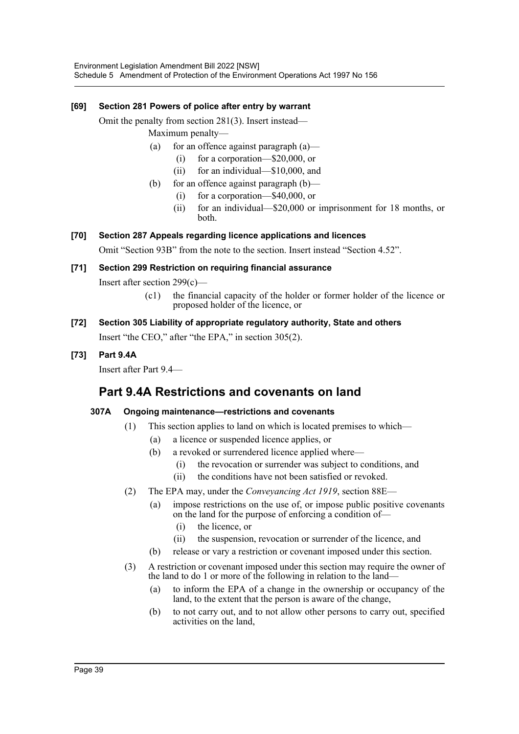**[69] Section 281 Powers of police after entry by warrant**

Omit the penalty from section 281(3). Insert instead—

Maximum penalty—

- (a) for an offence against paragraph (a)—
  - (i) for a corporation—$20,000, or
  - (ii) for an individual—$10,000, and
- (b) for an offence against paragraph (b)—
  - (i) for a corporation—$40,000, or
  - (ii) for an individual—$20,000 or imprisonment for 18 months, or both.

**[70] Section 287 Appeals regarding licence applications and licences**

Omit "Section 93B" from the note to the section. Insert instead "Section 4.52".

**[71] Section 299 Restriction on requiring financial assurance**

Insert after section 299(c)—

- (c1) the financial capacity of the holder or former holder of the licence or proposed holder of the licence, or

**[72] Section 305 Liability of appropriate regulatory authority, State and others**

Insert "the CEO," after "the EPA," in section 305(2).

**[73] Part 9.4A**

Insert after Part 9.4—

## Part 9.4A Restrictions and covenants on land

### 307A Ongoing maintenance—restrictions and covenants

- (1) This section applies to land on which is located premises to which—
  - (a) a licence or suspended licence applies, or
  - (b) a revoked or surrendered licence applied where—
    - (i) the revocation or surrender was subject to conditions, and
    - (ii) the conditions have not been satisfied or revoked.
- (2) The EPA may, under the *Conveyancing Act 1919*, section 88E—
  - (a) impose restrictions on the use of, or impose public positive covenants on the land for the purpose of enforcing a condition of—
    - (i) the licence, or
    - (ii) the suspension, revocation or surrender of the licence, and
  - (b) release or vary a restriction or covenant imposed under this section.
- (3) A restriction or covenant imposed under this section may require the owner of the land to do 1 or more of the following in relation to the land—
  - (a) to inform the EPA of a change in the ownership or occupancy of the land, to the extent that the person is aware of the change,
  - (b) to not carry out, and to not allow other persons to carry out, specified activities on the land,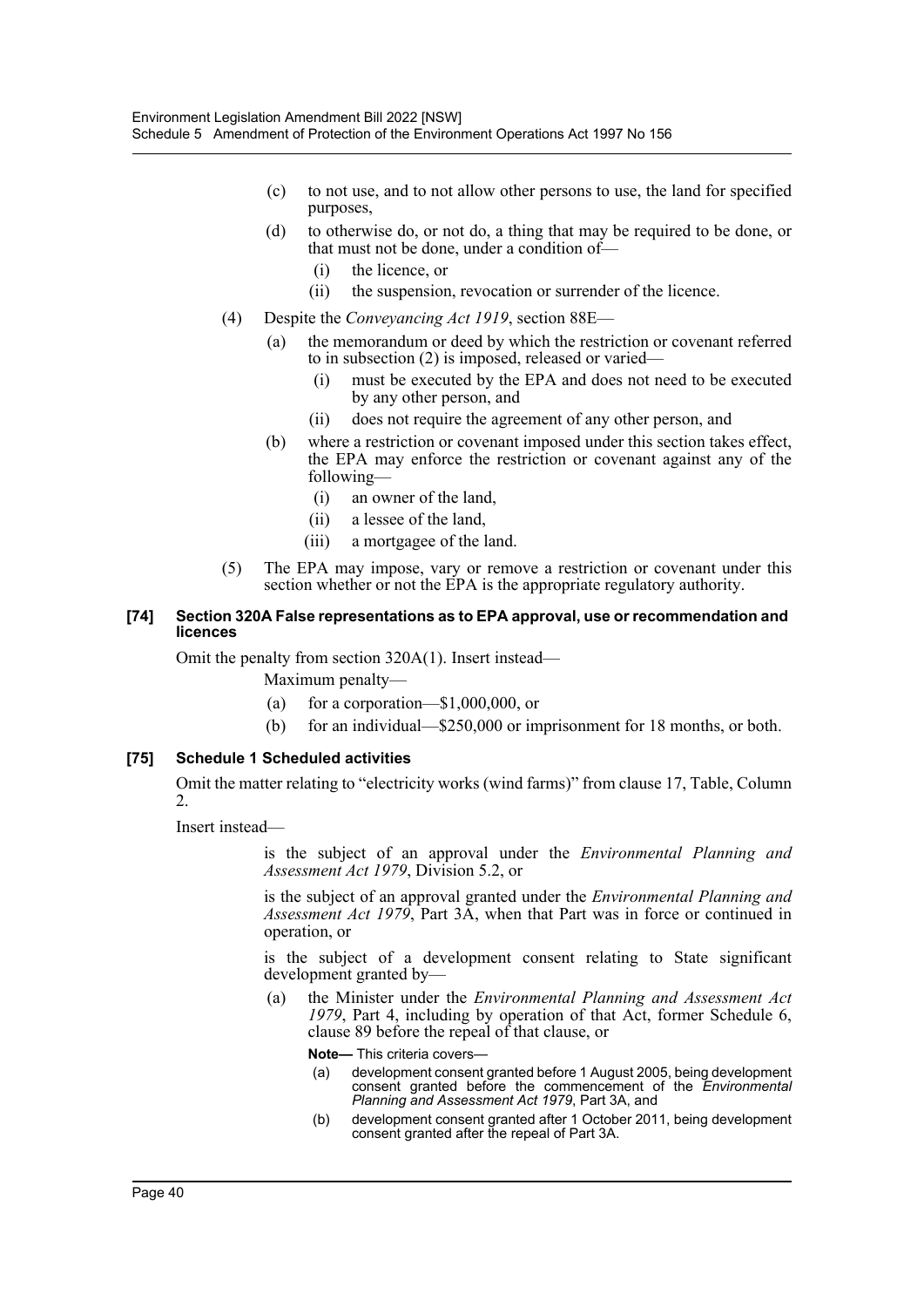(c) to not use, and to not allow other persons to use, the land for specified purposes,

(d) to otherwise do, or not do, a thing that may be required to be done, or that must not be done, under a condition of—

(i) the licence, or

(ii) the suspension, revocation or surrender of the licence.

(4) Despite the *Conveyancing Act 1919*, section 88E—

(a) the memorandum or deed by which the restriction or covenant referred to in subsection (2) is imposed, released or varied—

(i) must be executed by the EPA and does not need to be executed by any other person, and

(ii) does not require the agreement of any other person, and

(b) where a restriction or covenant imposed under this section takes effect, the EPA may enforce the restriction or covenant against any of the following—

(i) an owner of the land,

(ii) a lessee of the land,

(iii) a mortgagee of the land.

(5) The EPA may impose, vary or remove a restriction or covenant under this section whether or not the EPA is the appropriate regulatory authority.

#### [74] Section 320A False representations as to EPA approval, use or recommendation and licences

Omit the penalty from section 320A(1). Insert instead—

Maximum penalty—

(a) for a corporation—$1,000,000, or

(b) for an individual—$250,000 or imprisonment for 18 months, or both.

#### [75] Schedule 1 Scheduled activities

Omit the matter relating to "electricity works (wind farms)" from clause 17, Table, Column 2.

Insert instead—

is the subject of an approval under the *Environmental Planning and Assessment Act 1979*, Division 5.2, or

is the subject of an approval granted under the *Environmental Planning and Assessment Act 1979*, Part 3A, when that Part was in force or continued in operation, or

is the subject of a development consent relating to State significant development granted by—

(a) the Minister under the *Environmental Planning and Assessment Act 1979*, Part 4, including by operation of that Act, former Schedule 6, clause 89 before the repeal of that clause, or

**Note—** This criteria covers—

(a) development consent granted before 1 August 2005, being development consent granted before the commencement of the *Environmental Planning and Assessment Act 1979*, Part 3A, and

(b) development consent granted after 1 October 2011, being development consent granted after the repeal of Part 3A.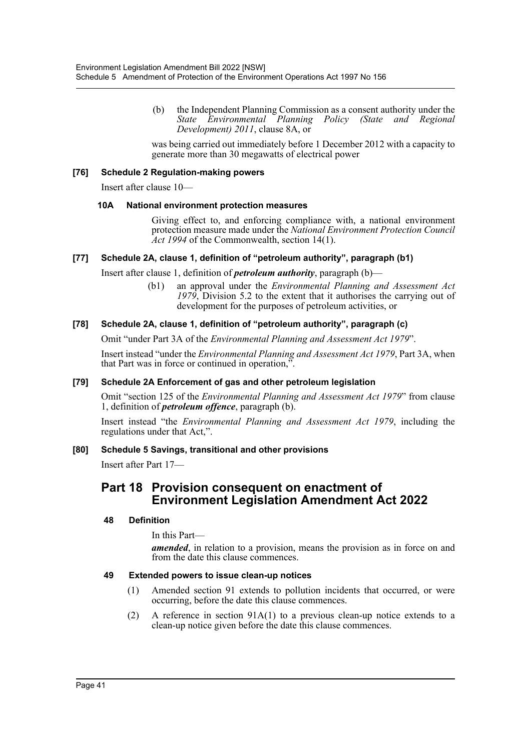(b) the Independent Planning Commission as a consent authority under the *State Environmental Planning Policy (State and Regional Development) 2011*, clause 8A, or

was being carried out immediately before 1 December 2012 with a capacity to generate more than 30 megawatts of electrical power

### [76] Schedule 2 Regulation-making powers

Insert after clause 10—

#### 10A National environment protection measures

Giving effect to, and enforcing compliance with, a national environment protection measure made under the *National Environment Protection Council Act 1994* of the Commonwealth, section 14(1).

### [77] Schedule 2A, clause 1, definition of "petroleum authority", paragraph (b1)

Insert after clause 1, definition of ***petroleum authority***, paragraph (b)—

(b1) an approval under the *Environmental Planning and Assessment Act 1979*, Division 5.2 to the extent that it authorises the carrying out of development for the purposes of petroleum activities, or

### [78] Schedule 2A, clause 1, definition of "petroleum authority", paragraph (c)

Omit "under Part 3A of the *Environmental Planning and Assessment Act 1979*".

Insert instead "under the *Environmental Planning and Assessment Act 1979*, Part 3A, when that Part was in force or continued in operation,".

### [79] Schedule 2A Enforcement of gas and other petroleum legislation

Omit "section 125 of the *Environmental Planning and Assessment Act 1979*" from clause 1, definition of ***petroleum offence***, paragraph (b).

Insert instead "the *Environmental Planning and Assessment Act 1979*, including the regulations under that Act,".

### [80] Schedule 5 Savings, transitional and other provisions

Insert after Part 17—

## Part 18 Provision consequent on enactment of Environment Legislation Amendment Act 2022

#### 48 Definition

In this Part—

***amended***, in relation to a provision, means the provision as in force on and from the date this clause commences.

#### 49 Extended powers to issue clean-up notices

(1) Amended section 91 extends to pollution incidents that occurred, or were occurring, before the date this clause commences.

(2) A reference in section 91A(1) to a previous clean-up notice extends to a clean-up notice given before the date this clause commences.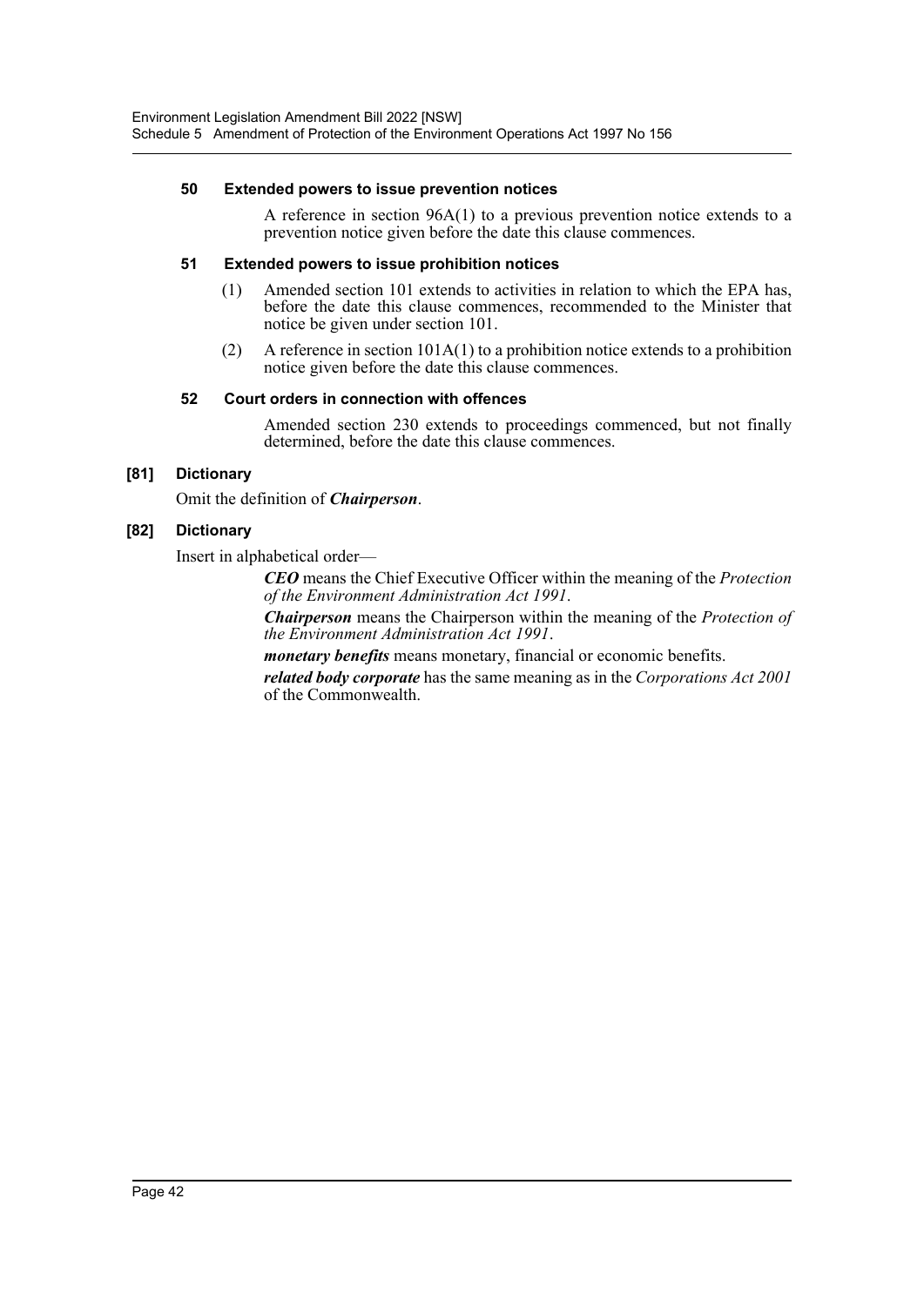**50 Extended powers to issue prevention notices**

A reference in section 96A(1) to a previous prevention notice extends to a prevention notice given before the date this clause commences.

**51 Extended powers to issue prohibition notices**

(1) Amended section 101 extends to activities in relation to which the EPA has, before the date this clause commences, recommended to the Minister that notice be given under section 101.

(2) A reference in section 101A(1) to a prohibition notice extends to a prohibition notice given before the date this clause commences.

**52 Court orders in connection with offences**

Amended section 230 extends to proceedings commenced, but not finally determined, before the date this clause commences.

**[81] Dictionary**

Omit the definition of ***Chairperson***.

**[82] Dictionary**

Insert in alphabetical order—

***CEO*** means the Chief Executive Officer within the meaning of the *Protection of the Environment Administration Act 1991*.

***Chairperson*** means the Chairperson within the meaning of the *Protection of the Environment Administration Act 1991*.

***monetary benefits*** means monetary, financial or economic benefits.

***related body corporate*** has the same meaning as in the *Corporations Act 2001* of the Commonwealth.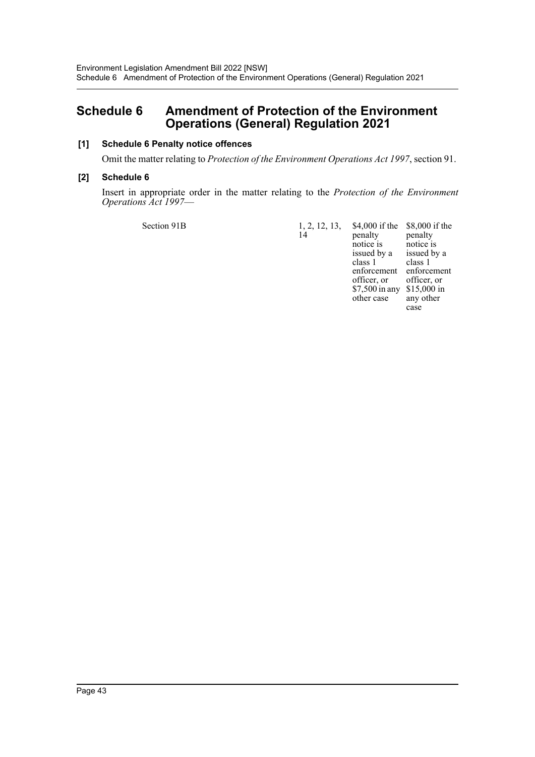# Schedule 6 Amendment of Protection of the Environment Operations (General) Regulation 2021

**[1] Schedule 6 Penalty notice offences**

Omit the matter relating to *Protection of the Environment Operations Act 1997*, section 91.

**[2] Schedule 6**

Insert in appropriate order in the matter relating to the *Protection of the Environment Operations Act 1997*—

| | | | |
|---|---|---|---|
| Section 91B | 1, 2, 12, 13, 14 | $4,000 if the penalty notice is issued by a class 1 enforcement officer, or $7,500 in any other case | $8,000 if the penalty notice is issued by a class 1 enforcement officer, or $15,000 in any other case |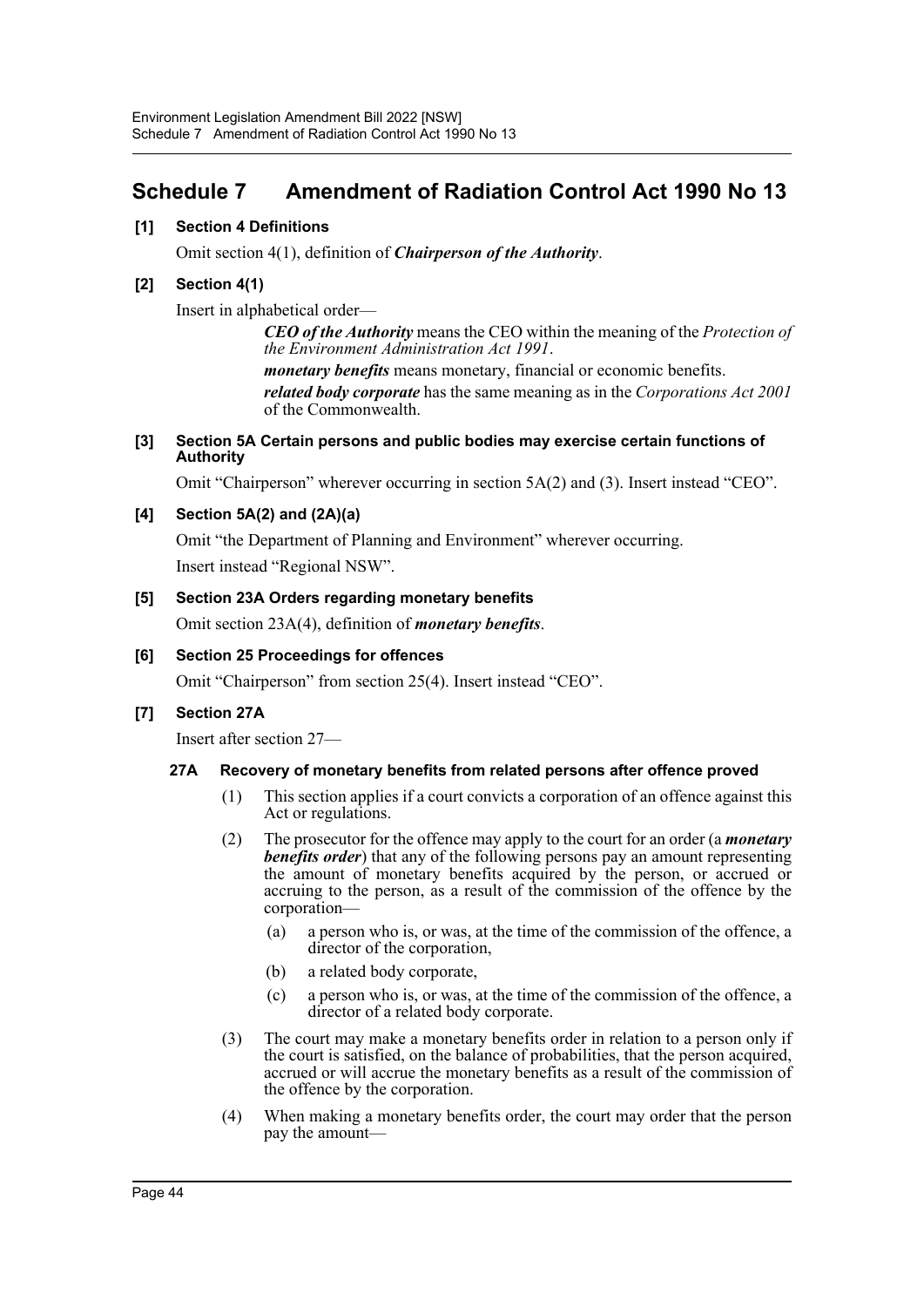# Schedule 7 Amendment of Radiation Control Act 1990 No 13

**[1] Section 4 Definitions**

Omit section 4(1), definition of ***Chairperson of the Authority***.

**[2] Section 4(1)**

Insert in alphabetical order—

> ***CEO of the Authority*** means the CEO within the meaning of the *Protection of the Environment Administration Act 1991*.
>
> ***monetary benefits*** means monetary, financial or economic benefits.
>
> ***related body corporate*** has the same meaning as in the *Corporations Act 2001* of the Commonwealth.

**[3] Section 5A Certain persons and public bodies may exercise certain functions of Authority**

Omit "Chairperson" wherever occurring in section 5A(2) and (3). Insert instead "CEO".

**[4] Section 5A(2) and (2A)(a)**

Omit "the Department of Planning and Environment" wherever occurring.

Insert instead "Regional NSW".

**[5] Section 23A Orders regarding monetary benefits**

Omit section 23A(4), definition of ***monetary benefits***.

**[6] Section 25 Proceedings for offences**

Omit "Chairperson" from section 25(4). Insert instead "CEO".

**[7] Section 27A**

Insert after section 27—

**27A Recovery of monetary benefits from related persons after offence proved**

(1) This section applies if a court convicts a corporation of an offence against this Act or regulations.

(2) The prosecutor for the offence may apply to the court for an order (a ***monetary benefits order***) that any of the following persons pay an amount representing the amount of monetary benefits acquired by the person, or accrued or accruing to the person, as a result of the commission of the offence by the corporation—

- (a) a person who is, or was, at the time of the commission of the offence, a director of the corporation,
- (b) a related body corporate,
- (c) a person who is, or was, at the time of the commission of the offence, a director of a related body corporate.

(3) The court may make a monetary benefits order in relation to a person only if the court is satisfied, on the balance of probabilities, that the person acquired, accrued or will accrue the monetary benefits as a result of the commission of the offence by the corporation.

(4) When making a monetary benefits order, the court may order that the person pay the amount—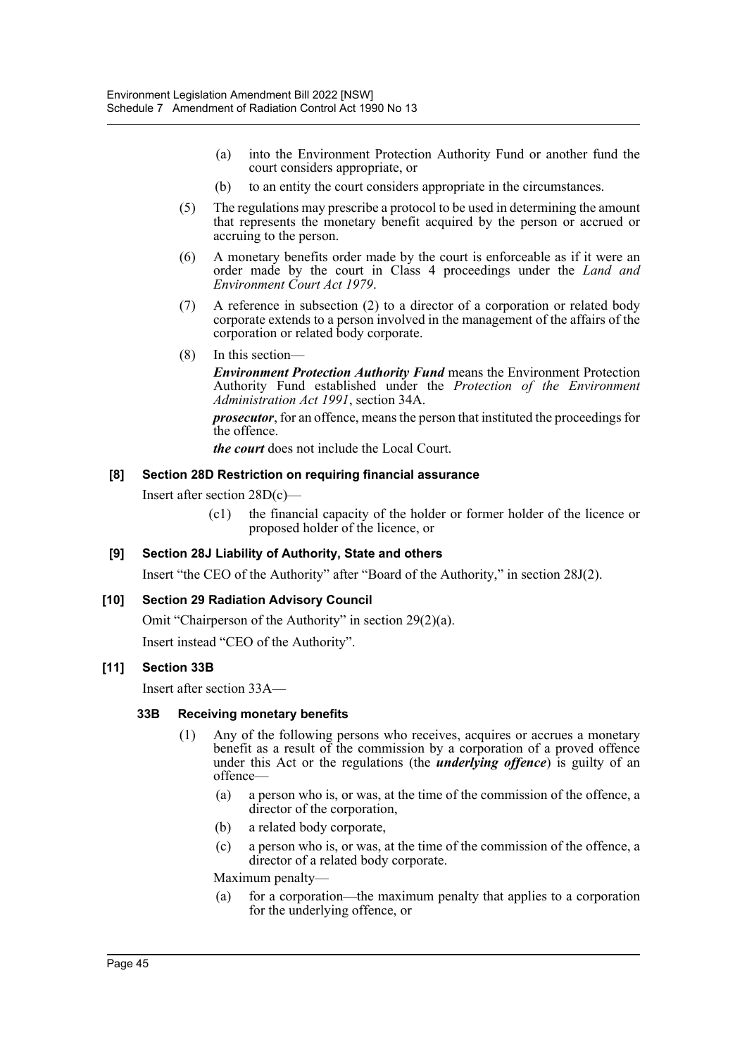(a) into the Environment Protection Authority Fund or another fund the court considers appropriate, or

(b) to an entity the court considers appropriate in the circumstances.

(5) The regulations may prescribe a protocol to be used in determining the amount that represents the monetary benefit acquired by the person or accrued or accruing to the person.

(6) A monetary benefits order made by the court is enforceable as if it were an order made by the court in Class 4 proceedings under the *Land and Environment Court Act 1979*.

(7) A reference in subsection (2) to a director of a corporation or related body corporate extends to a person involved in the management of the affairs of the corporation or related body corporate.

(8) In this section—

***Environment Protection Authority Fund*** means the Environment Protection Authority Fund established under the *Protection of the Environment Administration Act 1991*, section 34A.

***prosecutor***, for an offence, means the person that instituted the proceedings for the offence.

***the court*** does not include the Local Court.

### [8] Section 28D Restriction on requiring financial assurance

Insert after section 28D(c)—

(c1) the financial capacity of the holder or former holder of the licence or proposed holder of the licence, or

### [9] Section 28J Liability of Authority, State and others

Insert "the CEO of the Authority" after "Board of the Authority," in section 28J(2).

### [10] Section 29 Radiation Advisory Council

Omit "Chairperson of the Authority" in section 29(2)(a).

Insert instead "CEO of the Authority".

### [11] Section 33B

Insert after section 33A—

#### 33B Receiving monetary benefits

(1) Any of the following persons who receives, acquires or accrues a monetary benefit as a result of the commission by a corporation of a proved offence under this Act or the regulations (the ***underlying offence***) is guilty of an offence—

(a) a person who is, or was, at the time of the commission of the offence, a director of the corporation,

(b) a related body corporate,

(c) a person who is, or was, at the time of the commission of the offence, a director of a related body corporate.

Maximum penalty—

(a) for a corporation—the maximum penalty that applies to a corporation for the underlying offence, or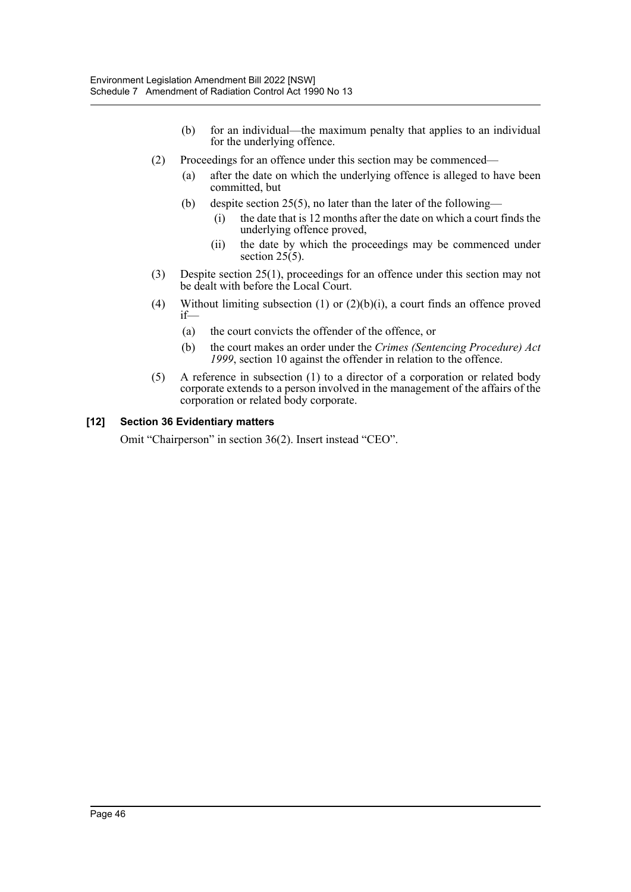(b) for an individual—the maximum penalty that applies to an individual for the underlying offence.

(2) Proceedings for an offence under this section may be commenced—

(a) after the date on which the underlying offence is alleged to have been committed, but

(b) despite section 25(5), no later than the later of the following—

(i) the date that is 12 months after the date on which a court finds the underlying offence proved,

(ii) the date by which the proceedings may be commenced under section 25(5).

(3) Despite section 25(1), proceedings for an offence under this section may not be dealt with before the Local Court.

(4) Without limiting subsection (1) or (2)(b)(i), a court finds an offence proved if—

(a) the court convicts the offender of the offence, or

(b) the court makes an order under the *Crimes (Sentencing Procedure) Act 1999*, section 10 against the offender in relation to the offence.

(5) A reference in subsection (1) to a director of a corporation or related body corporate extends to a person involved in the management of the affairs of the corporation or related body corporate.

**[12] Section 36 Evidentiary matters**

Omit "Chairperson" in section 36(2). Insert instead "CEO".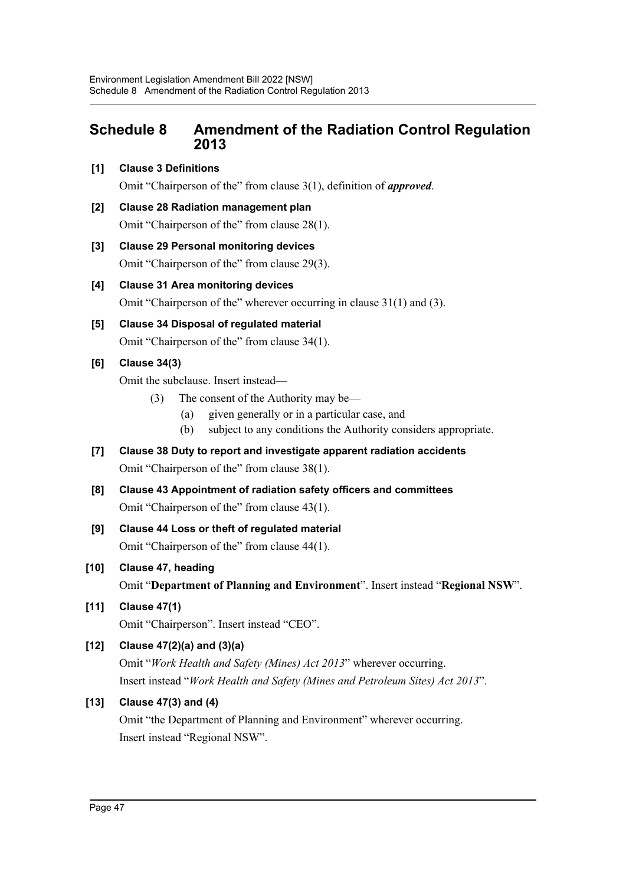## Schedule 8 Amendment of the Radiation Control Regulation 2013

**[1] Clause 3 Definitions**

Omit "Chairperson of the" from clause 3(1), definition of ***approved***.

**[2] Clause 28 Radiation management plan**

Omit "Chairperson of the" from clause 28(1).

**[3] Clause 29 Personal monitoring devices**

Omit "Chairperson of the" from clause 29(3).

**[4] Clause 31 Area monitoring devices**

Omit "Chairperson of the" wherever occurring in clause 31(1) and (3).

**[5] Clause 34 Disposal of regulated material**

Omit "Chairperson of the" from clause 34(1).

**[6] Clause 34(3)**

Omit the subclause. Insert instead—

(3) The consent of the Authority may be—

(a) given generally or in a particular case, and

(b) subject to any conditions the Authority considers appropriate.

**[7] Clause 38 Duty to report and investigate apparent radiation accidents**

Omit "Chairperson of the" from clause 38(1).

**[8] Clause 43 Appointment of radiation safety officers and committees**

Omit "Chairperson of the" from clause 43(1).

**[9] Clause 44 Loss or theft of regulated material**

Omit "Chairperson of the" from clause 44(1).

**[10] Clause 47, heading**

Omit "**Department of Planning and Environment**". Insert instead "**Regional NSW**".

**[11] Clause 47(1)**

Omit "Chairperson". Insert instead "CEO".

**[12] Clause 47(2)(a) and (3)(a)**

Omit "*Work Health and Safety (Mines) Act 2013*" wherever occurring.

Insert instead "*Work Health and Safety (Mines and Petroleum Sites) Act 2013*".

**[13] Clause 47(3) and (4)**

Omit "the Department of Planning and Environment" wherever occurring.

Insert instead "Regional NSW".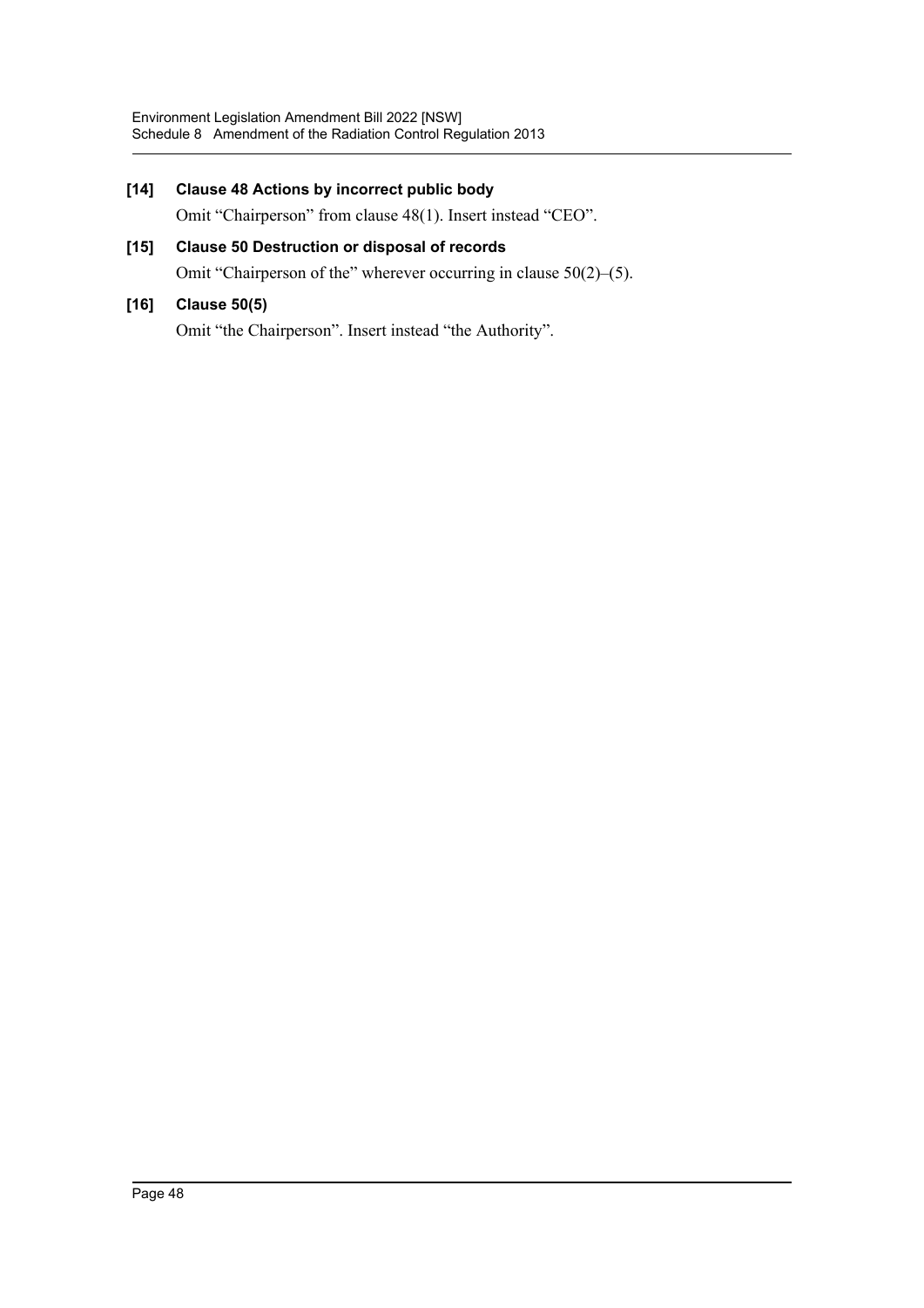**[14] Clause 48 Actions by incorrect public body**

Omit "Chairperson" from clause 48(1). Insert instead "CEO".

**[15] Clause 50 Destruction or disposal of records**

Omit "Chairperson of the" wherever occurring in clause 50(2)–(5).

**[16] Clause 50(5)**

Omit "the Chairperson". Insert instead "the Authority".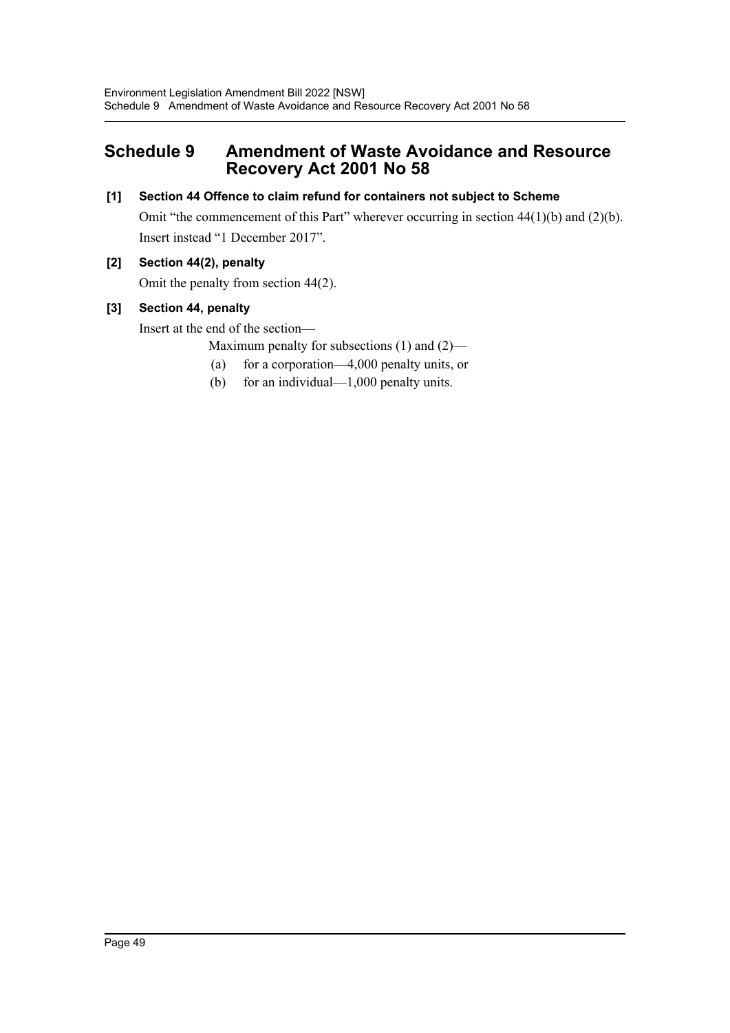# Schedule 9 Amendment of Waste Avoidance and Resource Recovery Act 2001 No 58

**[1] Section 44 Offence to claim refund for containers not subject to Scheme**

Omit "the commencement of this Part" wherever occurring in section 44(1)(b) and (2)(b).

Insert instead "1 December 2017".

**[2] Section 44(2), penalty**

Omit the penalty from section 44(2).

**[3] Section 44, penalty**

Insert at the end of the section—

Maximum penalty for subsections (1) and (2)—

(a) for a corporation—4,000 penalty units, or

(b) for an individual—1,000 penalty units.